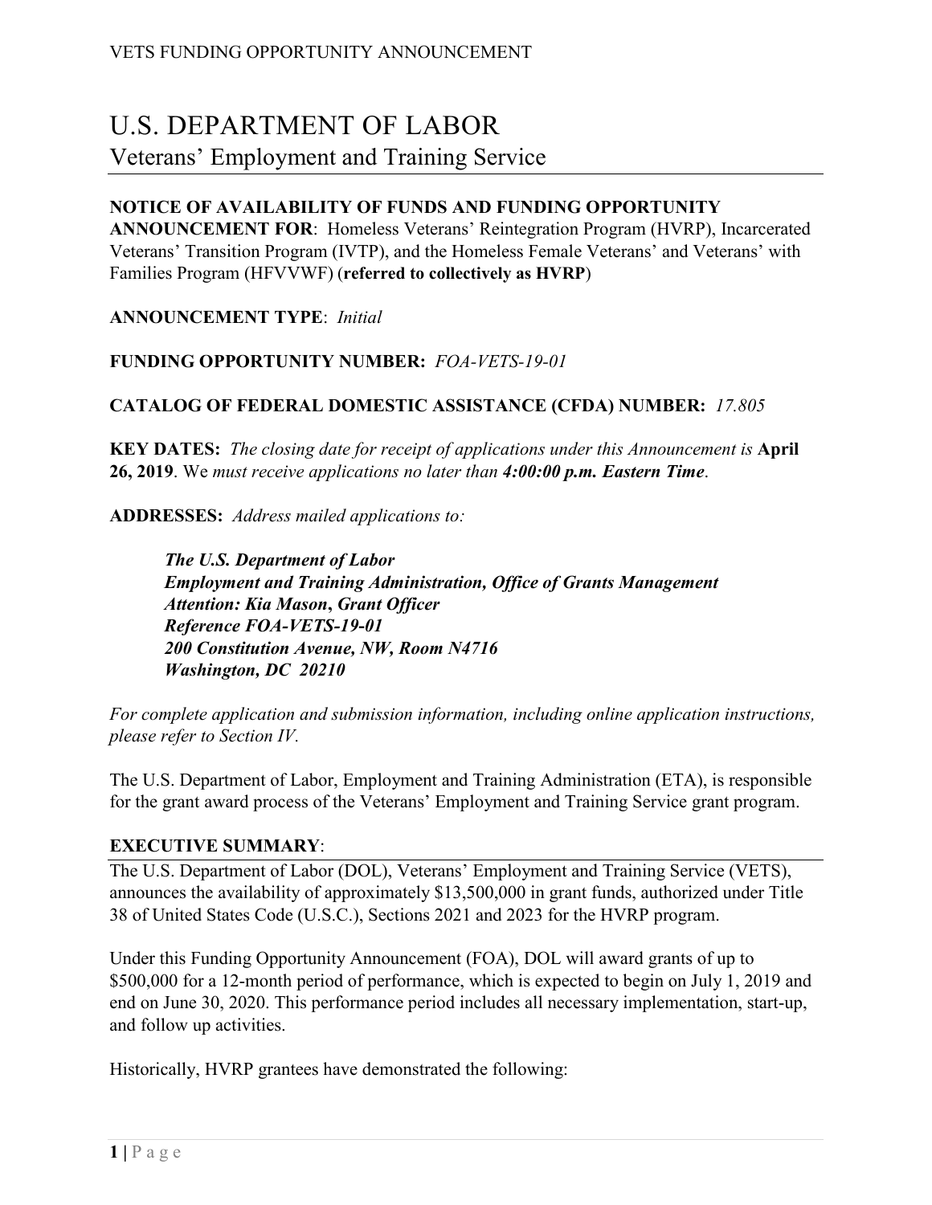# U.S. DEPARTMENT OF LABOR

## Veterans' Employment and Training Service

**NOTICE OF AVAILABILITY OF FUNDS AND FUNDING OPPORTUNITY ANNOUNCEMENT FOR**: Homeless Veterans' Reintegration Program (HVRP), Incarcerated Veterans' Transition Program (IVTP), and the Homeless Female Veterans' and Veterans' with Families Program (HFVVWF) (**referred to collectively as HVRP**)

**ANNOUNCEMENT TYPE**: *Initial*

**FUNDING OPPORTUNITY NUMBER:** *FOA-VETS-19-01*

**CATALOG OF FEDERAL DOMESTIC ASSISTANCE (CFDA) NUMBER:** *17.805*

**KEY DATES:** *The closing date for receipt of applications under this Announcement is* **April 26, 2019**. We *must receive applications no later than* ***4:00:00 p.m. Eastern Time***.

**ADDRESSES:** *Address mailed applications to:*

> ***The U.S. Department of Labor***
> ***Employment and Training Administration, Office of Grants Management***
> ***Attention: Kia Mason, Grant Officer***
> ***Reference FOA-VETS-19-01***
> ***200 Constitution Avenue, NW, Room N4716***
> ***Washington, DC 20210***

*For complete application and submission information, including online application instructions, please refer to Section IV.*

The U.S. Department of Labor, Employment and Training Administration (ETA), is responsible for the grant award process of the Veterans' Employment and Training Service grant program.

**EXECUTIVE SUMMARY**:

The U.S. Department of Labor (DOL), Veterans' Employment and Training Service (VETS), announces the availability of approximately $13,500,000 in grant funds, authorized under Title 38 of United States Code (U.S.C.), Sections 2021 and 2023 for the HVRP program.

Under this Funding Opportunity Announcement (FOA), DOL will award grants of up to $500,000 for a 12-month period of performance, which is expected to begin on July 1, 2019 and end on June 30, 2020. This performance period includes all necessary implementation, start-up, and follow up activities.

Historically, HVRP grantees have demonstrated the following: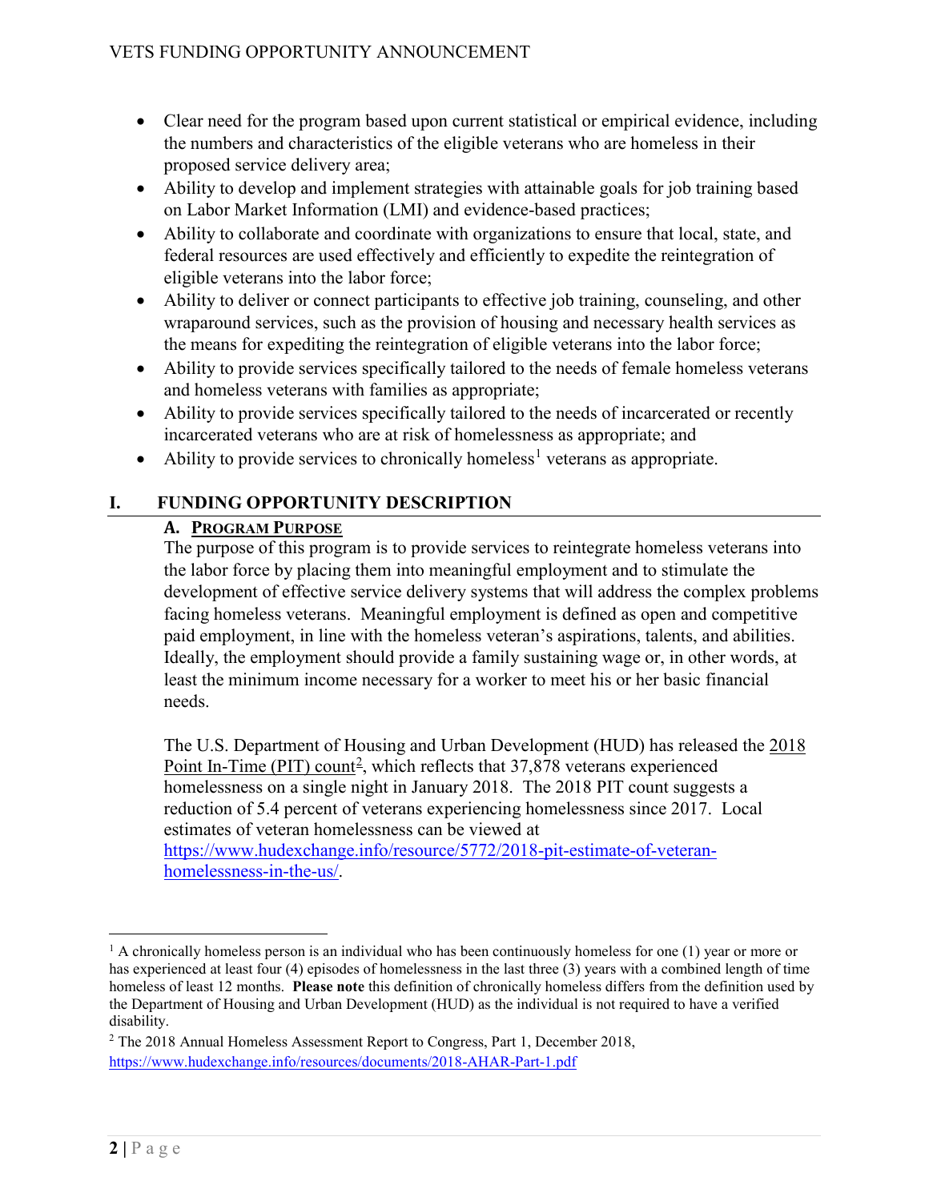- Clear need for the program based upon current statistical or empirical evidence, including the numbers and characteristics of the eligible veterans who are homeless in their proposed service delivery area;
- Ability to develop and implement strategies with attainable goals for job training based on Labor Market Information (LMI) and evidence-based practices;
- Ability to collaborate and coordinate with organizations to ensure that local, state, and federal resources are used effectively and efficiently to expedite the reintegration of eligible veterans into the labor force;
- Ability to deliver or connect participants to effective job training, counseling, and other wraparound services, such as the provision of housing and necessary health services as the means for expediting the reintegration of eligible veterans into the labor force;
- Ability to provide services specifically tailored to the needs of female homeless veterans and homeless veterans with families as appropriate;
- Ability to provide services specifically tailored to the needs of incarcerated or recently incarcerated veterans who are at risk of homelessness as appropriate; and
- Ability to provide services to chronically homeless[1] veterans as appropriate.

# I. FUNDING OPPORTUNITY DESCRIPTION

## A. PROGRAM PURPOSE

The purpose of this program is to provide services to reintegrate homeless veterans into the labor force by placing them into meaningful employment and to stimulate the development of effective service delivery systems that will address the complex problems facing homeless veterans. Meaningful employment is defined as open and competitive paid employment, in line with the homeless veteran's aspirations, talents, and abilities. Ideally, the employment should provide a family sustaining wage or, in other words, at least the minimum income necessary for a worker to meet his or her basic financial needs.

The U.S. Department of Housing and Urban Development (HUD) has released the 2018 Point In-Time (PIT) count[2], which reflects that 37,878 veterans experienced homelessness on a single night in January 2018. The 2018 PIT count suggests a reduction of 5.4 percent of veterans experiencing homelessness since 2017. Local estimates of veteran homelessness can be viewed at https://www.hudexchange.info/resource/5772/2018-pit-estimate-of-veteran-homelessness-in-the-us/.

---

[1] A chronically homeless person is an individual who has been continuously homeless for one (1) year or more or has experienced at least four (4) episodes of homelessness in the last three (3) years with a combined length of time homeless of least 12 months. **Please note** this definition of chronically homeless differs from the definition used by the Department of Housing and Urban Development (HUD) as the individual is not required to have a verified disability.

[2] The 2018 Annual Homeless Assessment Report to Congress, Part 1, December 2018, https://www.hudexchange.info/resources/documents/2018-AHAR-Part-1.pdf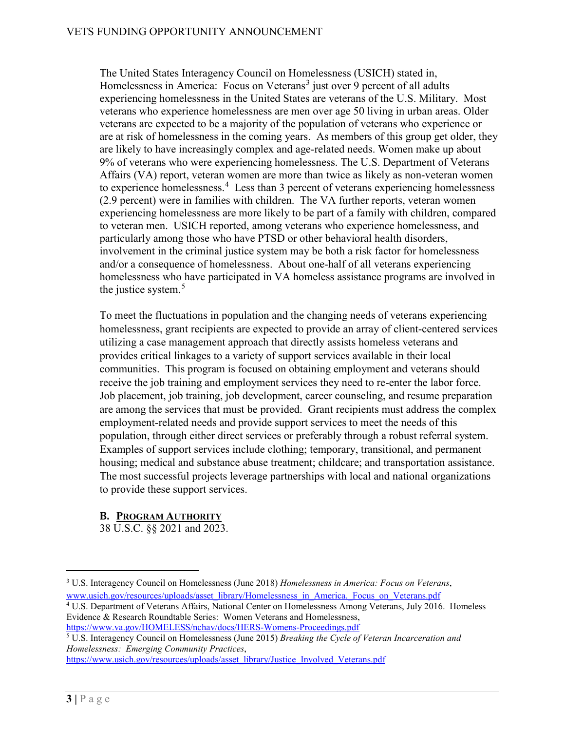The United States Interagency Council on Homelessness (USICH) stated in, Homelessness in America: Focus on Veterans[3] just over 9 percent of all adults experiencing homelessness in the United States are veterans of the U.S. Military. Most veterans who experience homelessness are men over age 50 living in urban areas. Older veterans are expected to be a majority of the population of veterans who experience or are at risk of homelessness in the coming years. As members of this group get older, they are likely to have increasingly complex and age-related needs. Women make up about 9% of veterans who were experiencing homelessness. The U.S. Department of Veterans Affairs (VA) report, veteran women are more than twice as likely as non-veteran women to experience homelessness.[4] Less than 3 percent of veterans experiencing homelessness (2.9 percent) were in families with children. The VA further reports, veteran women experiencing homelessness are more likely to be part of a family with children, compared to veteran men. USICH reported, among veterans who experience homelessness, and particularly among those who have PTSD or other behavioral health disorders, involvement in the criminal justice system may be both a risk factor for homelessness and/or a consequence of homelessness. About one-half of all veterans experiencing homelessness who have participated in VA homeless assistance programs are involved in the justice system.[5]

To meet the fluctuations in population and the changing needs of veterans experiencing homelessness, grant recipients are expected to provide an array of client-centered services utilizing a case management approach that directly assists homeless veterans and provides critical linkages to a variety of support services available in their local communities. This program is focused on obtaining employment and veterans should receive the job training and employment services they need to re-enter the labor force. Job placement, job training, job development, career counseling, and resume preparation are among the services that must be provided. Grant recipients must address the complex employment-related needs and provide support services to meet the needs of this population, through either direct services or preferably through a robust referral system. Examples of support services include clothing; temporary, transitional, and permanent housing; medical and substance abuse treatment; childcare; and transportation assistance. The most successful projects leverage partnerships with local and national organizations to provide these support services.

## B. Program Authority

38 U.S.C. §§ 2021 and 2023.

---

[3] U.S. Interagency Council on Homelessness (June 2018) *Homelessness in America: Focus on Veterans*, www.usich.gov/resources/uploads/asset_library/Homelessness_in_America._Focus_on_Veterans.pdf

[4] U.S. Department of Veterans Affairs, National Center on Homelessness Among Veterans, July 2016. Homeless Evidence & Research Roundtable Series: Women Veterans and Homelessness, https://www.va.gov/HOMELESS/nchav/docs/HERS-Womens-Proceedings.pdf

[5] U.S. Interagency Council on Homelessness (June 2015) *Breaking the Cycle of Veteran Incarceration and Homelessness: Emerging Community Practices*, https://www.usich.gov/resources/uploads/asset_library/Justice_Involved_Veterans.pdf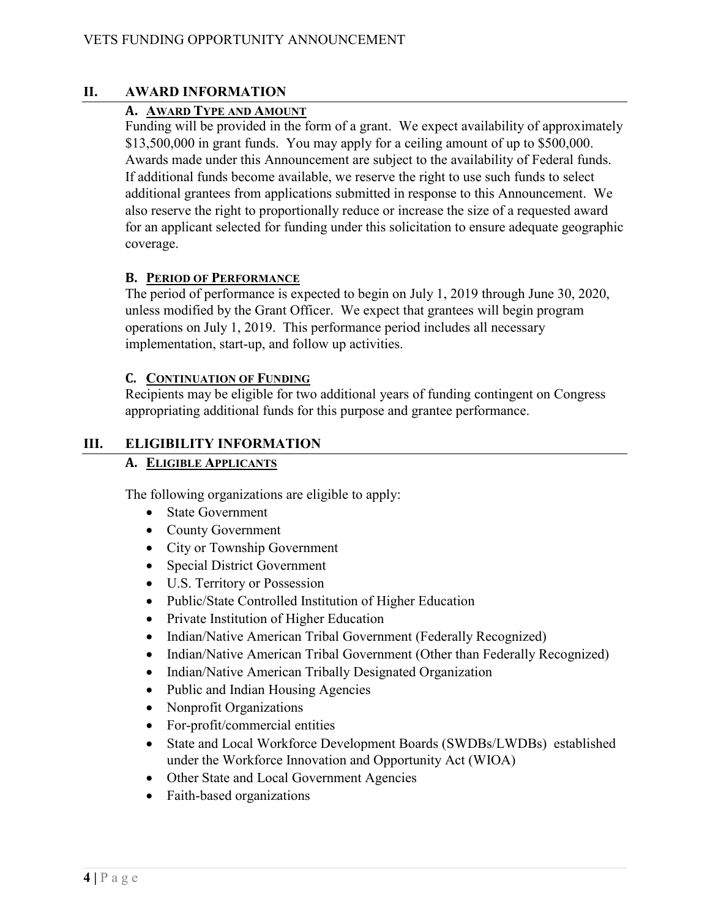## II. AWARD INFORMATION

### A. AWARD TYPE AND AMOUNT

Funding will be provided in the form of a grant. We expect availability of approximately $13,500,000 in grant funds. You may apply for a ceiling amount of up to $500,000. Awards made under this Announcement are subject to the availability of Federal funds. If additional funds become available, we reserve the right to use such funds to select additional grantees from applications submitted in response to this Announcement. We also reserve the right to proportionally reduce or increase the size of a requested award for an applicant selected for funding under this solicitation to ensure adequate geographic coverage.

### B. PERIOD OF PERFORMANCE

The period of performance is expected to begin on July 1, 2019 through June 30, 2020, unless modified by the Grant Officer. We expect that grantees will begin program operations on July 1, 2019. This performance period includes all necessary implementation, start-up, and follow up activities.

### C. CONTINUATION OF FUNDING

Recipients may be eligible for two additional years of funding contingent on Congress appropriating additional funds for this purpose and grantee performance.

## III. ELIGIBILITY INFORMATION

### A. ELIGIBLE APPLICANTS

The following organizations are eligible to apply:

- State Government
- County Government
- City or Township Government
- Special District Government
- U.S. Territory or Possession
- Public/State Controlled Institution of Higher Education
- Private Institution of Higher Education
- Indian/Native American Tribal Government (Federally Recognized)
- Indian/Native American Tribal Government (Other than Federally Recognized)
- Indian/Native American Tribally Designated Organization
- Public and Indian Housing Agencies
- Nonprofit Organizations
- For-profit/commercial entities
- State and Local Workforce Development Boards (SWDBs/LWDBs) established under the Workforce Innovation and Opportunity Act (WIOA)
- Other State and Local Government Agencies
- Faith-based organizations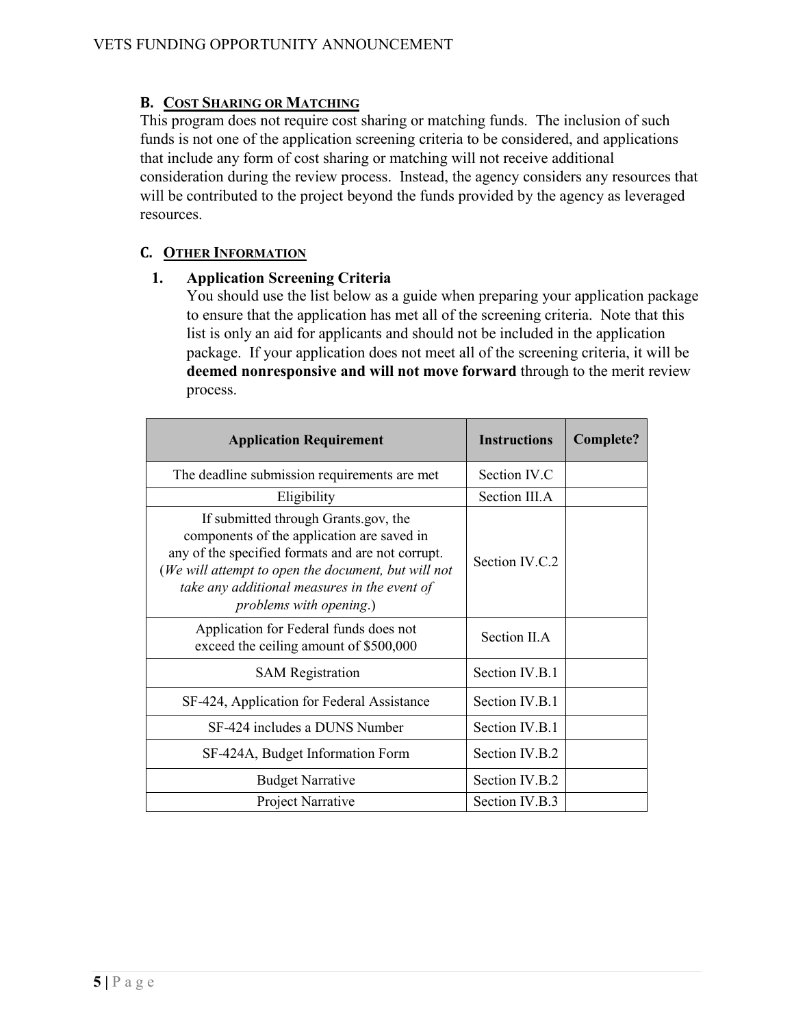## B. Cost Sharing or Matching

This program does not require cost sharing or matching funds. The inclusion of such funds is not one of the application screening criteria to be considered, and applications that include any form of cost sharing or matching will not receive additional consideration during the review process. Instead, the agency considers any resources that will be contributed to the project beyond the funds provided by the agency as leveraged resources.

## C. Other Information

### 1. Application Screening Criteria

You should use the list below as a guide when preparing your application package to ensure that the application has met all of the screening criteria. Note that this list is only an aid for applicants and should not be included in the application package. If your application does not meet all of the screening criteria, it will be **deemed nonresponsive and will not move forward** through to the merit review process.

| Application Requirement | Instructions | Complete? |
| --- | --- | --- |
| The deadline submission requirements are met | Section IV.C | |
| Eligibility | Section III.A | |
| If submitted through Grants.gov, the components of the application are saved in any of the specified formats and are not corrupt. (*We will attempt to open the document, but will not take any additional measures in the event of problems with opening*.) | Section IV.C.2 | |
| Application for Federal funds does not exceed the ceiling amount of $500,000 | Section II.A | |
| SAM Registration | Section IV.B.1 | |
| SF-424, Application for Federal Assistance | Section IV.B.1 | |
| SF-424 includes a DUNS Number | Section IV.B.1 | |
| SF-424A, Budget Information Form | Section IV.B.2 | |
| Budget Narrative | Section IV.B.2 | |
| Project Narrative | Section IV.B.3 | |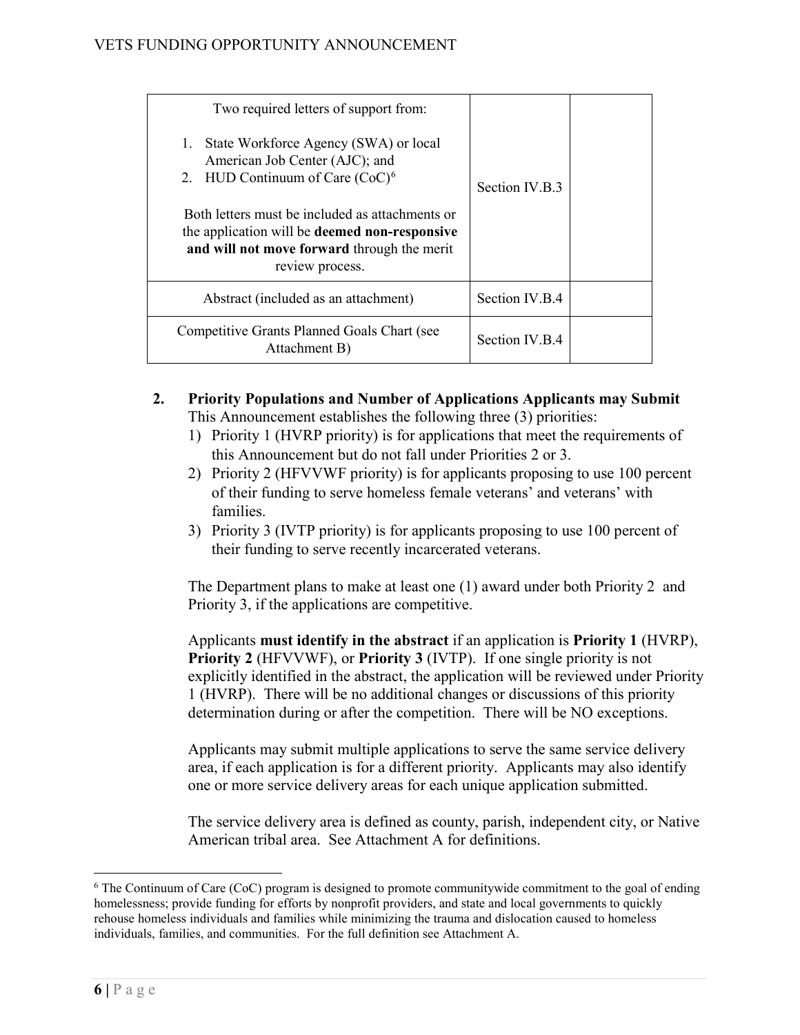| Two required letters of support from:<br><br>1. State Workforce Agency (SWA) or local American Job Center (AJC); and<br>2. HUD Continuum of Care (CoC)[6]<br><br>Both letters must be included as attachments or the application will be **deemed non-responsive and will not move forward** through the merit review process. | Section IV.B.3 | |
|---|---|---|
| Abstract (included as an attachment) | Section IV.B.4 | |
| Competitive Grants Planned Goals Chart (see Attachment B) | Section IV.B.4 | |

## 2. Priority Populations and Number of Applications Applicants may Submit

This Announcement establishes the following three (3) priorities:

1) Priority 1 (HVRP priority) is for applications that meet the requirements of this Announcement but do not fall under Priorities 2 or 3.
2) Priority 2 (HFVVWF priority) is for applicants proposing to use 100 percent of their funding to serve homeless female veterans' and veterans' with families.
3) Priority 3 (IVTP priority) is for applicants proposing to use 100 percent of their funding to serve recently incarcerated veterans.

The Department plans to make at least one (1) award under both Priority 2 and Priority 3, if the applications are competitive.

Applicants **must identify in the abstract** if an application is **Priority 1** (HVRP), **Priority 2** (HFVVWF), or **Priority 3** (IVTP). If one single priority is not explicitly identified in the abstract, the application will be reviewed under Priority 1 (HVRP). There will be no additional changes or discussions of this priority determination during or after the competition. There will be NO exceptions.

Applicants may submit multiple applications to serve the same service delivery area, if each application is for a different priority. Applicants may also identify one or more service delivery areas for each unique application submitted.

The service delivery area is defined as county, parish, independent city, or Native American tribal area. See Attachment A for definitions.

---

[6] The Continuum of Care (CoC) program is designed to promote communitywide commitment to the goal of ending homelessness; provide funding for efforts by nonprofit providers, and state and local governments to quickly rehouse homeless individuals and families while minimizing the trauma and dislocation caused to homeless individuals, families, and communities. For the full definition see Attachment A.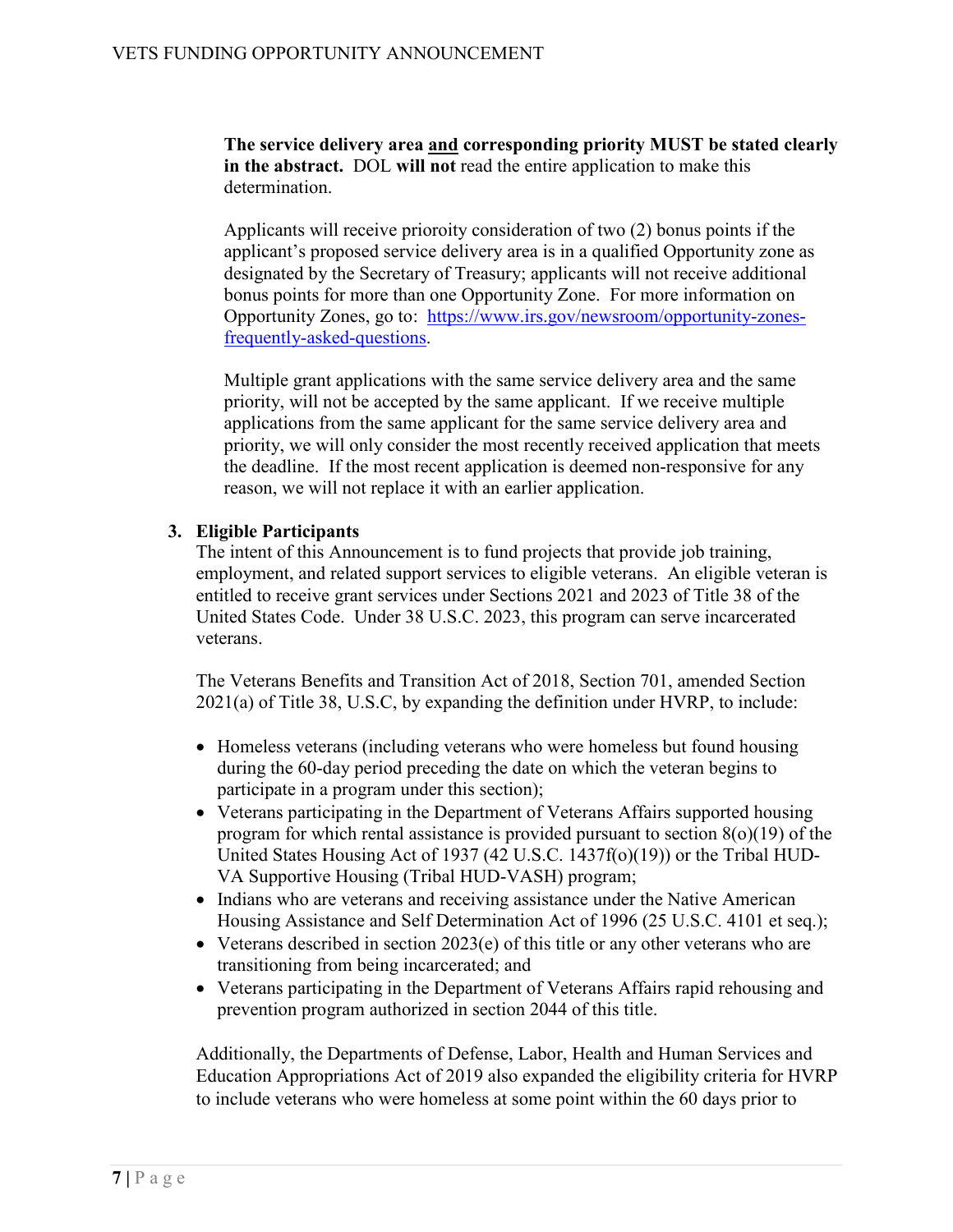**The service delivery area <u>and</u> corresponding priority MUST be stated clearly in the abstract.** DOL **will not** read the entire application to make this determination.

Applicants will receive prioroity consideration of two (2) bonus points if the applicant's proposed service delivery area is in a qualified Opportunity zone as designated by the Secretary of Treasury; applicants will not receive additional bonus points for more than one Opportunity Zone. For more information on Opportunity Zones, go to: [https://www.irs.gov/newsroom/opportunity-zones-frequently-asked-questions](https://www.irs.gov/newsroom/opportunity-zones-frequently-asked-questions).

Multiple grant applications with the same service delivery area and the same priority, will not be accepted by the same applicant. If we receive multiple applications from the same applicant for the same service delivery area and priority, we will only consider the most recently received application that meets the deadline. If the most recent application is deemed non-responsive for any reason, we will not replace it with an earlier application.

3. **Eligible Participants**

The intent of this Announcement is to fund projects that provide job training, employment, and related support services to eligible veterans. An eligible veteran is entitled to receive grant services under Sections 2021 and 2023 of Title 38 of the United States Code. Under 38 U.S.C. 2023, this program can serve incarcerated veterans.

The Veterans Benefits and Transition Act of 2018, Section 701, amended Section 2021(a) of Title 38, U.S.C, by expanding the definition under HVRP, to include:

- Homeless veterans (including veterans who were homeless but found housing during the 60-day period preceding the date on which the veteran begins to participate in a program under this section);
- Veterans participating in the Department of Veterans Affairs supported housing program for which rental assistance is provided pursuant to section 8(o)(19) of the United States Housing Act of 1937 (42 U.S.C. 1437f(o)(19)) or the Tribal HUD-VA Supportive Housing (Tribal HUD-VASH) program;
- Indians who are veterans and receiving assistance under the Native American Housing Assistance and Self Determination Act of 1996 (25 U.S.C. 4101 et seq.);
- Veterans described in section 2023(e) of this title or any other veterans who are transitioning from being incarcerated; and
- Veterans participating in the Department of Veterans Affairs rapid rehousing and prevention program authorized in section 2044 of this title.

Additionally, the Departments of Defense, Labor, Health and Human Services and Education Appropriations Act of 2019 also expanded the eligibility criteria for HVRP to include veterans who were homeless at some point within the 60 days prior to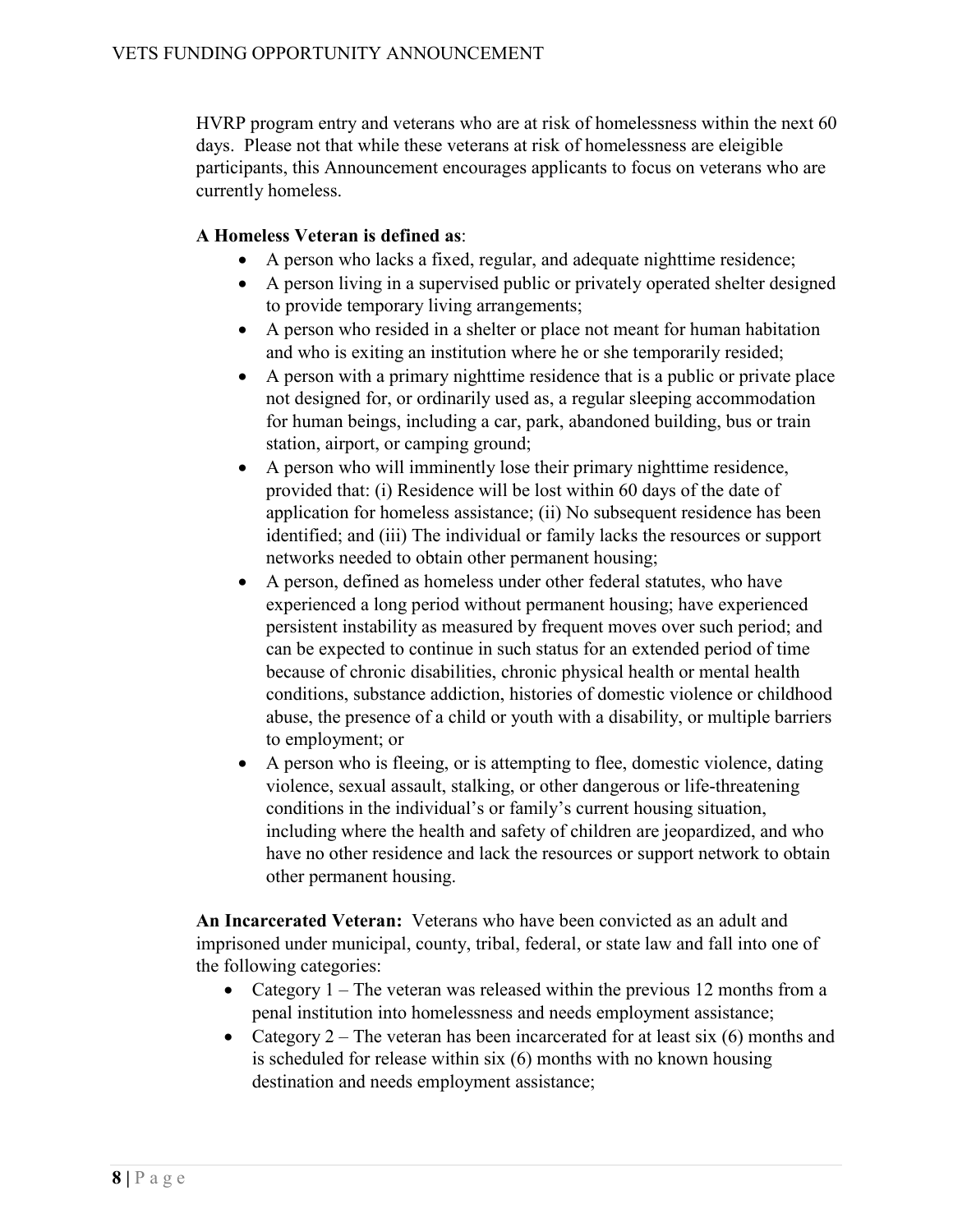HVRP program entry and veterans who are at risk of homelessness within the next 60 days. Please not that while these veterans at risk of homelessness are eleigible participants, this Announcement encourages applicants to focus on veterans who are currently homeless.

**A Homeless Veteran is defined as**:

- A person who lacks a fixed, regular, and adequate nighttime residence;
- A person living in a supervised public or privately operated shelter designed to provide temporary living arrangements;
- A person who resided in a shelter or place not meant for human habitation and who is exiting an institution where he or she temporarily resided;
- A person with a primary nighttime residence that is a public or private place not designed for, or ordinarily used as, a regular sleeping accommodation for human beings, including a car, park, abandoned building, bus or train station, airport, or camping ground;
- A person who will imminently lose their primary nighttime residence, provided that: (i) Residence will be lost within 60 days of the date of application for homeless assistance; (ii) No subsequent residence has been identified; and (iii) The individual or family lacks the resources or support networks needed to obtain other permanent housing;
- A person, defined as homeless under other federal statutes, who have experienced a long period without permanent housing; have experienced persistent instability as measured by frequent moves over such period; and can be expected to continue in such status for an extended period of time because of chronic disabilities, chronic physical health or mental health conditions, substance addiction, histories of domestic violence or childhood abuse, the presence of a child or youth with a disability, or multiple barriers to employment; or
- A person who is fleeing, or is attempting to flee, domestic violence, dating violence, sexual assault, stalking, or other dangerous or life-threatening conditions in the individual's or family's current housing situation, including where the health and safety of children are jeopardized, and who have no other residence and lack the resources or support network to obtain other permanent housing.

**An Incarcerated Veteran:** Veterans who have been convicted as an adult and imprisoned under municipal, county, tribal, federal, or state law and fall into one of the following categories:

- Category 1 – The veteran was released within the previous 12 months from a penal institution into homelessness and needs employment assistance;
- Category 2 – The veteran has been incarcerated for at least six (6) months and is scheduled for release within six (6) months with no known housing destination and needs employment assistance;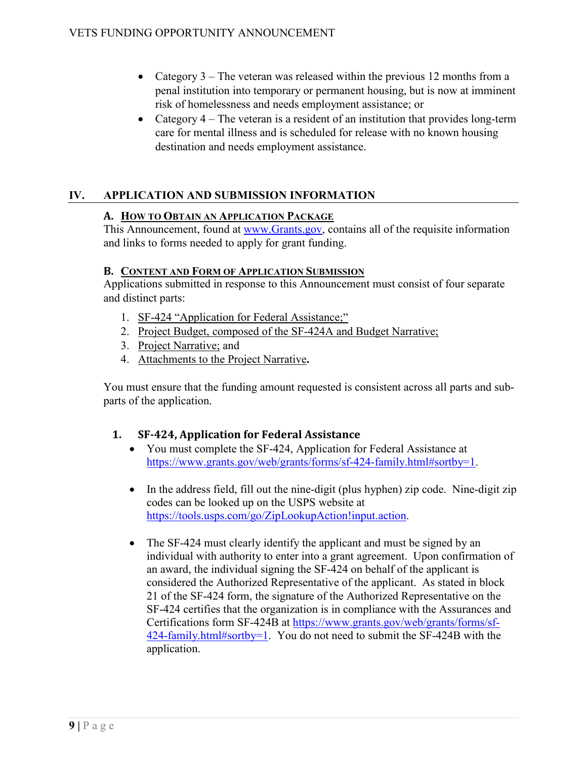- Category 3 – The veteran was released within the previous 12 months from a penal institution into temporary or permanent housing, but is now at imminent risk of homelessness and needs employment assistance; or
- Category 4 – The veteran is a resident of an institution that provides long-term care for mental illness and is scheduled for release with no known housing destination and needs employment assistance.

## IV. APPLICATION AND SUBMISSION INFORMATION

### A. How to Obtain an Application Package

This Announcement, found at [www.Grants.gov](www.Grants.gov), contains all of the requisite information and links to forms needed to apply for grant funding.

### B. Content and Form of Application Submission

Applications submitted in response to this Announcement must consist of four separate and distinct parts:

1. SF-424 "Application for Federal Assistance;"
2. Project Budget, composed of the SF-424A and Budget Narrative;
3. Project Narrative; and
4. Attachments to the Project Narrative**.**

You must ensure that the funding amount requested is consistent across all parts and sub-parts of the application.

#### 1. SF-424, Application for Federal Assistance

- You must complete the SF-424, Application for Federal Assistance at https://www.grants.gov/web/grants/forms/sf-424-family.html#sortby=1.

- In the address field, fill out the nine-digit (plus hyphen) zip code. Nine-digit zip codes can be looked up on the USPS website at https://tools.usps.com/go/ZipLookupAction!input.action.

- The SF-424 must clearly identify the applicant and must be signed by an individual with authority to enter into a grant agreement. Upon confirmation of an award, the individual signing the SF-424 on behalf of the applicant is considered the Authorized Representative of the applicant. As stated in block 21 of the SF-424 form, the signature of the Authorized Representative on the SF-424 certifies that the organization is in compliance with the Assurances and Certifications form SF-424B at https://www.grants.gov/web/grants/forms/sf-424-family.html#sortby=1. You do not need to submit the SF-424B with the application.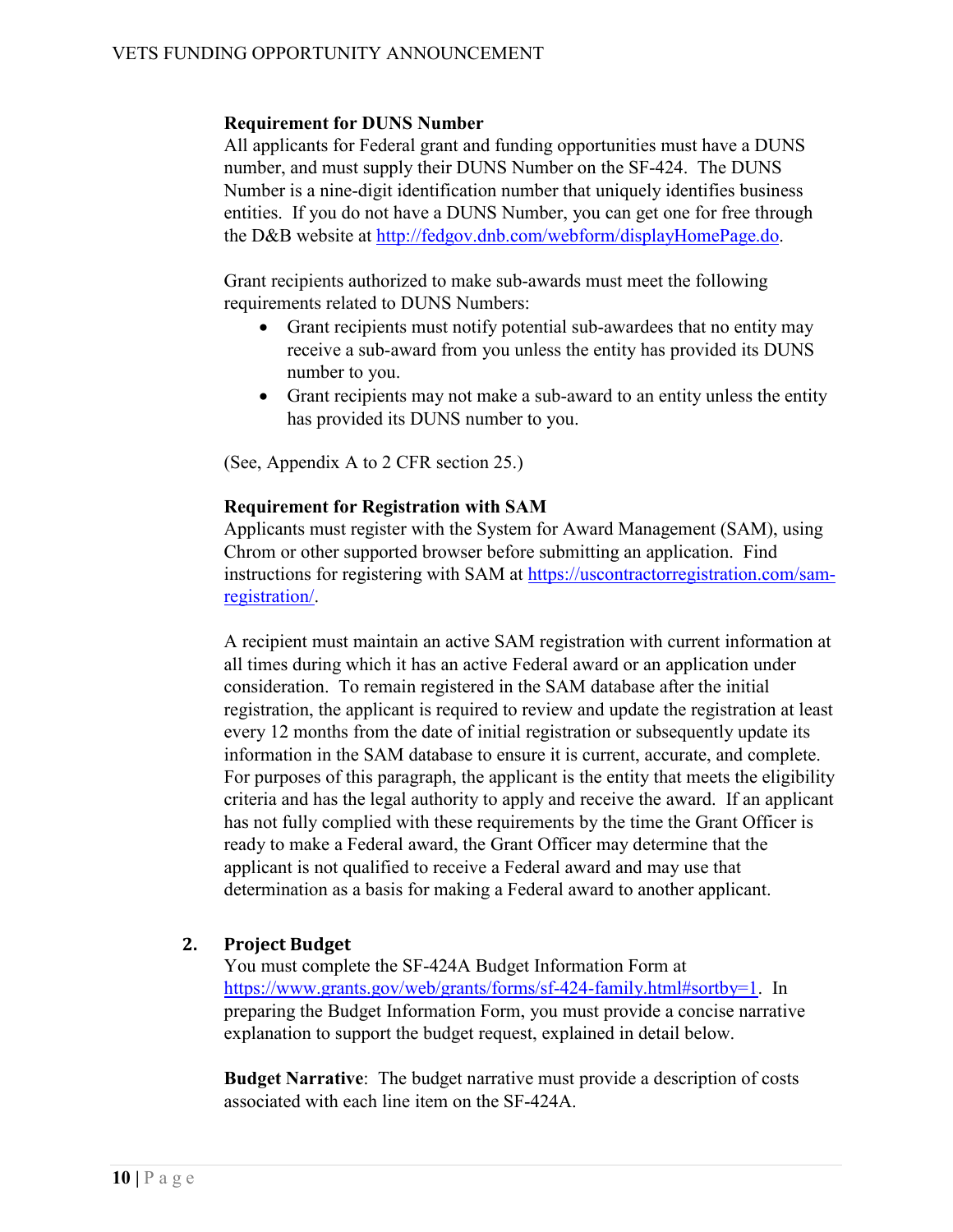**Requirement for DUNS Number**

All applicants for Federal grant and funding opportunities must have a DUNS number, and must supply their DUNS Number on the SF-424. The DUNS Number is a nine-digit identification number that uniquely identifies business entities. If you do not have a DUNS Number, you can get one for free through the D&B website at http://fedgov.dnb.com/webform/displayHomePage.do.

Grant recipients authorized to make sub-awards must meet the following requirements related to DUNS Numbers:

- Grant recipients must notify potential sub-awardees that no entity may receive a sub-award from you unless the entity has provided its DUNS number to you.
- Grant recipients may not make a sub-award to an entity unless the entity has provided its DUNS number to you.

(See, Appendix A to 2 CFR section 25.)

**Requirement for Registration with SAM**

Applicants must register with the System for Award Management (SAM), using Chrom or other supported browser before submitting an application. Find instructions for registering with SAM at https://uscontractorregistration.com/sam-registration/.

A recipient must maintain an active SAM registration with current information at all times during which it has an active Federal award or an application under consideration. To remain registered in the SAM database after the initial registration, the applicant is required to review and update the registration at least every 12 months from the date of initial registration or subsequently update its information in the SAM database to ensure it is current, accurate, and complete. For purposes of this paragraph, the applicant is the entity that meets the eligibility criteria and has the legal authority to apply and receive the award. If an applicant has not fully complied with these requirements by the time the Grant Officer is ready to make a Federal award, the Grant Officer may determine that the applicant is not qualified to receive a Federal award and may use that determination as a basis for making a Federal award to another applicant.

## 2. Project Budget

You must complete the SF-424A Budget Information Form at https://www.grants.gov/web/grants/forms/sf-424-family.html#sortby=1. In preparing the Budget Information Form, you must provide a concise narrative explanation to support the budget request, explained in detail below.

**Budget Narrative**: The budget narrative must provide a description of costs associated with each line item on the SF-424A.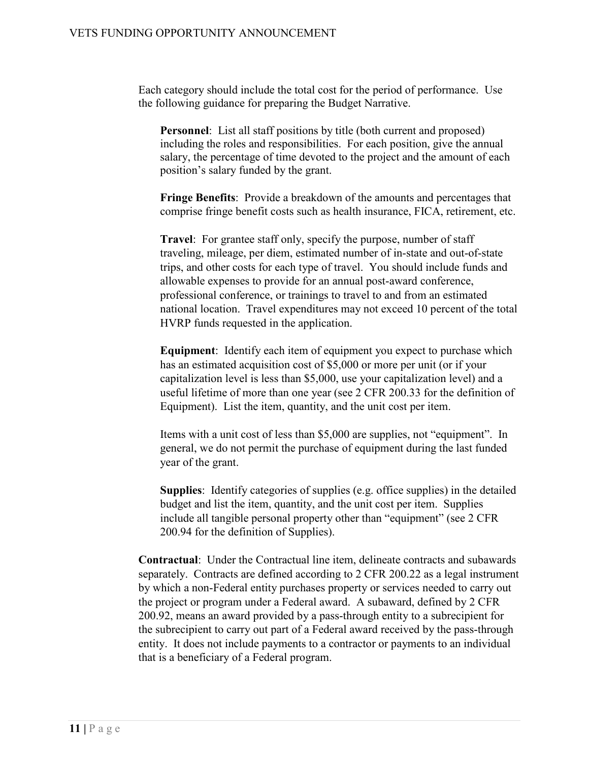Each category should include the total cost for the period of performance. Use the following guidance for preparing the Budget Narrative.

**Personnel**: List all staff positions by title (both current and proposed) including the roles and responsibilities. For each position, give the annual salary, the percentage of time devoted to the project and the amount of each position's salary funded by the grant.

**Fringe Benefits**: Provide a breakdown of the amounts and percentages that comprise fringe benefit costs such as health insurance, FICA, retirement, etc.

**Travel**: For grantee staff only, specify the purpose, number of staff traveling, mileage, per diem, estimated number of in-state and out-of-state trips, and other costs for each type of travel. You should include funds and allowable expenses to provide for an annual post-award conference, professional conference, or trainings to travel to and from an estimated national location. Travel expenditures may not exceed 10 percent of the total HVRP funds requested in the application.

**Equipment**: Identify each item of equipment you expect to purchase which has an estimated acquisition cost of $5,000 or more per unit (or if your capitalization level is less than $5,000, use your capitalization level) and a useful lifetime of more than one year (see 2 CFR 200.33 for the definition of Equipment). List the item, quantity, and the unit cost per item.

Items with a unit cost of less than $5,000 are supplies, not "equipment". In general, we do not permit the purchase of equipment during the last funded year of the grant.

**Supplies**: Identify categories of supplies (e.g. office supplies) in the detailed budget and list the item, quantity, and the unit cost per item. Supplies include all tangible personal property other than "equipment" (see 2 CFR 200.94 for the definition of Supplies).

**Contractual**: Under the Contractual line item, delineate contracts and subawards separately. Contracts are defined according to 2 CFR 200.22 as a legal instrument by which a non-Federal entity purchases property or services needed to carry out the project or program under a Federal award. A subaward, defined by 2 CFR 200.92, means an award provided by a pass-through entity to a subrecipient for the subrecipient to carry out part of a Federal award received by the pass-through entity. It does not include payments to a contractor or payments to an individual that is a beneficiary of a Federal program.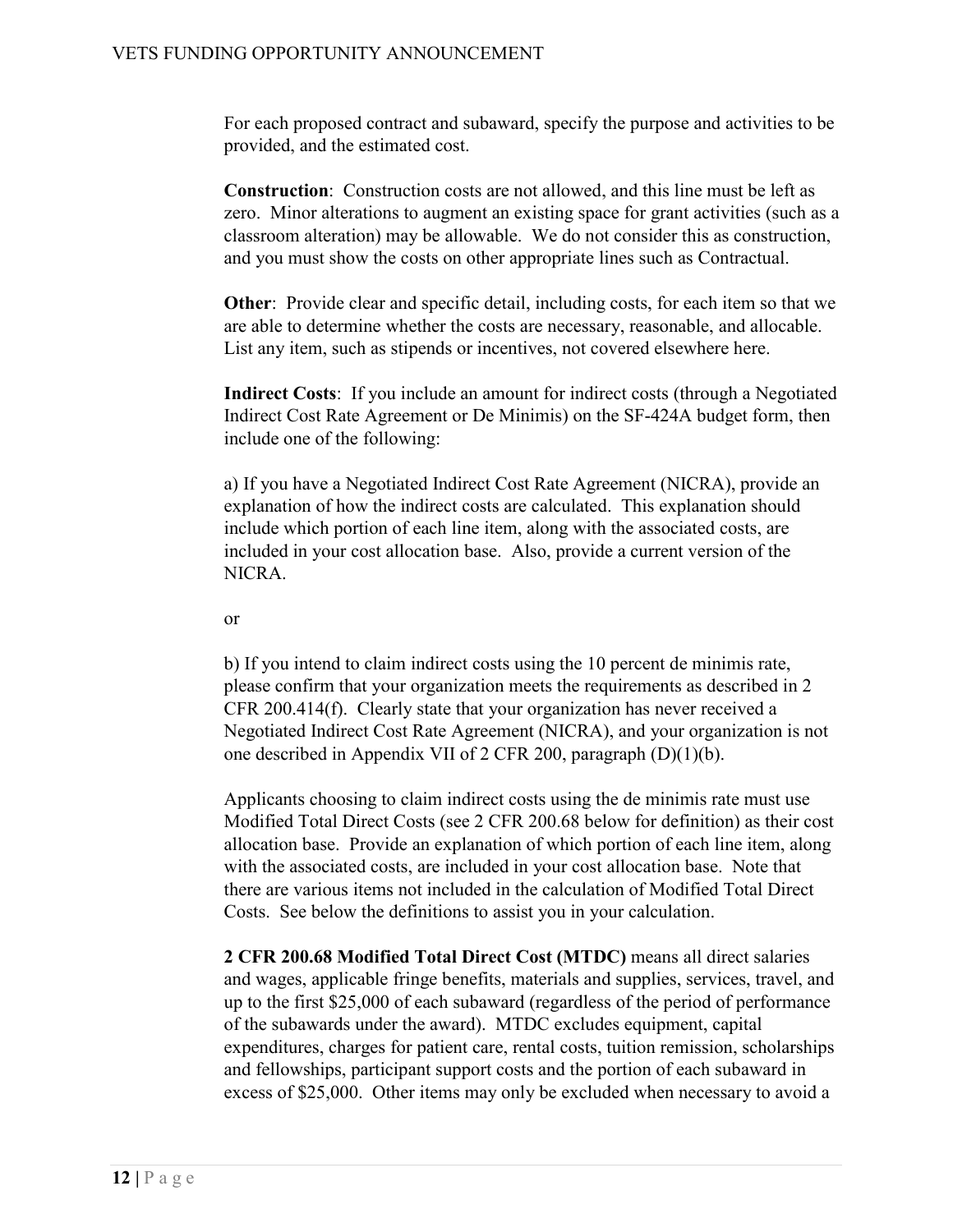For each proposed contract and subaward, specify the purpose and activities to be provided, and the estimated cost.

**Construction**: Construction costs are not allowed, and this line must be left as zero. Minor alterations to augment an existing space for grant activities (such as a classroom alteration) may be allowable. We do not consider this as construction, and you must show the costs on other appropriate lines such as Contractual.

**Other**: Provide clear and specific detail, including costs, for each item so that we are able to determine whether the costs are necessary, reasonable, and allocable. List any item, such as stipends or incentives, not covered elsewhere here.

**Indirect Costs**: If you include an amount for indirect costs (through a Negotiated Indirect Cost Rate Agreement or De Minimis) on the SF-424A budget form, then include one of the following:

a) If you have a Negotiated Indirect Cost Rate Agreement (NICRA), provide an explanation of how the indirect costs are calculated. This explanation should include which portion of each line item, along with the associated costs, are included in your cost allocation base. Also, provide a current version of the NICRA.

or

b) If you intend to claim indirect costs using the 10 percent de minimis rate, please confirm that your organization meets the requirements as described in 2 CFR 200.414(f). Clearly state that your organization has never received a Negotiated Indirect Cost Rate Agreement (NICRA), and your organization is not one described in Appendix VII of 2 CFR 200, paragraph (D)(1)(b).

Applicants choosing to claim indirect costs using the de minimis rate must use Modified Total Direct Costs (see 2 CFR 200.68 below for definition) as their cost allocation base. Provide an explanation of which portion of each line item, along with the associated costs, are included in your cost allocation base. Note that there are various items not included in the calculation of Modified Total Direct Costs. See below the definitions to assist you in your calculation.

**2 CFR 200.68 Modified Total Direct Cost (MTDC)** means all direct salaries and wages, applicable fringe benefits, materials and supplies, services, travel, and up to the first $25,000 of each subaward (regardless of the period of performance of the subawards under the award). MTDC excludes equipment, capital expenditures, charges for patient care, rental costs, tuition remission, scholarships and fellowships, participant support costs and the portion of each subaward in excess of $25,000. Other items may only be excluded when necessary to avoid a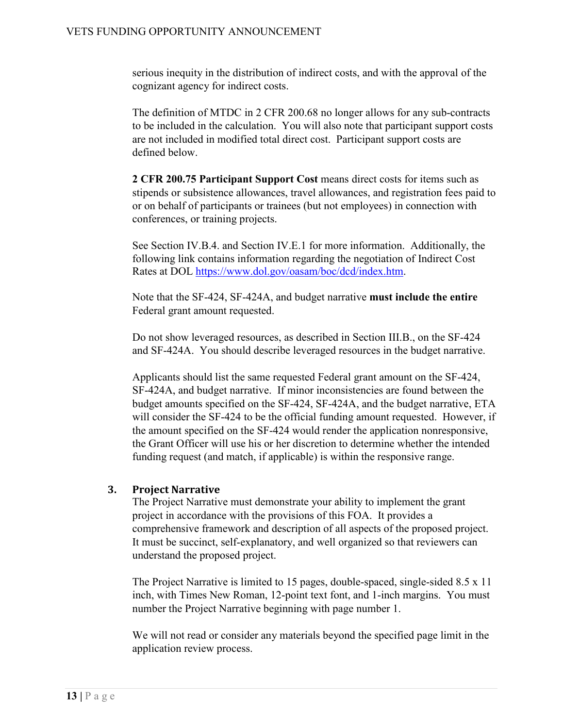serious inequity in the distribution of indirect costs, and with the approval of the cognizant agency for indirect costs.

The definition of MTDC in 2 CFR 200.68 no longer allows for any sub-contracts to be included in the calculation. You will also note that participant support costs are not included in modified total direct cost. Participant support costs are defined below.

**2 CFR 200.75 Participant Support Cost** means direct costs for items such as stipends or subsistence allowances, travel allowances, and registration fees paid to or on behalf of participants or trainees (but not employees) in connection with conferences, or training projects.

See Section IV.B.4. and Section IV.E.1 for more information. Additionally, the following link contains information regarding the negotiation of Indirect Cost Rates at DOL https://www.dol.gov/oasam/boc/dcd/index.htm.

Note that the SF-424, SF-424A, and budget narrative **must include the entire** Federal grant amount requested.

Do not show leveraged resources, as described in Section III.B., on the SF-424 and SF-424A. You should describe leveraged resources in the budget narrative.

Applicants should list the same requested Federal grant amount on the SF-424, SF-424A, and budget narrative. If minor inconsistencies are found between the budget amounts specified on the SF-424, SF-424A, and the budget narrative, ETA will consider the SF-424 to be the official funding amount requested. However, if the amount specified on the SF-424 would render the application nonresponsive, the Grant Officer will use his or her discretion to determine whether the intended funding request (and match, if applicable) is within the responsive range.

### 3. Project Narrative

The Project Narrative must demonstrate your ability to implement the grant project in accordance with the provisions of this FOA. It provides a comprehensive framework and description of all aspects of the proposed project. It must be succinct, self-explanatory, and well organized so that reviewers can understand the proposed project.

The Project Narrative is limited to 15 pages, double-spaced, single-sided 8.5 x 11 inch, with Times New Roman, 12-point text font, and 1-inch margins. You must number the Project Narrative beginning with page number 1.

We will not read or consider any materials beyond the specified page limit in the application review process.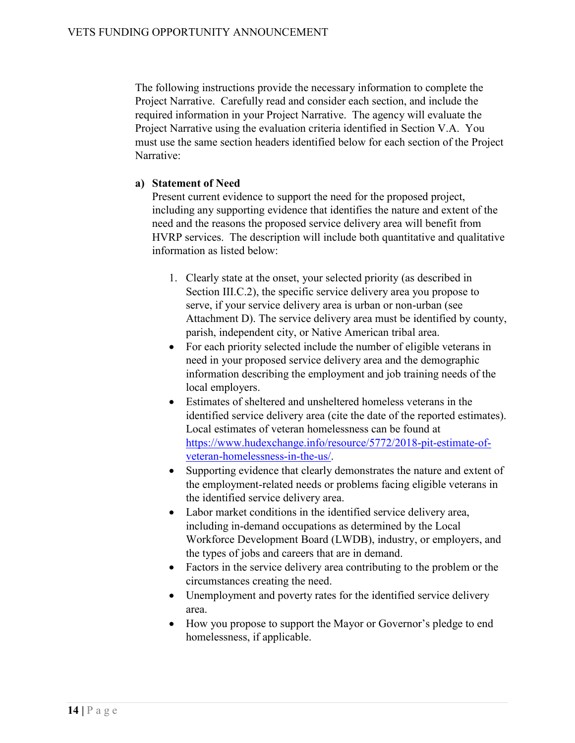The following instructions provide the necessary information to complete the Project Narrative. Carefully read and consider each section, and include the required information in your Project Narrative. The agency will evaluate the Project Narrative using the evaluation criteria identified in Section V.A. You must use the same section headers identified below for each section of the Project Narrative:

**a) Statement of Need**

Present current evidence to support the need for the proposed project, including any supporting evidence that identifies the nature and extent of the need and the reasons the proposed service delivery area will benefit from HVRP services. The description will include both quantitative and qualitative information as listed below:

1. Clearly state at the onset, your selected priority (as described in Section III.C.2), the specific service delivery area you propose to serve, if your service delivery area is urban or non-urban (see Attachment D). The service delivery area must be identified by county, parish, independent city, or Native American tribal area.

- For each priority selected include the number of eligible veterans in need in your proposed service delivery area and the demographic information describing the employment and job training needs of the local employers.
- Estimates of sheltered and unsheltered homeless veterans in the identified service delivery area (cite the date of the reported estimates). Local estimates of veteran homelessness can be found at [https://www.hudexchange.info/resource/5772/2018-pit-estimate-of-veteran-homelessness-in-the-us/](https://www.hudexchange.info/resource/5772/2018-pit-estimate-of-veteran-homelessness-in-the-us/).
- Supporting evidence that clearly demonstrates the nature and extent of the employment-related needs or problems facing eligible veterans in the identified service delivery area.
- Labor market conditions in the identified service delivery area, including in-demand occupations as determined by the Local Workforce Development Board (LWDB), industry, or employers, and the types of jobs and careers that are in demand.
- Factors in the service delivery area contributing to the problem or the circumstances creating the need.
- Unemployment and poverty rates for the identified service delivery area.
- How you propose to support the Mayor or Governor's pledge to end homelessness, if applicable.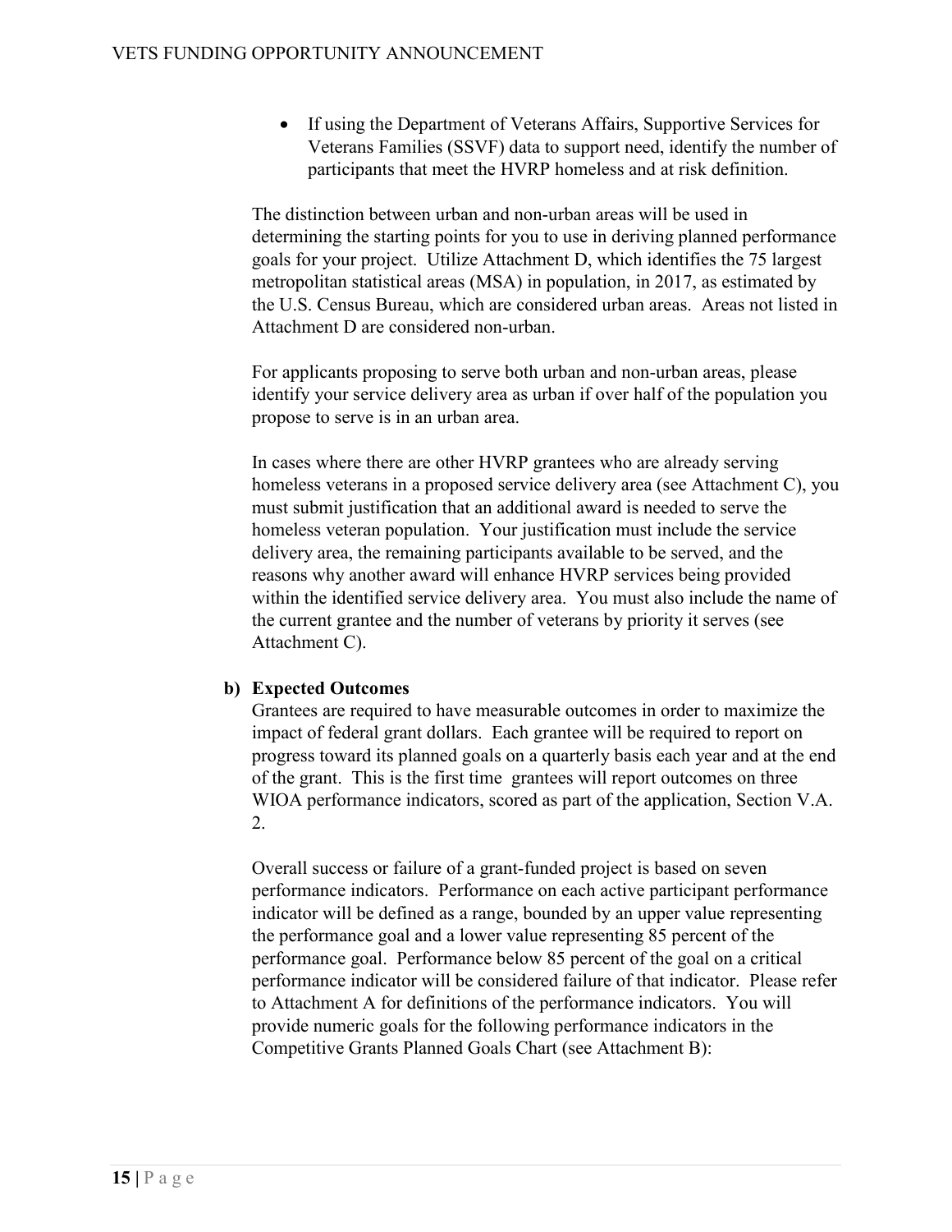- If using the Department of Veterans Affairs, Supportive Services for Veterans Families (SSVF) data to support need, identify the number of participants that meet the HVRP homeless and at risk definition.

The distinction between urban and non-urban areas will be used in determining the starting points for you to use in deriving planned performance goals for your project. Utilize Attachment D, which identifies the 75 largest metropolitan statistical areas (MSA) in population, in 2017, as estimated by the U.S. Census Bureau, which are considered urban areas. Areas not listed in Attachment D are considered non-urban.

For applicants proposing to serve both urban and non-urban areas, please identify your service delivery area as urban if over half of the population you propose to serve is in an urban area.

In cases where there are other HVRP grantees who are already serving homeless veterans in a proposed service delivery area (see Attachment C), you must submit justification that an additional award is needed to serve the homeless veteran population. Your justification must include the service delivery area, the remaining participants available to be served, and the reasons why another award will enhance HVRP services being provided within the identified service delivery area. You must also include the name of the current grantee and the number of veterans by priority it serves (see Attachment C).

**b) Expected Outcomes**

Grantees are required to have measurable outcomes in order to maximize the impact of federal grant dollars. Each grantee will be required to report on progress toward its planned goals on a quarterly basis each year and at the end of the grant. This is the first time grantees will report outcomes on three WIOA performance indicators, scored as part of the application, Section V.A. 2.

Overall success or failure of a grant-funded project is based on seven performance indicators. Performance on each active participant performance indicator will be defined as a range, bounded by an upper value representing the performance goal and a lower value representing 85 percent of the performance goal. Performance below 85 percent of the goal on a critical performance indicator will be considered failure of that indicator. Please refer to Attachment A for definitions of the performance indicators. You will provide numeric goals for the following performance indicators in the Competitive Grants Planned Goals Chart (see Attachment B):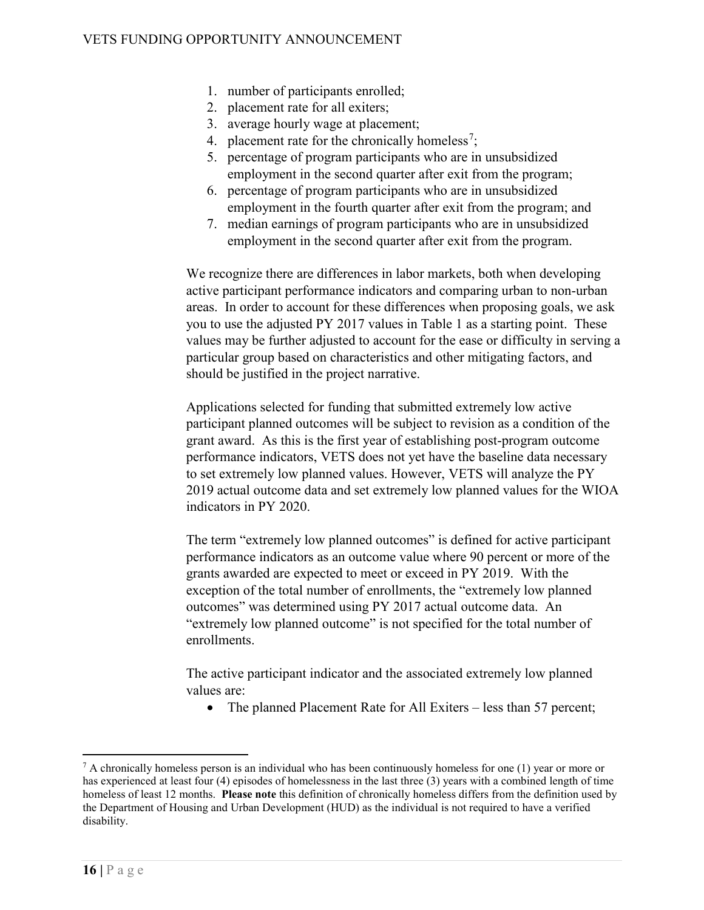1. number of participants enrolled;
2. placement rate for all exiters;
3. average hourly wage at placement;
4. placement rate for the chronically homeless[7];
5. percentage of program participants who are in unsubsidized employment in the second quarter after exit from the program;
6. percentage of program participants who are in unsubsidized employment in the fourth quarter after exit from the program; and
7. median earnings of program participants who are in unsubsidized employment in the second quarter after exit from the program.

We recognize there are differences in labor markets, both when developing active participant performance indicators and comparing urban to non-urban areas. In order to account for these differences when proposing goals, we ask you to use the adjusted PY 2017 values in Table 1 as a starting point. These values may be further adjusted to account for the ease or difficulty in serving a particular group based on characteristics and other mitigating factors, and should be justified in the project narrative.

Applications selected for funding that submitted extremely low active participant planned outcomes will be subject to revision as a condition of the grant award. As this is the first year of establishing post-program outcome performance indicators, VETS does not yet have the baseline data necessary to set extremely low planned values. However, VETS will analyze the PY 2019 actual outcome data and set extremely low planned values for the WIOA indicators in PY 2020.

The term "extremely low planned outcomes" is defined for active participant performance indicators as an outcome value where 90 percent or more of the grants awarded are expected to meet or exceed in PY 2019. With the exception of the total number of enrollments, the "extremely low planned outcomes" was determined using PY 2017 actual outcome data. An "extremely low planned outcome" is not specified for the total number of enrollments.

The active participant indicator and the associated extremely low planned values are:

- The planned Placement Rate for All Exiters – less than 57 percent;

[7] A chronically homeless person is an individual who has been continuously homeless for one (1) year or more or has experienced at least four (4) episodes of homelessness in the last three (3) years with a combined length of time homeless of least 12 months. **Please note** this definition of chronically homeless differs from the definition used by the Department of Housing and Urban Development (HUD) as the individual is not required to have a verified disability.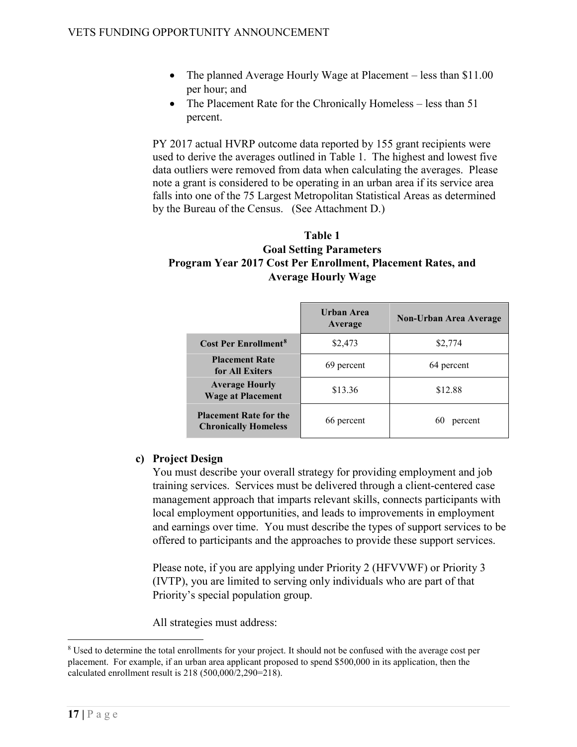- The planned Average Hourly Wage at Placement – less than $11.00 per hour; and
- The Placement Rate for the Chronically Homeless – less than 51 percent.

PY 2017 actual HVRP outcome data reported by 155 grant recipients were used to derive the averages outlined in Table 1. The highest and lowest five data outliers were removed from data when calculating the averages. Please note a grant is considered to be operating in an urban area if its service area falls into one of the 75 Largest Metropolitan Statistical Areas as determined by the Bureau of the Census. (See Attachment D.)

**Table 1**
**Goal Setting Parameters**
**Program Year 2017 Cost Per Enrollment, Placement Rates, and Average Hourly Wage**

| | Urban Area Average | Non-Urban Area Average |
|---|---|---|
| **Cost Per Enrollment[8]** | $2,473 | $2,774 |
| **Placement Rate for All Exiters** | 69 percent | 64 percent |
| **Average Hourly Wage at Placement** | $13.36 | $12.88 |
| **Placement Rate for the Chronically Homeless** | 66 percent | 60 percent |

**c) Project Design**

You must describe your overall strategy for providing employment and job training services. Services must be delivered through a client-centered case management approach that imparts relevant skills, connects participants with local employment opportunities, and leads to improvements in employment and earnings over time. You must describe the types of support services to be offered to participants and the approaches to provide these support services.

Please note, if you are applying under Priority 2 (HFVVWF) or Priority 3 (IVTP), you are limited to serving only individuals who are part of that Priority's special population group.

All strategies must address:

[8] Used to determine the total enrollments for your project. It should not be confused with the average cost per placement. For example, if an urban area applicant proposed to spend $500,000 in its application, then the calculated enrollment result is 218 (500,000/2,290=218).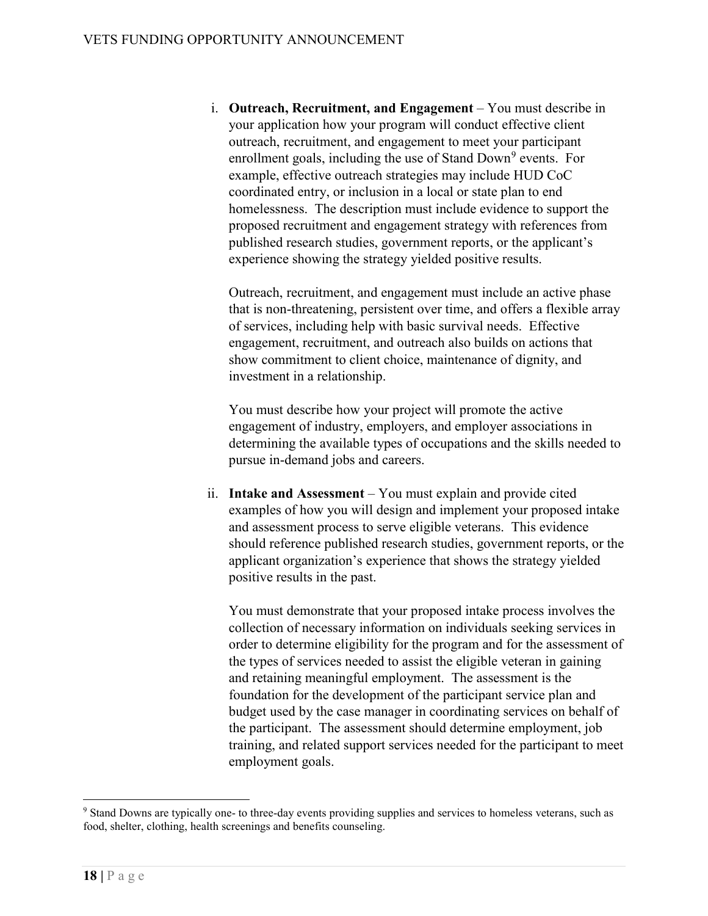i. **Outreach, Recruitment, and Engagement** – You must describe in your application how your program will conduct effective client outreach, recruitment, and engagement to meet your participant enrollment goals, including the use of Stand Down[9] events. For example, effective outreach strategies may include HUD CoC coordinated entry, or inclusion in a local or state plan to end homelessness. The description must include evidence to support the proposed recruitment and engagement strategy with references from published research studies, government reports, or the applicant's experience showing the strategy yielded positive results.

   Outreach, recruitment, and engagement must include an active phase that is non-threatening, persistent over time, and offers a flexible array of services, including help with basic survival needs. Effective engagement, recruitment, and outreach also builds on actions that show commitment to client choice, maintenance of dignity, and investment in a relationship.

   You must describe how your project will promote the active engagement of industry, employers, and employer associations in determining the available types of occupations and the skills needed to pursue in-demand jobs and careers.

ii. **Intake and Assessment** – You must explain and provide cited examples of how you will design and implement your proposed intake and assessment process to serve eligible veterans. This evidence should reference published research studies, government reports, or the applicant organization's experience that shows the strategy yielded positive results in the past.

   You must demonstrate that your proposed intake process involves the collection of necessary information on individuals seeking services in order to determine eligibility for the program and for the assessment of the types of services needed to assist the eligible veteran in gaining and retaining meaningful employment. The assessment is the foundation for the development of the participant service plan and budget used by the case manager in coordinating services on behalf of the participant. The assessment should determine employment, job training, and related support services needed for the participant to meet employment goals.

---

[9] Stand Downs are typically one- to three-day events providing supplies and services to homeless veterans, such as food, shelter, clothing, health screenings and benefits counseling.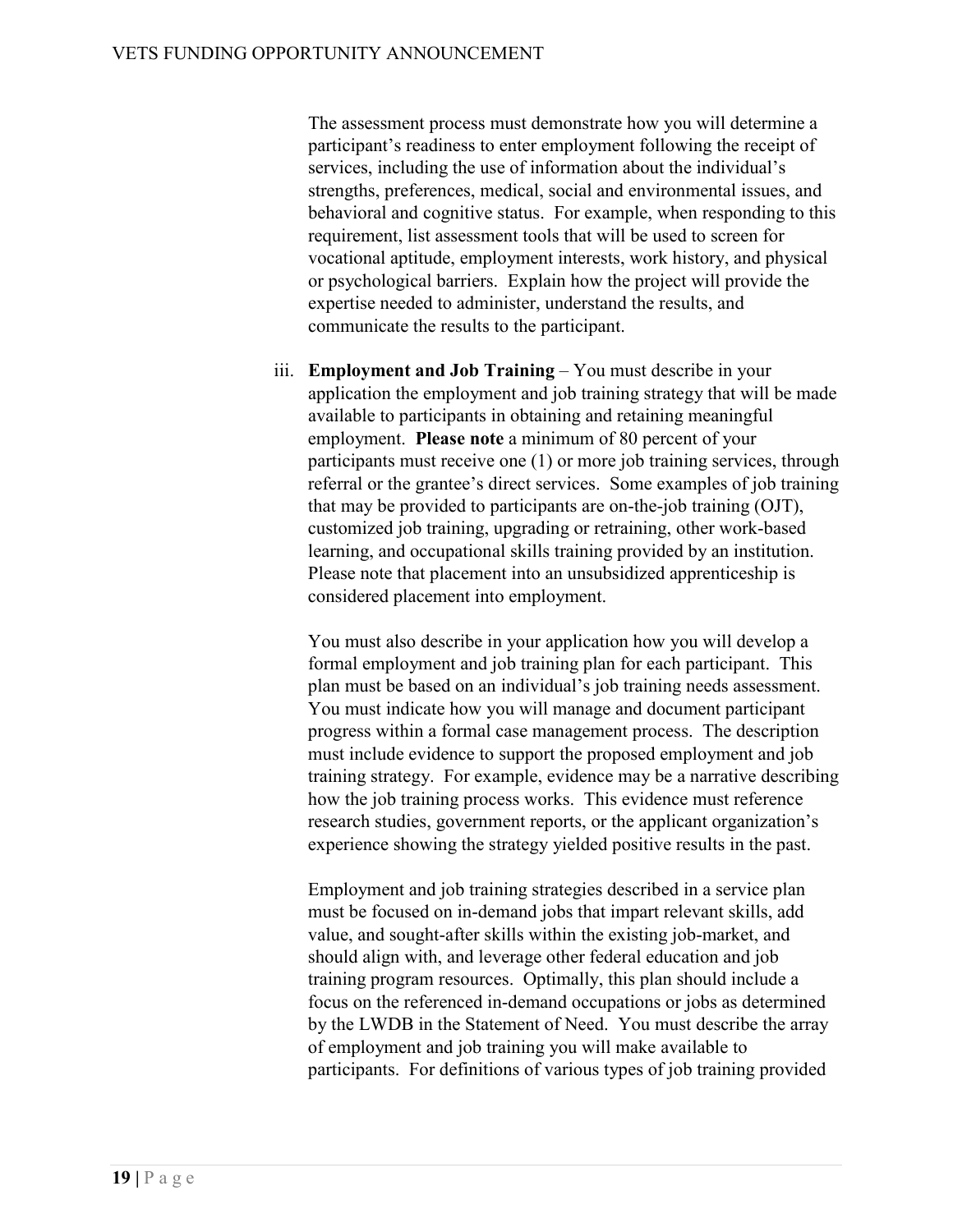The assessment process must demonstrate how you will determine a participant's readiness to enter employment following the receipt of services, including the use of information about the individual's strengths, preferences, medical, social and environmental issues, and behavioral and cognitive status. For example, when responding to this requirement, list assessment tools that will be used to screen for vocational aptitude, employment interests, work history, and physical or psychological barriers. Explain how the project will provide the expertise needed to administer, understand the results, and communicate the results to the participant.

iii. **Employment and Job Training** – You must describe in your application the employment and job training strategy that will be made available to participants in obtaining and retaining meaningful employment. **Please note** a minimum of 80 percent of your participants must receive one (1) or more job training services, through referral or the grantee's direct services. Some examples of job training that may be provided to participants are on-the-job training (OJT), customized job training, upgrading or retraining, other work-based learning, and occupational skills training provided by an institution. Please note that placement into an unsubsidized apprenticeship is considered placement into employment.

You must also describe in your application how you will develop a formal employment and job training plan for each participant. This plan must be based on an individual's job training needs assessment. You must indicate how you will manage and document participant progress within a formal case management process. The description must include evidence to support the proposed employment and job training strategy. For example, evidence may be a narrative describing how the job training process works. This evidence must reference research studies, government reports, or the applicant organization's experience showing the strategy yielded positive results in the past.

Employment and job training strategies described in a service plan must be focused on in-demand jobs that impart relevant skills, add value, and sought-after skills within the existing job-market, and should align with, and leverage other federal education and job training program resources. Optimally, this plan should include a focus on the referenced in-demand occupations or jobs as determined by the LWDB in the Statement of Need. You must describe the array of employment and job training you will make available to participants. For definitions of various types of job training provided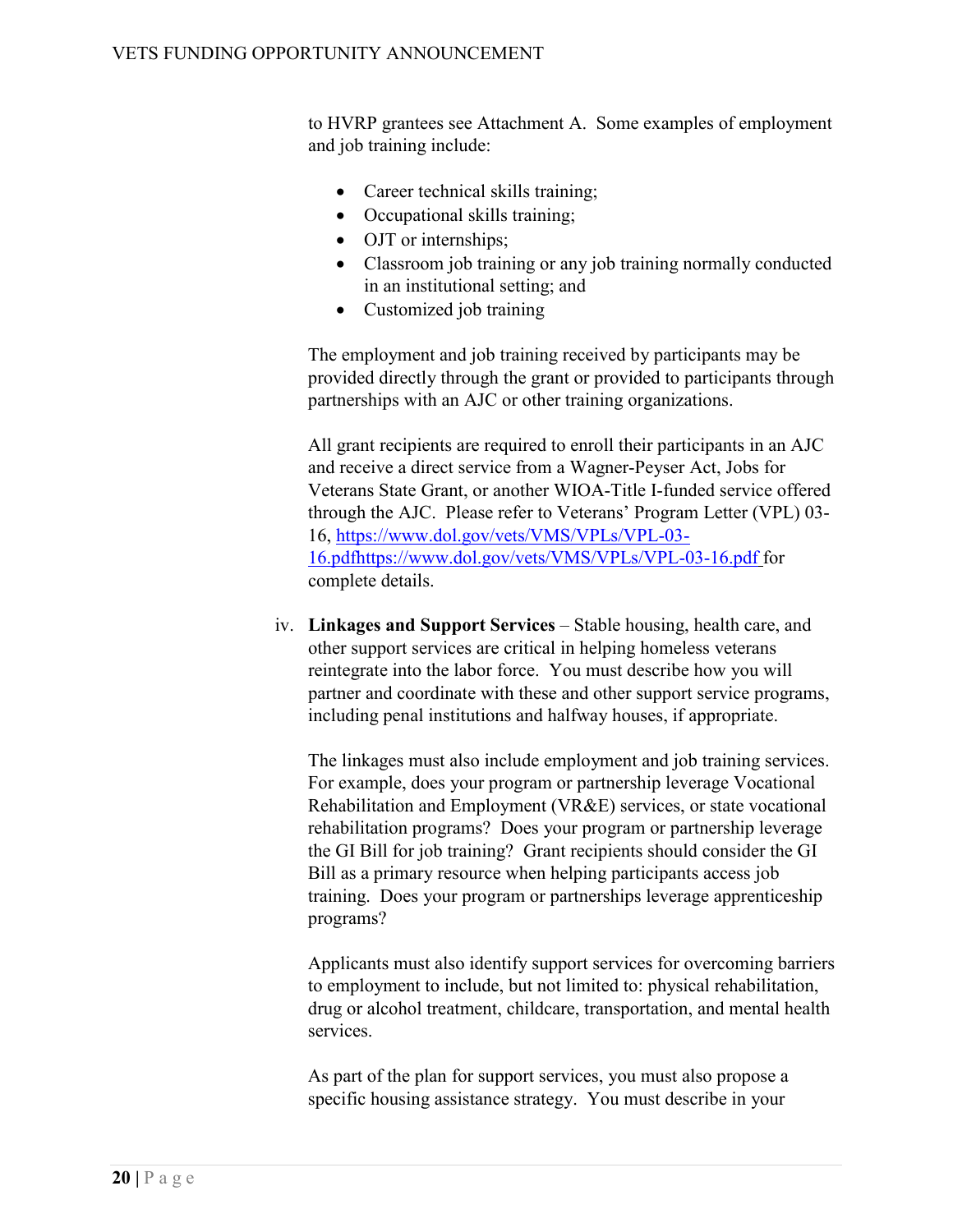to HVRP grantees see Attachment A. Some examples of employment and job training include:

- Career technical skills training;
- Occupational skills training;
- OJT or internships;
- Classroom job training or any job training normally conducted in an institutional setting; and
- Customized job training

The employment and job training received by participants may be provided directly through the grant or provided to participants through partnerships with an AJC or other training organizations.

All grant recipients are required to enroll their participants in an AJC and receive a direct service from a Wagner-Peyser Act, Jobs for Veterans State Grant, or another WIOA-Title I-funded service offered through the AJC. Please refer to Veterans' Program Letter (VPL) 03-16, https://www.dol.gov/vets/VMS/VPLs/VPL-03-16.pdfhttps://www.dol.gov/vets/VMS/VPLs/VPL-03-16.pdf for complete details.

iv. **Linkages and Support Services** – Stable housing, health care, and other support services are critical in helping homeless veterans reintegrate into the labor force. You must describe how you will partner and coordinate with these and other support service programs, including penal institutions and halfway houses, if appropriate.

The linkages must also include employment and job training services. For example, does your program or partnership leverage Vocational Rehabilitation and Employment (VR&E) services, or state vocational rehabilitation programs? Does your program or partnership leverage the GI Bill for job training? Grant recipients should consider the GI Bill as a primary resource when helping participants access job training. Does your program or partnerships leverage apprenticeship programs?

Applicants must also identify support services for overcoming barriers to employment to include, but not limited to: physical rehabilitation, drug or alcohol treatment, childcare, transportation, and mental health services.

As part of the plan for support services, you must also propose a specific housing assistance strategy. You must describe in your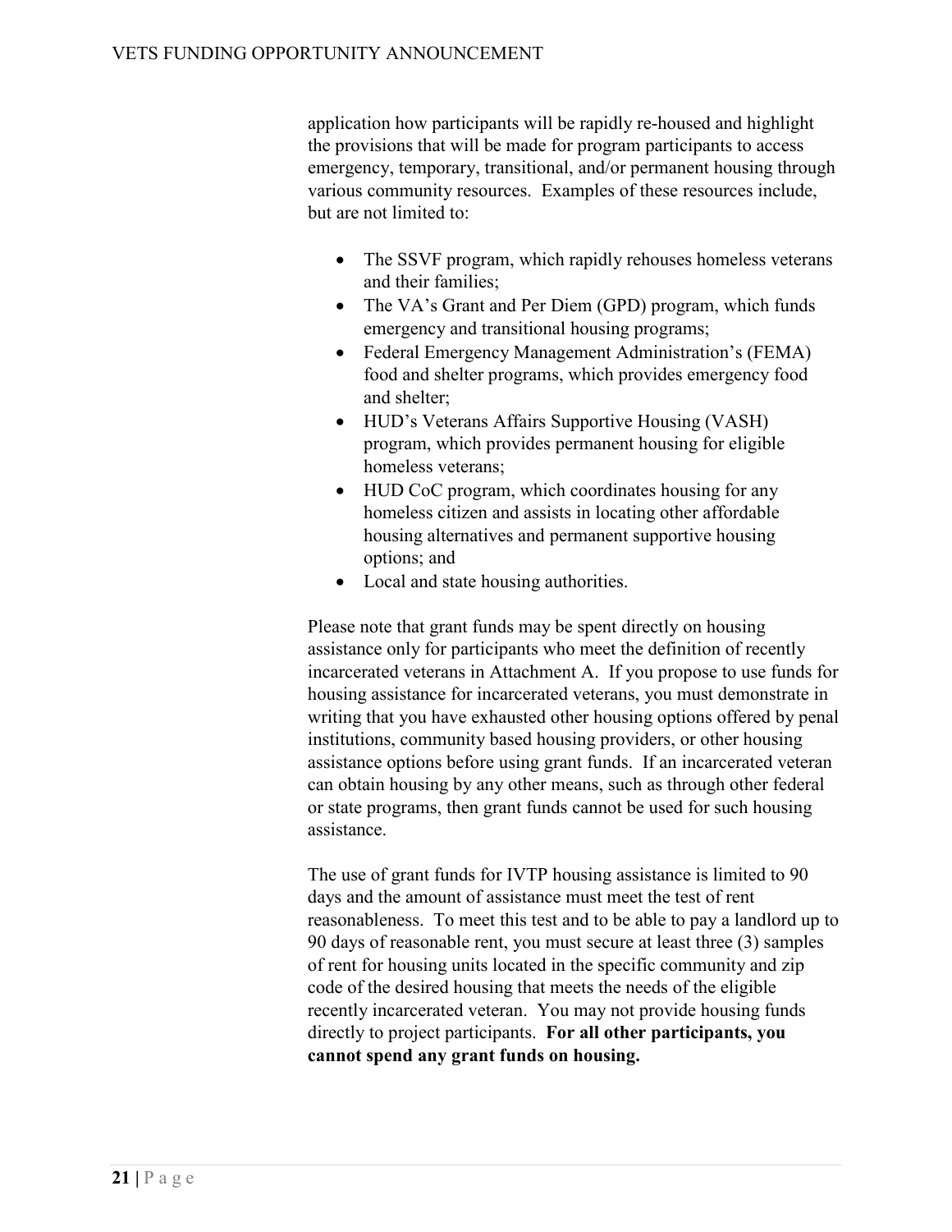application how participants will be rapidly re-housed and highlight the provisions that will be made for program participants to access emergency, temporary, transitional, and/or permanent housing through various community resources. Examples of these resources include, but are not limited to:

- The SSVF program, which rapidly rehouses homeless veterans and their families;
- The VA's Grant and Per Diem (GPD) program, which funds emergency and transitional housing programs;
- Federal Emergency Management Administration's (FEMA) food and shelter programs, which provides emergency food and shelter;
- HUD's Veterans Affairs Supportive Housing (VASH) program, which provides permanent housing for eligible homeless veterans;
- HUD CoC program, which coordinates housing for any homeless citizen and assists in locating other affordable housing alternatives and permanent supportive housing options; and
- Local and state housing authorities.

Please note that grant funds may be spent directly on housing assistance only for participants who meet the definition of recently incarcerated veterans in Attachment A. If you propose to use funds for housing assistance for incarcerated veterans, you must demonstrate in writing that you have exhausted other housing options offered by penal institutions, community based housing providers, or other housing assistance options before using grant funds. If an incarcerated veteran can obtain housing by any other means, such as through other federal or state programs, then grant funds cannot be used for such housing assistance.

The use of grant funds for IVTP housing assistance is limited to 90 days and the amount of assistance must meet the test of rent reasonableness. To meet this test and to be able to pay a landlord up to 90 days of reasonable rent, you must secure at least three (3) samples of rent for housing units located in the specific community and zip code of the desired housing that meets the needs of the eligible recently incarcerated veteran. You may not provide housing funds directly to project participants. **For all other participants, you cannot spend any grant funds on housing.**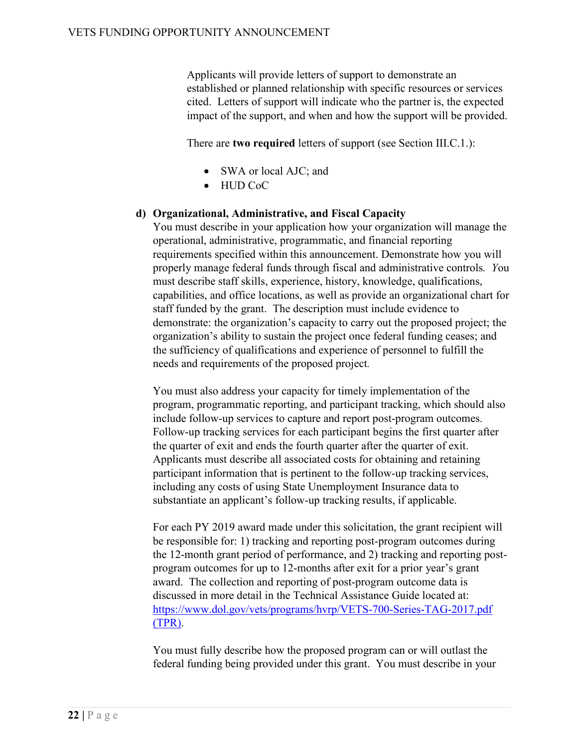Applicants will provide letters of support to demonstrate an established or planned relationship with specific resources or services cited. Letters of support will indicate who the partner is, the expected impact of the support, and when and how the support will be provided.

There are **two required** letters of support (see Section III.C.1.):

- SWA or local AJC; and
- HUD CoC

**d) Organizational, Administrative, and Fiscal Capacity**

You must describe in your application how your organization will manage the operational, administrative, programmatic, and financial reporting requirements specified within this announcement. Demonstrate how you will properly manage federal funds through fiscal and administrative controls. You must describe staff skills, experience, history, knowledge, qualifications, capabilities, and office locations, as well as provide an organizational chart for staff funded by the grant. The description must include evidence to demonstrate: the organization's capacity to carry out the proposed project; the organization's ability to sustain the project once federal funding ceases; and the sufficiency of qualifications and experience of personnel to fulfill the needs and requirements of the proposed project.

You must also address your capacity for timely implementation of the program, programmatic reporting, and participant tracking, which should also include follow-up services to capture and report post-program outcomes. Follow-up tracking services for each participant begins the first quarter after the quarter of exit and ends the fourth quarter after the quarter of exit. Applicants must describe all associated costs for obtaining and retaining participant information that is pertinent to the follow-up tracking services, including any costs of using State Unemployment Insurance data to substantiate an applicant's follow-up tracking results, if applicable.

For each PY 2019 award made under this solicitation, the grant recipient will be responsible for: 1) tracking and reporting post-program outcomes during the 12-month grant period of performance, and 2) tracking and reporting post-program outcomes for up to 12-months after exit for a prior year's grant award. The collection and reporting of post-program outcome data is discussed in more detail in the Technical Assistance Guide located at: [https://www.dol.gov/vets/programs/hvrp/VETS-700-Series-TAG-2017.pdf (TPR)](https://www.dol.gov/vets/programs/hvrp/VETS-700-Series-TAG-2017.pdf).

You must fully describe how the proposed program can or will outlast the federal funding being provided under this grant. You must describe in your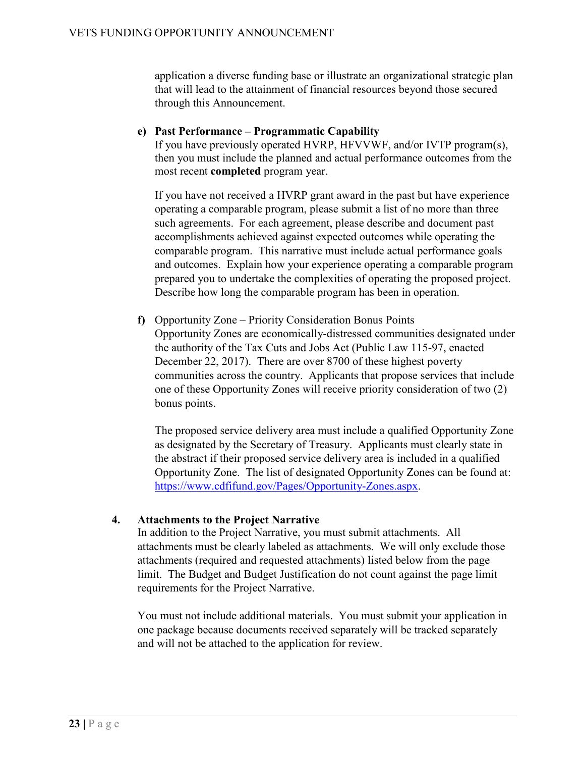application a diverse funding base or illustrate an organizational strategic plan that will lead to the attainment of financial resources beyond those secured through this Announcement.

**e) Past Performance – Programmatic Capability**

If you have previously operated HVRP, HFVVWF, and/or IVTP program(s), then you must include the planned and actual performance outcomes from the most recent **completed** program year.

If you have not received a HVRP grant award in the past but have experience operating a comparable program, please submit a list of no more than three such agreements. For each agreement, please describe and document past accomplishments achieved against expected outcomes while operating the comparable program. This narrative must include actual performance goals and outcomes. Explain how your experience operating a comparable program prepared you to undertake the complexities of operating the proposed project. Describe how long the comparable program has been in operation.

**f)** Opportunity Zone – Priority Consideration Bonus Points

Opportunity Zones are economically-distressed communities designated under the authority of the Tax Cuts and Jobs Act (Public Law 115-97, enacted December 22, 2017). There are over 8700 of these highest poverty communities across the country. Applicants that propose services that include one of these Opportunity Zones will receive priority consideration of two (2) bonus points.

The proposed service delivery area must include a qualified Opportunity Zone as designated by the Secretary of Treasury. Applicants must clearly state in the abstract if their proposed service delivery area is included in a qualified Opportunity Zone. The list of designated Opportunity Zones can be found at: https://www.cdfifund.gov/Pages/Opportunity-Zones.aspx.

## 4. Attachments to the Project Narrative

In addition to the Project Narrative, you must submit attachments. All attachments must be clearly labeled as attachments. We will only exclude those attachments (required and requested attachments) listed below from the page limit. The Budget and Budget Justification do not count against the page limit requirements for the Project Narrative.

You must not include additional materials. You must submit your application in one package because documents received separately will be tracked separately and will not be attached to the application for review.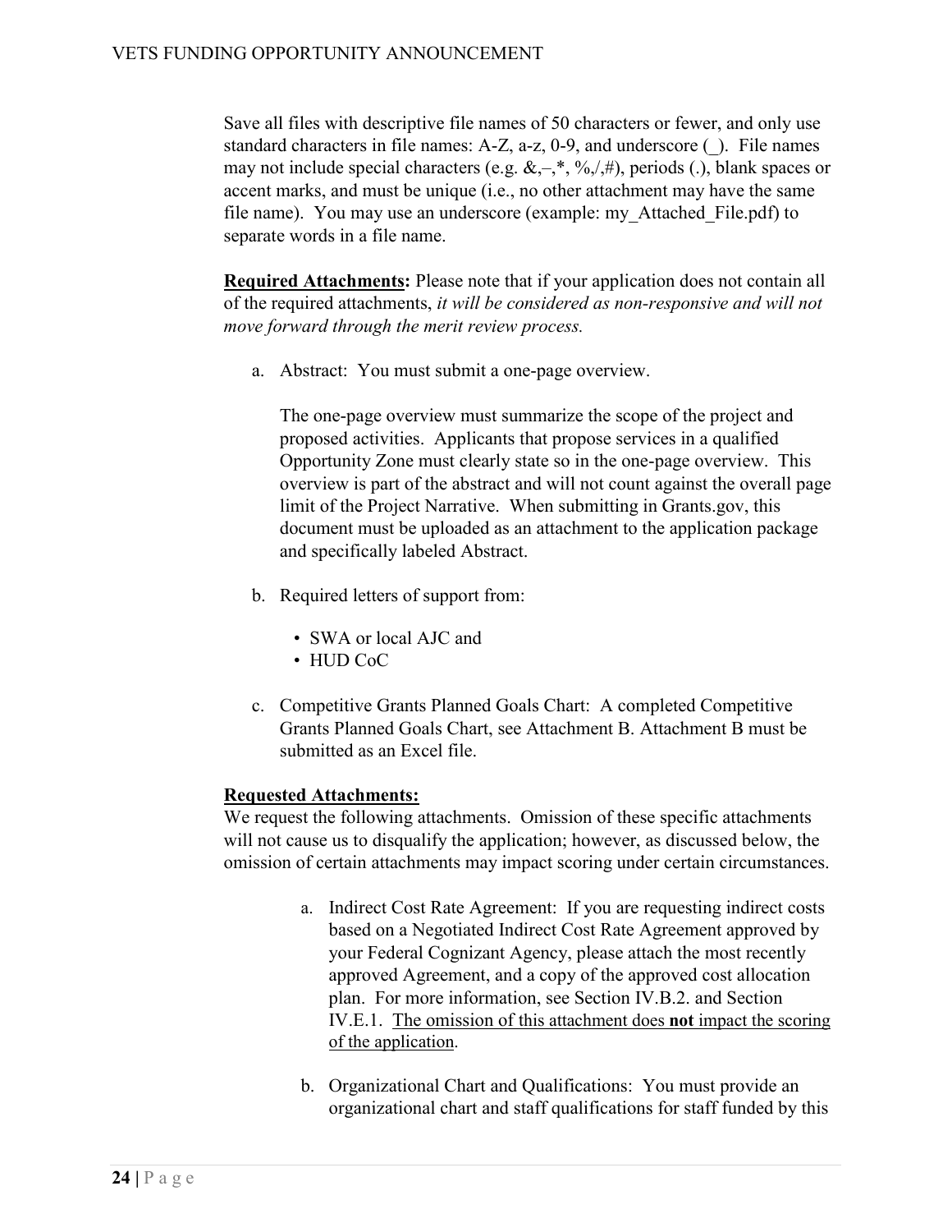Save all files with descriptive file names of 50 characters or fewer, and only use standard characters in file names: A-Z, a-z, 0-9, and underscore (_). File names may not include special characters (e.g. &,–,*, %,/,#), periods (.), blank spaces or accent marks, and must be unique (i.e., no other attachment may have the same file name). You may use an underscore (example: my_Attached_File.pdf) to separate words in a file name.

**Required Attachments:** Please note that if your application does not contain all of the required attachments, *it will be considered as non-responsive and will not move forward through the merit review process.*

a. Abstract: You must submit a one-page overview.

   The one-page overview must summarize the scope of the project and proposed activities. Applicants that propose services in a qualified Opportunity Zone must clearly state so in the one-page overview. This overview is part of the abstract and will not count against the overall page limit of the Project Narrative. When submitting in Grants.gov, this document must be uploaded as an attachment to the application package and specifically labeled Abstract.

b. Required letters of support from:

   - SWA or local AJC and
   - HUD CoC

c. Competitive Grants Planned Goals Chart: A completed Competitive Grants Planned Goals Chart, see Attachment B. Attachment B must be submitted as an Excel file.

**Requested Attachments:**

We request the following attachments. Omission of these specific attachments will not cause us to disqualify the application; however, as discussed below, the omission of certain attachments may impact scoring under certain circumstances.

a. Indirect Cost Rate Agreement: If you are requesting indirect costs based on a Negotiated Indirect Cost Rate Agreement approved by your Federal Cognizant Agency, please attach the most recently approved Agreement, and a copy of the approved cost allocation plan. For more information, see Section IV.B.2. and Section IV.E.1. <u>The omission of this attachment does **not** impact the scoring of the application</u>.

b. Organizational Chart and Qualifications: You must provide an organizational chart and staff qualifications for staff funded by this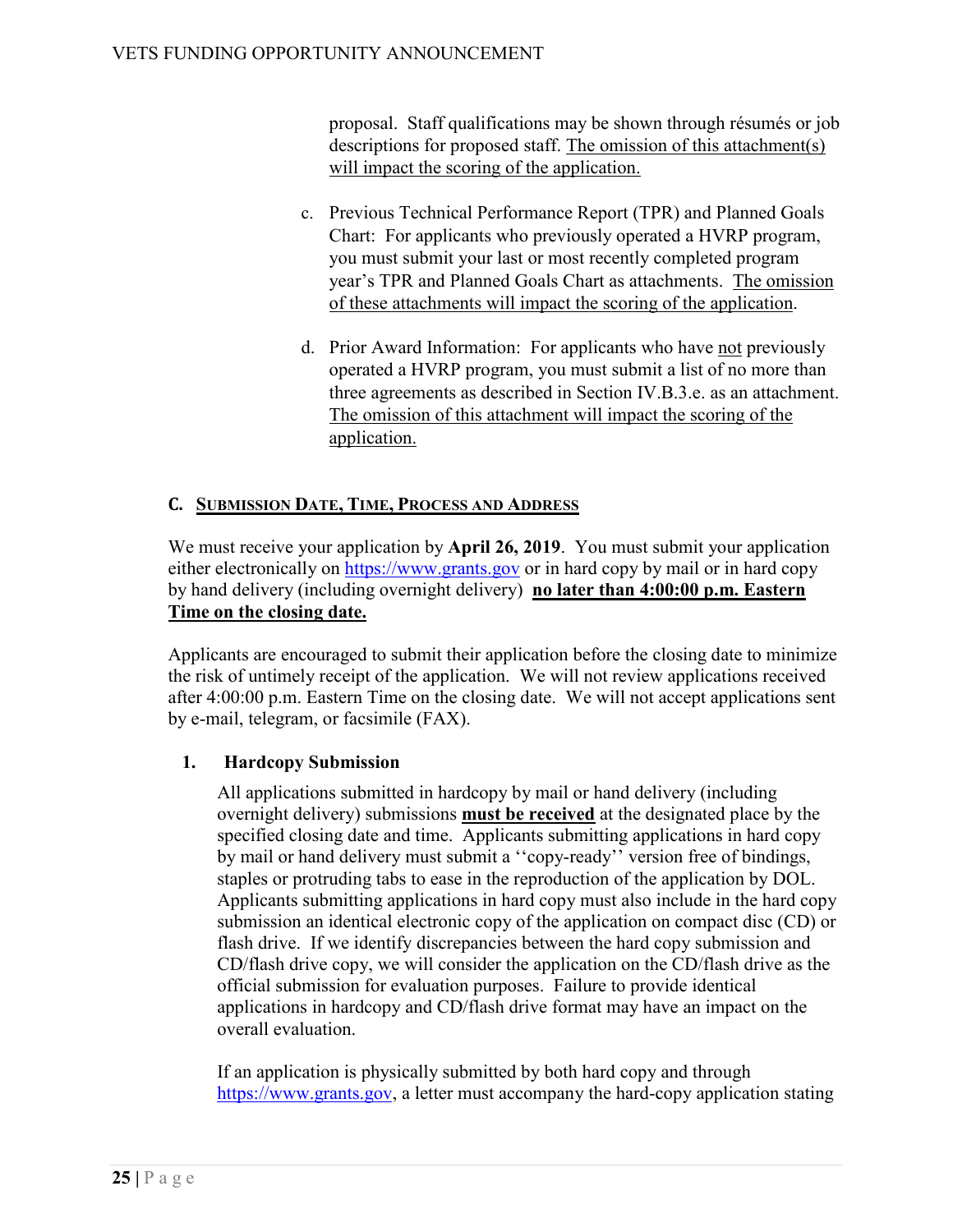proposal. Staff qualifications may be shown through résumés or job descriptions for proposed staff. <u>The omission of this attachment(s) will impact the scoring of the application.</u>

c. Previous Technical Performance Report (TPR) and Planned Goals Chart: For applicants who previously operated a HVRP program, you must submit your last or most recently completed program year's TPR and Planned Goals Chart as attachments. <u>The omission of these attachments will impact the scoring of the application</u>.

d. Prior Award Information: For applicants who have <u>not</u> previously operated a HVRP program, you must submit a list of no more than three agreements as described in Section IV.B.3.e. as an attachment. <u>The omission of this attachment will impact the scoring of the application.</u>

## C. SUBMISSION DATE, TIME, PROCESS AND ADDRESS

We must receive your application by **April 26, 2019**. You must submit your application either electronically on https://www.grants.gov or in hard copy by mail or in hard copy by hand delivery (including overnight delivery) **<u>no later than 4:00:00 p.m. Eastern Time on the closing date.</u>**

Applicants are encouraged to submit their application before the closing date to minimize the risk of untimely receipt of the application. We will not review applications received after 4:00:00 p.m. Eastern Time on the closing date. We will not accept applications sent by e-mail, telegram, or facsimile (FAX).

### 1. Hardcopy Submission

All applications submitted in hardcopy by mail or hand delivery (including overnight delivery) submissions **<u>must be received</u>** at the designated place by the specified closing date and time. Applicants submitting applications in hard copy by mail or hand delivery must submit a ''copy-ready'' version free of bindings, staples or protruding tabs to ease in the reproduction of the application by DOL. Applicants submitting applications in hard copy must also include in the hard copy submission an identical electronic copy of the application on compact disc (CD) or flash drive. If we identify discrepancies between the hard copy submission and CD/flash drive copy, we will consider the application on the CD/flash drive as the official submission for evaluation purposes. Failure to provide identical applications in hardcopy and CD/flash drive format may have an impact on the overall evaluation.

If an application is physically submitted by both hard copy and through https://www.grants.gov, a letter must accompany the hard-copy application stating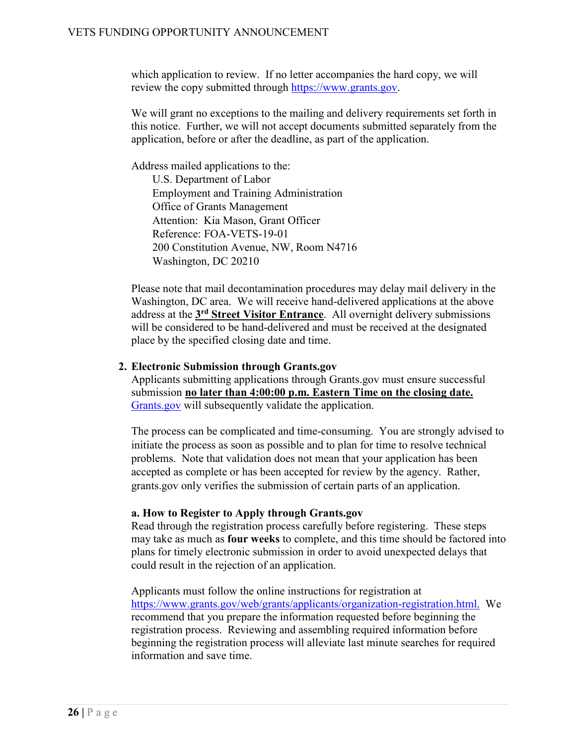which application to review. If no letter accompanies the hard copy, we will review the copy submitted through https://www.grants.gov.

We will grant no exceptions to the mailing and delivery requirements set forth in this notice. Further, we will not accept documents submitted separately from the application, before or after the deadline, as part of the application.

Address mailed applications to the:

U.S. Department of Labor
Employment and Training Administration
Office of Grants Management
Attention: Kia Mason, Grant Officer
Reference: FOA-VETS-19-01
200 Constitution Avenue, NW, Room N4716
Washington, DC 20210

Please note that mail decontamination procedures may delay mail delivery in the Washington, DC area. We will receive hand-delivered applications at the above address at the **3rd Street Visitor Entrance**. All overnight delivery submissions will be considered to be hand-delivered and must be received at the designated place by the specified closing date and time.

**2. Electronic Submission through Grants.gov**

Applicants submitting applications through Grants.gov must ensure successful submission **no later than 4:00:00 p.m. Eastern Time on the closing date.** Grants.gov will subsequently validate the application.

The process can be complicated and time-consuming. You are strongly advised to initiate the process as soon as possible and to plan for time to resolve technical problems. Note that validation does not mean that your application has been accepted as complete or has been accepted for review by the agency. Rather, grants.gov only verifies the submission of certain parts of an application.

**a. How to Register to Apply through Grants.gov**

Read through the registration process carefully before registering. These steps may take as much as **four weeks** to complete, and this time should be factored into plans for timely electronic submission in order to avoid unexpected delays that could result in the rejection of an application.

Applicants must follow the online instructions for registration at https://www.grants.gov/web/grants/applicants/organization-registration.html. We recommend that you prepare the information requested before beginning the registration process. Reviewing and assembling required information before beginning the registration process will alleviate last minute searches for required information and save time.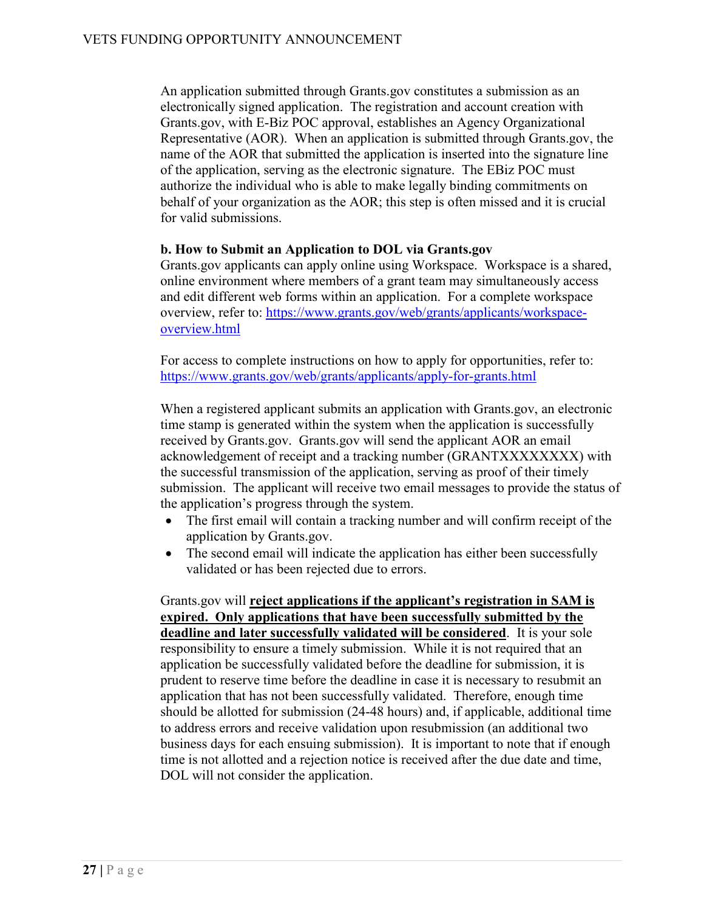An application submitted through Grants.gov constitutes a submission as an electronically signed application. The registration and account creation with Grants.gov, with E-Biz POC approval, establishes an Agency Organizational Representative (AOR). When an application is submitted through Grants.gov, the name of the AOR that submitted the application is inserted into the signature line of the application, serving as the electronic signature. The EBiz POC must authorize the individual who is able to make legally binding commitments on behalf of your organization as the AOR; this step is often missed and it is crucial for valid submissions.

**b. How to Submit an Application to DOL via Grants.gov**

Grants.gov applicants can apply online using Workspace. Workspace is a shared, online environment where members of a grant team may simultaneously access and edit different web forms within an application. For a complete workspace overview, refer to: [https://www.grants.gov/web/grants/applicants/workspace-overview.html](https://www.grants.gov/web/grants/applicants/workspace-overview.html)

For access to complete instructions on how to apply for opportunities, refer to: [https://www.grants.gov/web/grants/applicants/apply-for-grants.html](https://www.grants.gov/web/grants/applicants/apply-for-grants.html)

When a registered applicant submits an application with Grants.gov, an electronic time stamp is generated within the system when the application is successfully received by Grants.gov. Grants.gov will send the applicant AOR an email acknowledgement of receipt and a tracking number (GRANTXXXXXXXX) with the successful transmission of the application, serving as proof of their timely submission. The applicant will receive two email messages to provide the status of the application's progress through the system.

- The first email will contain a tracking number and will confirm receipt of the application by Grants.gov.
- The second email will indicate the application has either been successfully validated or has been rejected due to errors.

Grants.gov will **reject applications if the applicant's registration in SAM is expired. Only applications that have been successfully submitted by the deadline and later successfully validated will be considered**. It is your sole responsibility to ensure a timely submission. While it is not required that an application be successfully validated before the deadline for submission, it is prudent to reserve time before the deadline in case it is necessary to resubmit an application that has not been successfully validated. Therefore, enough time should be allotted for submission (24-48 hours) and, if applicable, additional time to address errors and receive validation upon resubmission (an additional two business days for each ensuing submission). It is important to note that if enough time is not allotted and a rejection notice is received after the due date and time, DOL will not consider the application.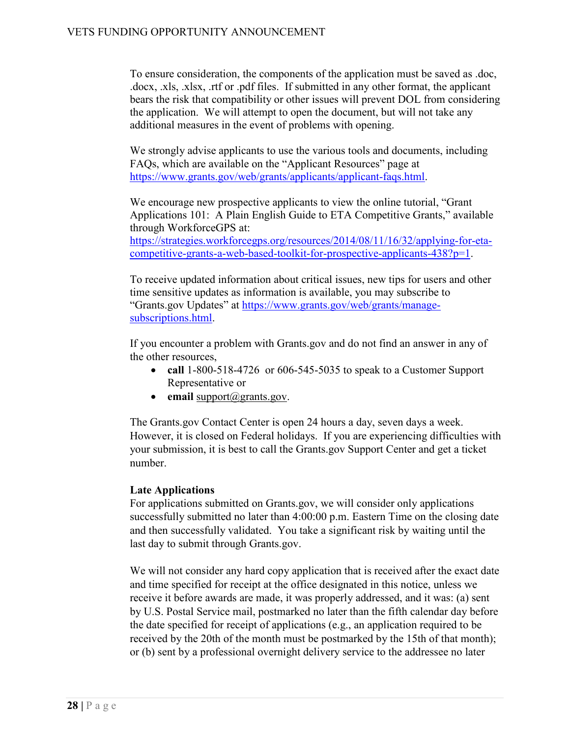To ensure consideration, the components of the application must be saved as .doc, .docx, .xls, .xlsx, .rtf or .pdf files. If submitted in any other format, the applicant bears the risk that compatibility or other issues will prevent DOL from considering the application. We will attempt to open the document, but will not take any additional measures in the event of problems with opening.

We strongly advise applicants to use the various tools and documents, including FAQs, which are available on the "Applicant Resources" page at https://www.grants.gov/web/grants/applicants/applicant-faqs.html.

We encourage new prospective applicants to view the online tutorial, "Grant Applications 101: A Plain English Guide to ETA Competitive Grants," available through WorkforceGPS at: https://strategies.workforcegps.org/resources/2014/08/11/16/32/applying-for-eta-competitive-grants-a-web-based-toolkit-for-prospective-applicants-438?p=1.

To receive updated information about critical issues, new tips for users and other time sensitive updates as information is available, you may subscribe to "Grants.gov Updates" at https://www.grants.gov/web/grants/manage-subscriptions.html.

If you encounter a problem with Grants.gov and do not find an answer in any of the other resources,

- **call** 1-800-518-4726 or 606-545-5035 to speak to a Customer Support Representative or
- **email** support@grants.gov.

The Grants.gov Contact Center is open 24 hours a day, seven days a week. However, it is closed on Federal holidays. If you are experiencing difficulties with your submission, it is best to call the Grants.gov Support Center and get a ticket number.

**Late Applications**

For applications submitted on Grants.gov, we will consider only applications successfully submitted no later than 4:00:00 p.m. Eastern Time on the closing date and then successfully validated. You take a significant risk by waiting until the last day to submit through Grants.gov.

We will not consider any hard copy application that is received after the exact date and time specified for receipt at the office designated in this notice, unless we receive it before awards are made, it was properly addressed, and it was: (a) sent by U.S. Postal Service mail, postmarked no later than the fifth calendar day before the date specified for receipt of applications (e.g., an application required to be received by the 20th of the month must be postmarked by the 15th of that month); or (b) sent by a professional overnight delivery service to the addressee no later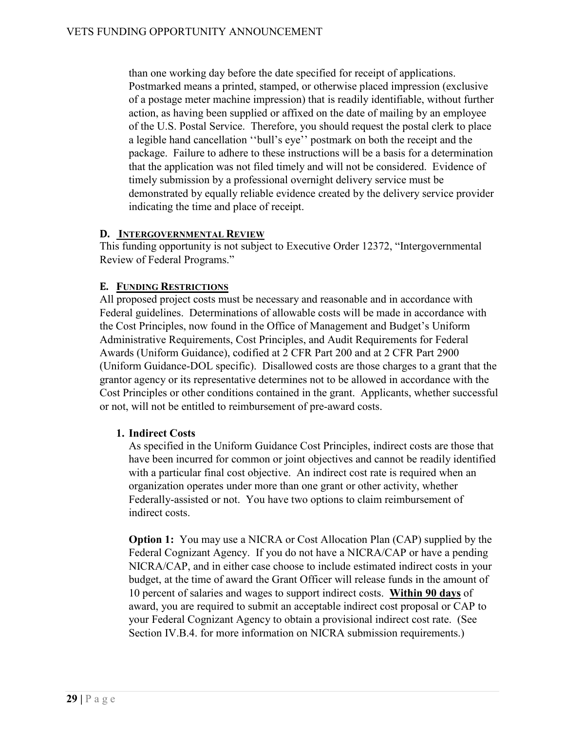than one working day before the date specified for receipt of applications. Postmarked means a printed, stamped, or otherwise placed impression (exclusive of a postage meter machine impression) that is readily identifiable, without further action, as having been supplied or affixed on the date of mailing by an employee of the U.S. Postal Service. Therefore, you should request the postal clerk to place a legible hand cancellation ''bull's eye'' postmark on both the receipt and the package. Failure to adhere to these instructions will be a basis for a determination that the application was not filed timely and will not be considered. Evidence of timely submission by a professional overnight delivery service must be demonstrated by equally reliable evidence created by the delivery service provider indicating the time and place of receipt.

### D. INTERGOVERNMENTAL REVIEW

This funding opportunity is not subject to Executive Order 12372, "Intergovernmental Review of Federal Programs."

### E. FUNDING RESTRICTIONS

All proposed project costs must be necessary and reasonable and in accordance with Federal guidelines. Determinations of allowable costs will be made in accordance with the Cost Principles, now found in the Office of Management and Budget's Uniform Administrative Requirements, Cost Principles, and Audit Requirements for Federal Awards (Uniform Guidance), codified at 2 CFR Part 200 and at 2 CFR Part 2900 (Uniform Guidance-DOL specific). Disallowed costs are those charges to a grant that the grantor agency or its representative determines not to be allowed in accordance with the Cost Principles or other conditions contained in the grant. Applicants, whether successful or not, will not be entitled to reimbursement of pre-award costs.

#### 1. Indirect Costs

As specified in the Uniform Guidance Cost Principles, indirect costs are those that have been incurred for common or joint objectives and cannot be readily identified with a particular final cost objective. An indirect cost rate is required when an organization operates under more than one grant or other activity, whether Federally-assisted or not. You have two options to claim reimbursement of indirect costs.

**Option 1:** You may use a NICRA or Cost Allocation Plan (CAP) supplied by the Federal Cognizant Agency. If you do not have a NICRA/CAP or have a pending NICRA/CAP, and in either case choose to include estimated indirect costs in your budget, at the time of award the Grant Officer will release funds in the amount of 10 percent of salaries and wages to support indirect costs. **Within 90 days** of award, you are required to submit an acceptable indirect cost proposal or CAP to your Federal Cognizant Agency to obtain a provisional indirect cost rate. (See Section IV.B.4. for more information on NICRA submission requirements.)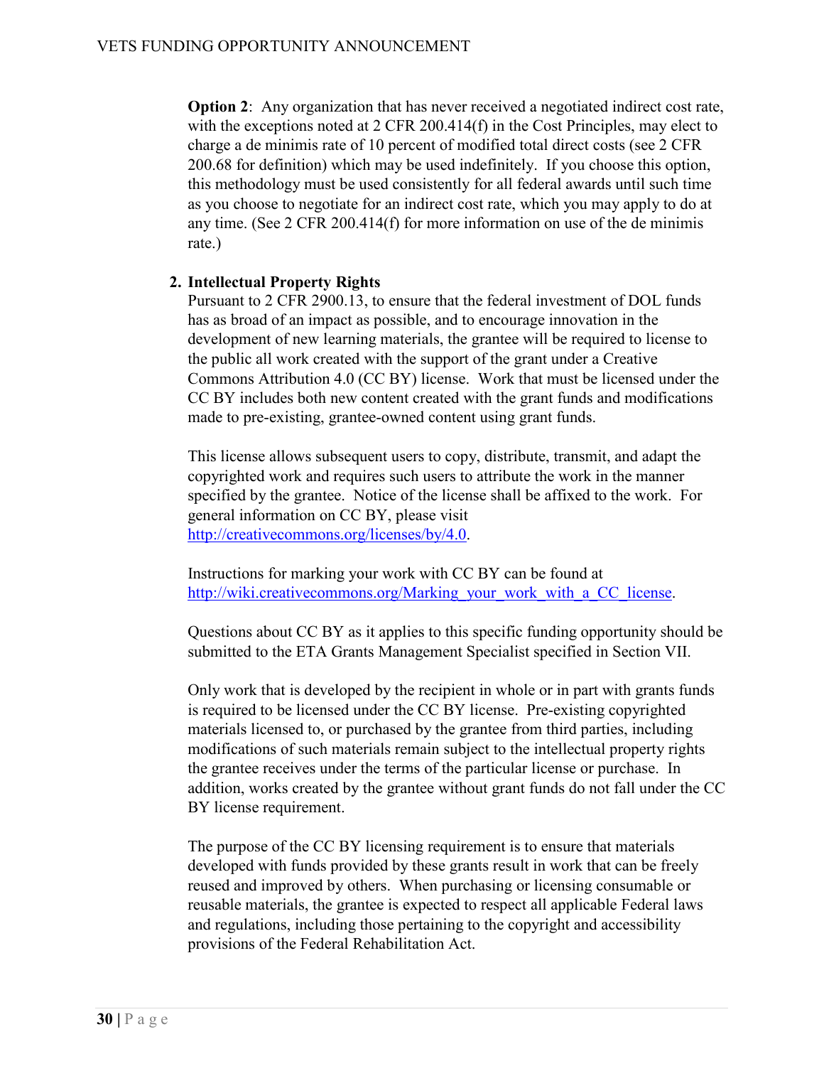**Option 2**: Any organization that has never received a negotiated indirect cost rate, with the exceptions noted at 2 CFR 200.414(f) in the Cost Principles, may elect to charge a de minimis rate of 10 percent of modified total direct costs (see 2 CFR 200.68 for definition) which may be used indefinitely. If you choose this option, this methodology must be used consistently for all federal awards until such time as you choose to negotiate for an indirect cost rate, which you may apply to do at any time. (See 2 CFR 200.414(f) for more information on use of the de minimis rate.)

2. **Intellectual Property Rights**

Pursuant to 2 CFR 2900.13, to ensure that the federal investment of DOL funds has as broad of an impact as possible, and to encourage innovation in the development of new learning materials, the grantee will be required to license to the public all work created with the support of the grant under a Creative Commons Attribution 4.0 (CC BY) license. Work that must be licensed under the CC BY includes both new content created with the grant funds and modifications made to pre-existing, grantee-owned content using grant funds.

This license allows subsequent users to copy, distribute, transmit, and adapt the copyrighted work and requires such users to attribute the work in the manner specified by the grantee. Notice of the license shall be affixed to the work. For general information on CC BY, please visit [http://creativecommons.org/licenses/by/4.0](http://creativecommons.org/licenses/by/4.0).

Instructions for marking your work with CC BY can be found at [http://wiki.creativecommons.org/Marking_your_work_with_a_CC_license](http://wiki.creativecommons.org/Marking_your_work_with_a_CC_license).

Questions about CC BY as it applies to this specific funding opportunity should be submitted to the ETA Grants Management Specialist specified in Section VII.

Only work that is developed by the recipient in whole or in part with grants funds is required to be licensed under the CC BY license. Pre-existing copyrighted materials licensed to, or purchased by the grantee from third parties, including modifications of such materials remain subject to the intellectual property rights the grantee receives under the terms of the particular license or purchase. In addition, works created by the grantee without grant funds do not fall under the CC BY license requirement.

The purpose of the CC BY licensing requirement is to ensure that materials developed with funds provided by these grants result in work that can be freely reused and improved by others. When purchasing or licensing consumable or reusable materials, the grantee is expected to respect all applicable Federal laws and regulations, including those pertaining to the copyright and accessibility provisions of the Federal Rehabilitation Act.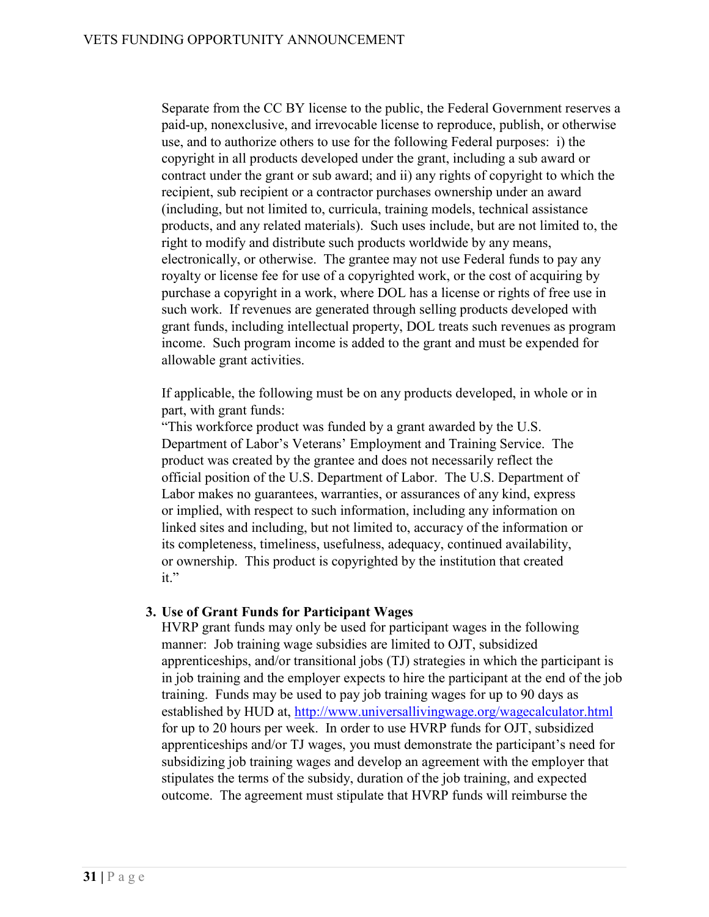Separate from the CC BY license to the public, the Federal Government reserves a paid-up, nonexclusive, and irrevocable license to reproduce, publish, or otherwise use, and to authorize others to use for the following Federal purposes: i) the copyright in all products developed under the grant, including a sub award or contract under the grant or sub award; and ii) any rights of copyright to which the recipient, sub recipient or a contractor purchases ownership under an award (including, but not limited to, curricula, training models, technical assistance products, and any related materials). Such uses include, but are not limited to, the right to modify and distribute such products worldwide by any means, electronically, or otherwise. The grantee may not use Federal funds to pay any royalty or license fee for use of a copyrighted work, or the cost of acquiring by purchase a copyright in a work, where DOL has a license or rights of free use in such work. If revenues are generated through selling products developed with grant funds, including intellectual property, DOL treats such revenues as program income. Such program income is added to the grant and must be expended for allowable grant activities.

If applicable, the following must be on any products developed, in whole or in part, with grant funds:

"This workforce product was funded by a grant awarded by the U.S. Department of Labor's Veterans' Employment and Training Service. The product was created by the grantee and does not necessarily reflect the official position of the U.S. Department of Labor. The U.S. Department of Labor makes no guarantees, warranties, or assurances of any kind, express or implied, with respect to such information, including any information on linked sites and including, but not limited to, accuracy of the information or its completeness, timeliness, usefulness, adequacy, continued availability, or ownership. This product is copyrighted by the institution that created it."

**3. Use of Grant Funds for Participant Wages**

HVRP grant funds may only be used for participant wages in the following manner: Job training wage subsidies are limited to OJT, subsidized apprenticeships, and/or transitional jobs (TJ) strategies in which the participant is in job training and the employer expects to hire the participant at the end of the job training. Funds may be used to pay job training wages for up to 90 days as established by HUD at, [http://www.universallivingwage.org/wagecalculator.html](http://www.universallivingwage.org/wagecalculator.html) for up to 20 hours per week. In order to use HVRP funds for OJT, subsidized apprenticeships and/or TJ wages, you must demonstrate the participant's need for subsidizing job training wages and develop an agreement with the employer that stipulates the terms of the subsidy, duration of the job training, and expected outcome. The agreement must stipulate that HVRP funds will reimburse the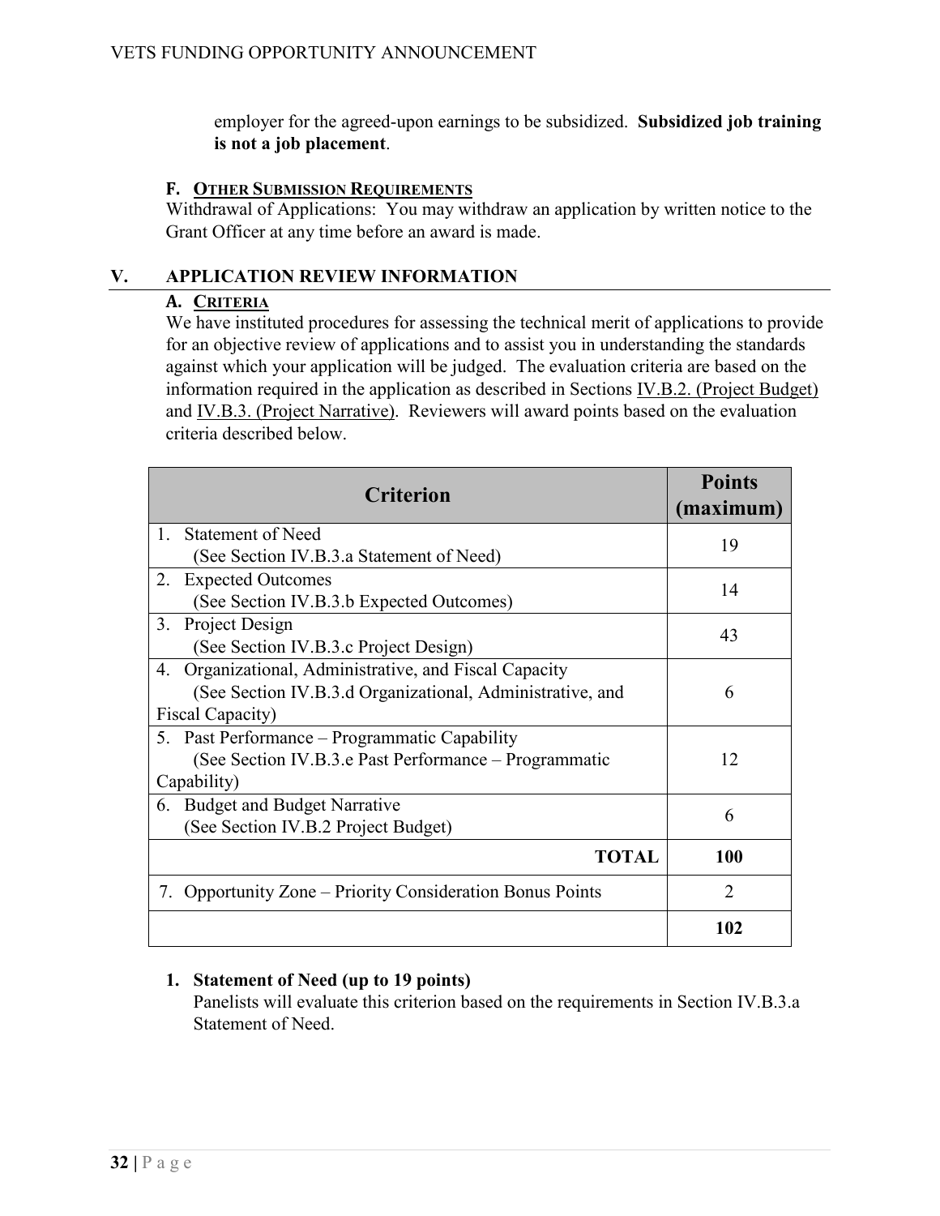employer for the agreed-upon earnings to be subsidized. **Subsidized job training is not a job placement**.

### F. Other Submission Requirements

Withdrawal of Applications: You may withdraw an application by written notice to the Grant Officer at any time before an award is made.

## V. APPLICATION REVIEW INFORMATION

### A. Criteria

We have instituted procedures for assessing the technical merit of applications to provide for an objective review of applications and to assist you in understanding the standards against which your application will be judged. The evaluation criteria are based on the information required in the application as described in Sections IV.B.2. (Project Budget) and IV.B.3. (Project Narrative). Reviewers will award points based on the evaluation criteria described below.

| Criterion | Points (maximum) |
|---|---|
| 1. Statement of Need (See Section IV.B.3.a Statement of Need) | 19 |
| 2. Expected Outcomes (See Section IV.B.3.b Expected Outcomes) | 14 |
| 3. Project Design (See Section IV.B.3.c Project Design) | 43 |
| 4. Organizational, Administrative, and Fiscal Capacity (See Section IV.B.3.d Organizational, Administrative, and Fiscal Capacity) | 6 |
| 5. Past Performance – Programmatic Capability (See Section IV.B.3.e Past Performance – Programmatic Capability) | 12 |
| 6. Budget and Budget Narrative (See Section IV.B.2 Project Budget) | 6 |
| **TOTAL** | **100** |
| 7. Opportunity Zone – Priority Consideration Bonus Points | 2 |
| | **102** |

1. **Statement of Need (up to 19 points)**
   Panelists will evaluate this criterion based on the requirements in Section IV.B.3.a Statement of Need.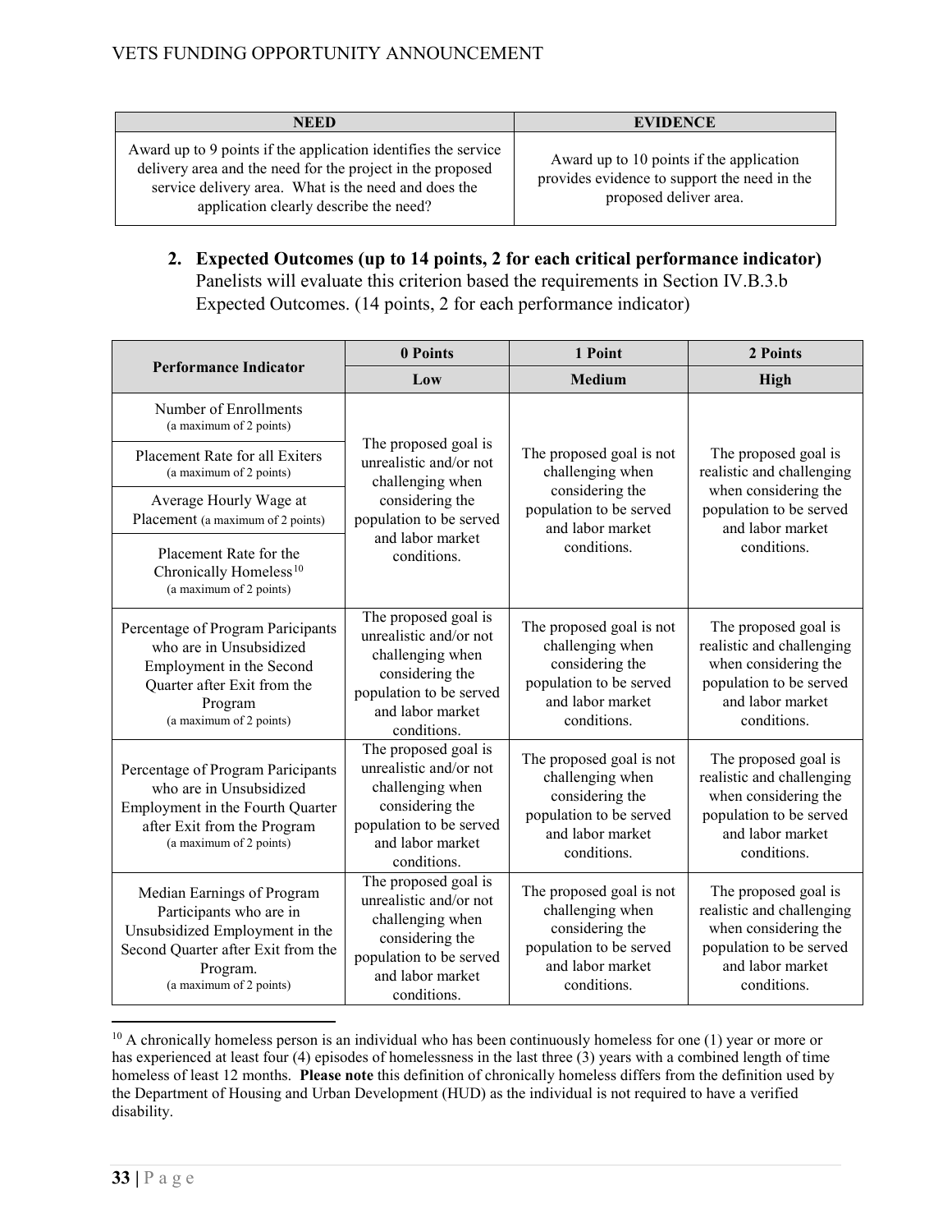| NEED | EVIDENCE |
| --- | --- |
| Award up to 9 points if the application identifies the service delivery area and the need for the project in the proposed service delivery area. What is the need and does the application clearly describe the need? | Award up to 10 points if the application provides evidence to support the need in the proposed deliver area. |

**2. Expected Outcomes (up to 14 points, 2 for each critical performance indicator)**
Panelists will evaluate this criterion based the requirements in Section IV.B.3.b Expected Outcomes. (14 points, 2 for each performance indicator)

| Performance Indicator | 0 Points | 1 Point | 2 Points |
| --- | --- | --- | --- |
| | Low | Medium | High |
| Number of Enrollments (a maximum of 2 points) | The proposed goal is unrealistic and/or not challenging when considering the population to be served and labor market conditions. | The proposed goal is not challenging when considering the population to be served and labor market conditions. | The proposed goal is realistic and challenging when considering the population to be served and labor market conditions. |
| Placement Rate for all Exiters (a maximum of 2 points) | | | |
| Average Hourly Wage at Placement (a maximum of 2 points) | | | |
| Placement Rate for the Chronically Homeless[10] (a maximum of 2 points) | | | |
| Percentage of Program Participants who are in Unsubsidized Employment in the Second Quarter after Exit from the Program (a maximum of 2 points) | The proposed goal is unrealistic and/or not challenging when considering the population to be served and labor market conditions. | The proposed goal is not challenging when considering the population to be served and labor market conditions. | The proposed goal is realistic and challenging when considering the population to be served and labor market conditions. |
| Percentage of Program Paricipants who are in Unsubsidized Employment in the Fourth Quarter after Exit from the Program (a maximum of 2 points) | The proposed goal is unrealistic and/or not challenging when considering the population to be served and labor market conditions. | The proposed goal is not challenging when considering the population to be served and labor market conditions. | The proposed goal is realistic and challenging when considering the population to be served and labor market conditions. |
| Median Earnings of Program Participants who are in Unsubsidized Employment in the Second Quarter after Exit from the Program. (a maximum of 2 points) | The proposed goal is unrealistic and/or not challenging when considering the population to be served and labor market conditions. | The proposed goal is not challenging when considering the population to be served and labor market conditions. | The proposed goal is realistic and challenging when considering the population to be served and labor market conditions. |

[10] A chronically homeless person is an individual who has been continuously homeless for one (1) year or more or has experienced at least four (4) episodes of homelessness in the last three (3) years with a combined length of time homeless of least 12 months. **Please note** this definition of chronically homeless differs from the definition used by the Department of Housing and Urban Development (HUD) as the individual is not required to have a verified disability.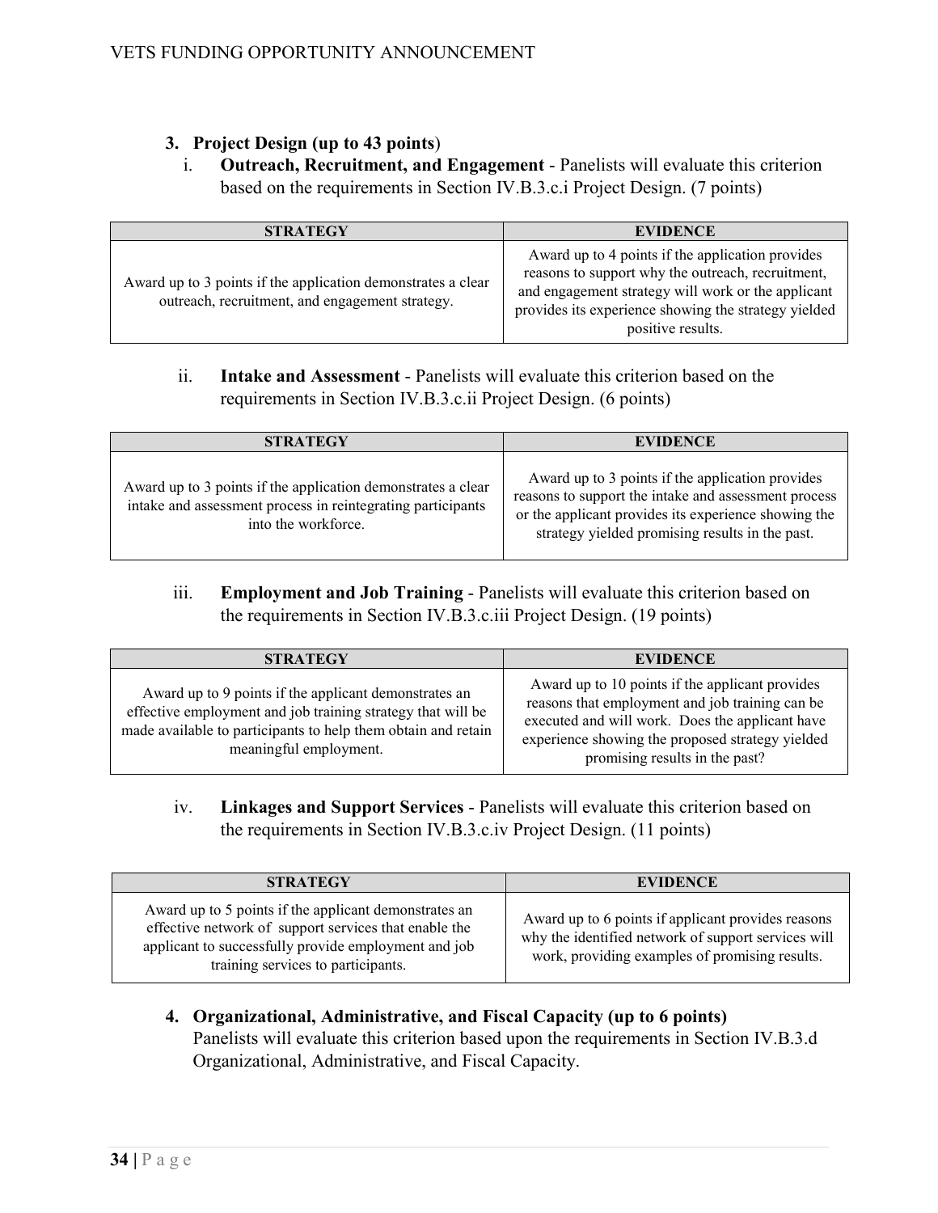3. **Project Design (up to 43 points**)

   i. **Outreach, Recruitment, and Engagement** - Panelists will evaluate this criterion based on the requirements in Section IV.B.3.c.i Project Design. (7 points)

| STRATEGY | EVIDENCE |
|---|---|
| Award up to 3 points if the application demonstrates a clear outreach, recruitment, and engagement strategy. | Award up to 4 points if the application provides reasons to support why the outreach, recruitment, and engagement strategy will work or the applicant provides its experience showing the strategy yielded positive results. |

   ii. **Intake and Assessment** - Panelists will evaluate this criterion based on the requirements in Section IV.B.3.c.ii Project Design. (6 points)

| STRATEGY | EVIDENCE |
|---|---|
| Award up to 3 points if the application demonstrates a clear intake and assessment process in reintegrating participants into the workforce. | Award up to 3 points if the application provides reasons to support the intake and assessment process or the applicant provides its experience showing the strategy yielded promising results in the past. |

   iii. **Employment and Job Training** - Panelists will evaluate this criterion based on the requirements in Section IV.B.3.c.iii Project Design. (19 points)

| STRATEGY | EVIDENCE |
|---|---|
| Award up to 9 points if the applicant demonstrates an effective employment and job training strategy that will be made available to participants to help them obtain and retain meaningful employment. | Award up to 10 points if the applicant provides reasons that employment and job training can be executed and will work. Does the applicant have experience showing the proposed strategy yielded promising results in the past? |

   iv. **Linkages and Support Services** - Panelists will evaluate this criterion based on the requirements in Section IV.B.3.c.iv Project Design. (11 points)

| STRATEGY | EVIDENCE |
|---|---|
| Award up to 5 points if the applicant demonstrates an effective network of support services that enable the applicant to successfully provide employment and job training services to participants. | Award up to 6 points if applicant provides reasons why the identified network of support services will work, providing examples of promising results. |

4. **Organizational, Administrative, and Fiscal Capacity (up to 6 points)**
   Panelists will evaluate this criterion based upon the requirements in Section IV.B.3.d Organizational, Administrative, and Fiscal Capacity.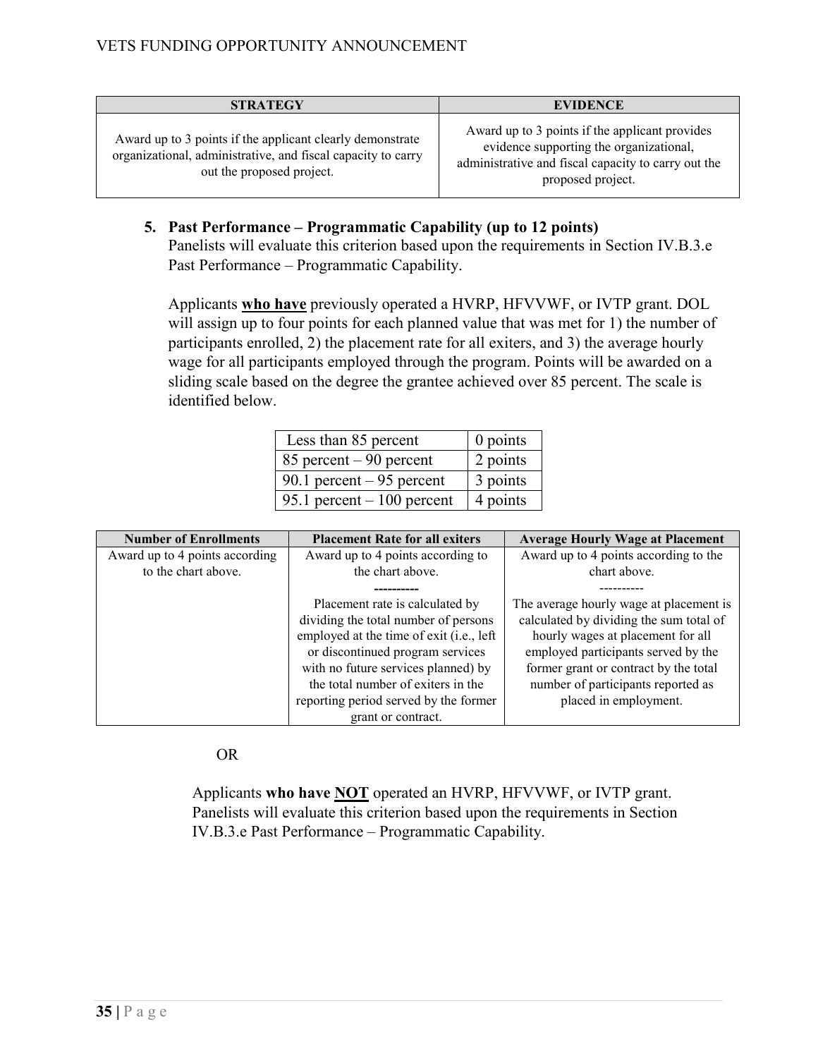| STRATEGY | EVIDENCE |
| --- | --- |
| Award up to 3 points if the applicant clearly demonstrate organizational, administrative, and fiscal capacity to carry out the proposed project. | Award up to 3 points if the applicant provides evidence supporting the organizational, administrative and fiscal capacity to carry out the proposed project. |

5. **Past Performance – Programmatic Capability (up to 12 points)**
   Panelists will evaluate this criterion based upon the requirements in Section IV.B.3.e Past Performance – Programmatic Capability.

   Applicants **<u>who have</u>** previously operated a HVRP, HFVVWF, or IVTP grant. DOL will assign up to four points for each planned value that was met for 1) the number of participants enrolled, 2) the placement rate for all exiters, and 3) the average hourly wage for all participants employed through the program. Points will be awarded on a sliding scale based on the degree the grantee achieved over 85 percent. The scale is identified below.

| Less than 85 percent | 0 points |
| --- | --- |
| 85 percent – 90 percent | 2 points |
| 90.1 percent – 95 percent | 3 points |
| 95.1 percent – 100 percent | 4 points |

| Number of Enrollments | Placement Rate for all exiters | Average Hourly Wage at Placement |
| --- | --- | --- |
| Award up to 4 points according to the chart above. | Award up to 4 points according to the chart above.<br>----------<br>Placement rate is calculated by dividing the total number of persons employed at the time of exit (i.e., left or discontinued program services with no future services planned) by the total number of exiters in the reporting period served by the former grant or contract. | Award up to 4 points according to the chart above.<br>----------<br>The average hourly wage at placement is calculated by dividing the sum total of hourly wages at placement for all employed participants served by the former grant or contract by the total number of participants reported as placed in employment. |

OR

Applicants **who have <u>NOT</u>** operated an HVRP, HFVVWF, or IVTP grant. Panelists will evaluate this criterion based upon the requirements in Section IV.B.3.e Past Performance – Programmatic Capability.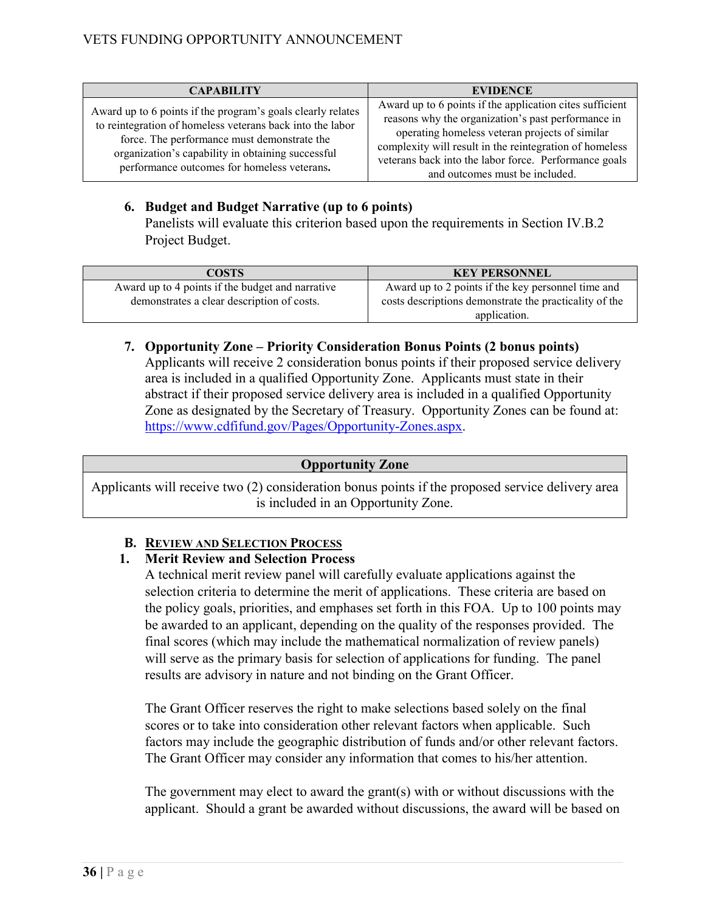| CAPABILITY | EVIDENCE |
|---|---|
| Award up to 6 points if the program's goals clearly relates to reintegration of homeless veterans back into the labor force. The performance must demonstrate the organization's capability in obtaining successful performance outcomes for homeless veterans**.** | Award up to 6 points if the application cites sufficient reasons why the organization's past performance in operating homeless veteran projects of similar complexity will result in the reintegration of homeless veterans back into the labor force. Performance goals and outcomes must be included. |

6. **Budget and Budget Narrative (up to 6 points)**
   Panelists will evaluate this criterion based upon the requirements in Section IV.B.2 Project Budget.

| COSTS | KEY PERSONNEL |
|---|---|
| Award up to 4 points if the budget and narrative demonstrates a clear description of costs. | Award up to 2 points if the key personnel time and costs descriptions demonstrate the practicality of the application. |

7. **Opportunity Zone – Priority Consideration Bonus Points (2 bonus points)**
   Applicants will receive 2 consideration bonus points if their proposed service delivery area is included in a qualified Opportunity Zone. Applicants must state in their abstract if their proposed service delivery area is included in a qualified Opportunity Zone as designated by the Secretary of Treasury. Opportunity Zones can be found at: https://www.cdfifund.gov/Pages/Opportunity-Zones.aspx.

| Opportunity Zone |
|---|
| Applicants will receive two (2) consideration bonus points if the proposed service delivery area is included in an Opportunity Zone. |

## B. REVIEW AND SELECTION PROCESS

### 1. Merit Review and Selection Process

A technical merit review panel will carefully evaluate applications against the selection criteria to determine the merit of applications. These criteria are based on the policy goals, priorities, and emphases set forth in this FOA. Up to 100 points may be awarded to an applicant, depending on the quality of the responses provided. The final scores (which may include the mathematical normalization of review panels) will serve as the primary basis for selection of applications for funding. The panel results are advisory in nature and not binding on the Grant Officer.

The Grant Officer reserves the right to make selections based solely on the final scores or to take into consideration other relevant factors when applicable. Such factors may include the geographic distribution of funds and/or other relevant factors. The Grant Officer may consider any information that comes to his/her attention.

The government may elect to award the grant(s) with or without discussions with the applicant. Should a grant be awarded without discussions, the award will be based on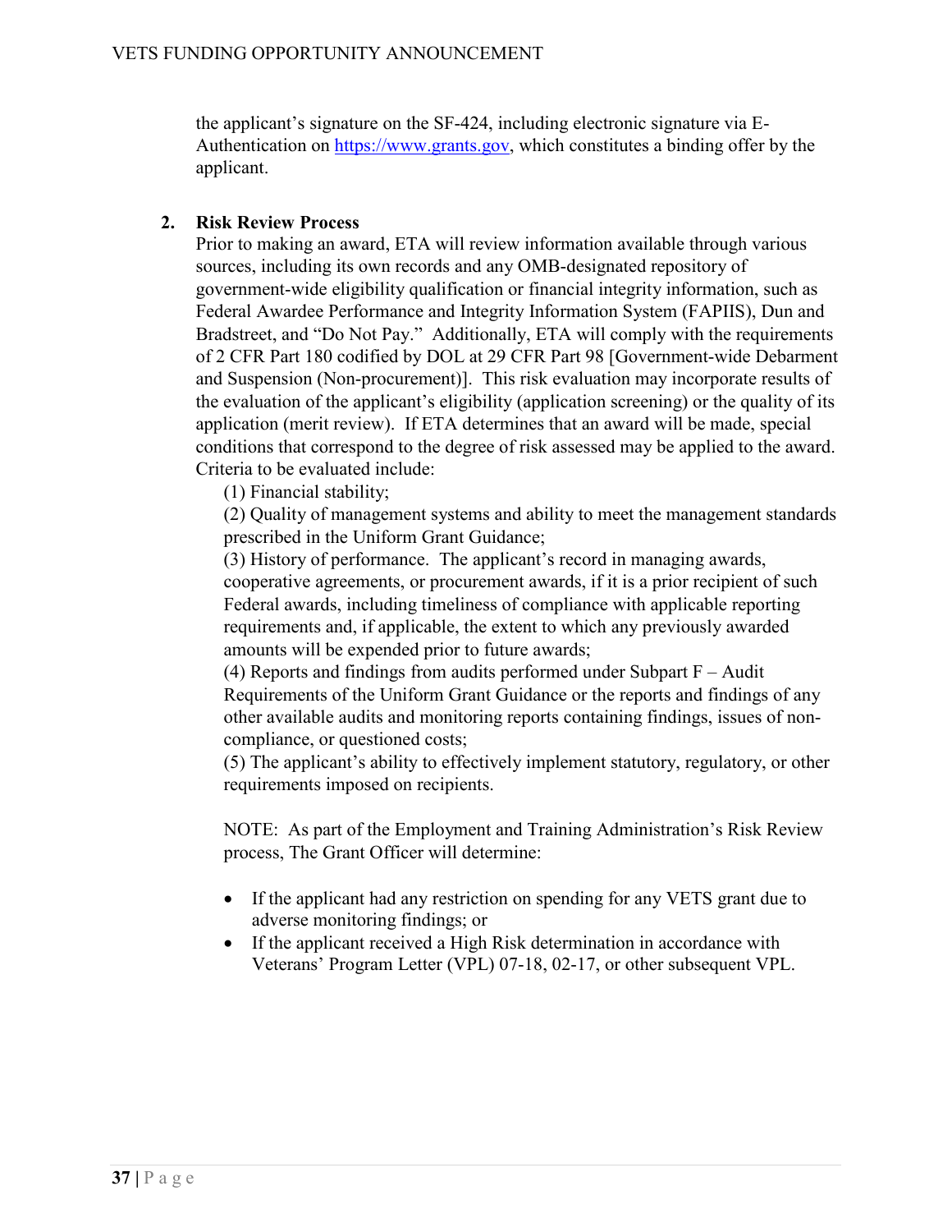the applicant's signature on the SF-424, including electronic signature via E-Authentication on https://www.grants.gov, which constitutes a binding offer by the applicant.

**2. Risk Review Process**

Prior to making an award, ETA will review information available through various sources, including its own records and any OMB-designated repository of government-wide eligibility qualification or financial integrity information, such as Federal Awardee Performance and Integrity Information System (FAPIIS), Dun and Bradstreet, and "Do Not Pay." Additionally, ETA will comply with the requirements of 2 CFR Part 180 codified by DOL at 29 CFR Part 98 [Government-wide Debarment and Suspension (Non-procurement)]. This risk evaluation may incorporate results of the evaluation of the applicant's eligibility (application screening) or the quality of its application (merit review). If ETA determines that an award will be made, special conditions that correspond to the degree of risk assessed may be applied to the award. Criteria to be evaluated include:

(1) Financial stability;
(2) Quality of management systems and ability to meet the management standards prescribed in the Uniform Grant Guidance;
(3) History of performance. The applicant's record in managing awards, cooperative agreements, or procurement awards, if it is a prior recipient of such Federal awards, including timeliness of compliance with applicable reporting requirements and, if applicable, the extent to which any previously awarded amounts will be expended prior to future awards;
(4) Reports and findings from audits performed under Subpart F – Audit Requirements of the Uniform Grant Guidance or the reports and findings of any other available audits and monitoring reports containing findings, issues of non-compliance, or questioned costs;
(5) The applicant's ability to effectively implement statutory, regulatory, or other requirements imposed on recipients.

NOTE: As part of the Employment and Training Administration's Risk Review process, The Grant Officer will determine:

- If the applicant had any restriction on spending for any VETS grant due to adverse monitoring findings; or
- If the applicant received a High Risk determination in accordance with Veterans' Program Letter (VPL) 07-18, 02-17, or other subsequent VPL.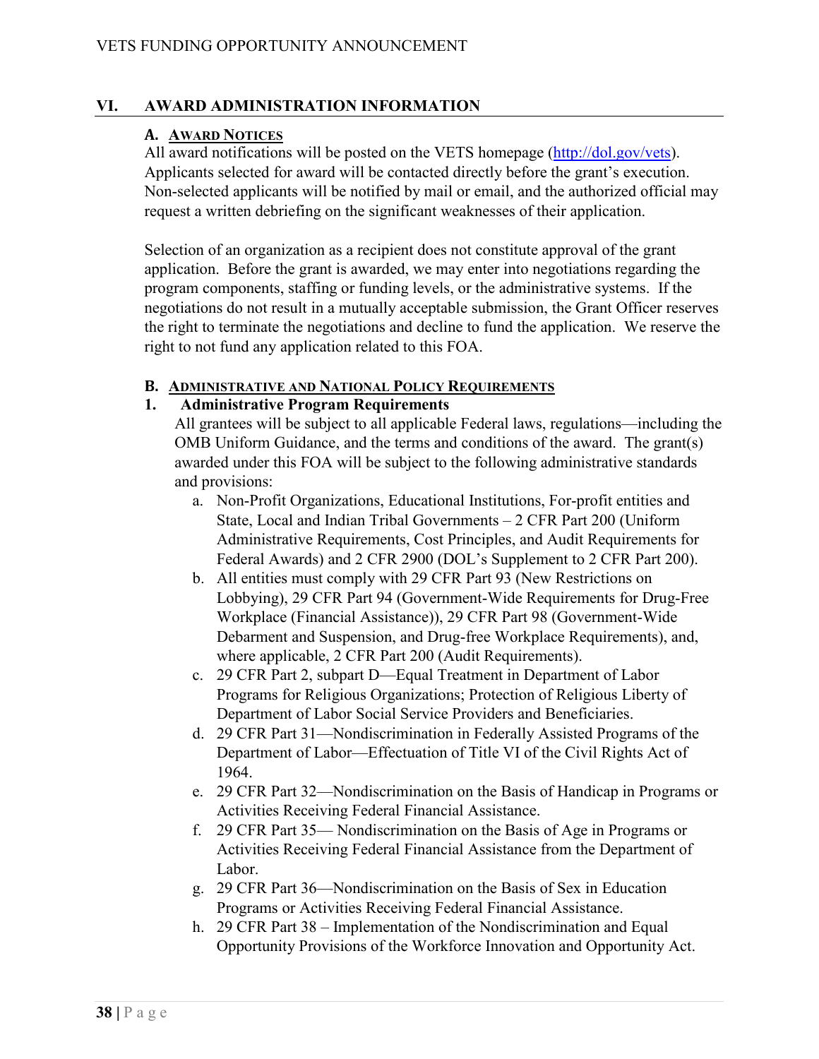## VI. AWARD ADMINISTRATION INFORMATION

### A. Award Notices

All award notifications will be posted on the VETS homepage (http://dol.gov/vets). Applicants selected for award will be contacted directly before the grant's execution. Non-selected applicants will be notified by mail or email, and the authorized official may request a written debriefing on the significant weaknesses of their application.

Selection of an organization as a recipient does not constitute approval of the grant application. Before the grant is awarded, we may enter into negotiations regarding the program components, staffing or funding levels, or the administrative systems. If the negotiations do not result in a mutually acceptable submission, the Grant Officer reserves the right to terminate the negotiations and decline to fund the application. We reserve the right to not fund any application related to this FOA.

### B. Administrative and National Policy Requirements

#### 1. Administrative Program Requirements

All grantees will be subject to all applicable Federal laws, regulations—including the OMB Uniform Guidance, and the terms and conditions of the award. The grant(s) awarded under this FOA will be subject to the following administrative standards and provisions:

a. Non-Profit Organizations, Educational Institutions, For-profit entities and State, Local and Indian Tribal Governments – 2 CFR Part 200 (Uniform Administrative Requirements, Cost Principles, and Audit Requirements for Federal Awards) and 2 CFR 2900 (DOL's Supplement to 2 CFR Part 200).

b. All entities must comply with 29 CFR Part 93 (New Restrictions on Lobbying), 29 CFR Part 94 (Government-Wide Requirements for Drug-Free Workplace (Financial Assistance)), 29 CFR Part 98 (Government-Wide Debarment and Suspension, and Drug-free Workplace Requirements), and, where applicable, 2 CFR Part 200 (Audit Requirements).

c. 29 CFR Part 2, subpart D—Equal Treatment in Department of Labor Programs for Religious Organizations; Protection of Religious Liberty of Department of Labor Social Service Providers and Beneficiaries.

d. 29 CFR Part 31—Nondiscrimination in Federally Assisted Programs of the Department of Labor—Effectuation of Title VI of the Civil Rights Act of 1964.

e. 29 CFR Part 32—Nondiscrimination on the Basis of Handicap in Programs or Activities Receiving Federal Financial Assistance.

f. 29 CFR Part 35— Nondiscrimination on the Basis of Age in Programs or Activities Receiving Federal Financial Assistance from the Department of Labor.

g. 29 CFR Part 36—Nondiscrimination on the Basis of Sex in Education Programs or Activities Receiving Federal Financial Assistance.

h. 29 CFR Part 38 – Implementation of the Nondiscrimination and Equal Opportunity Provisions of the Workforce Innovation and Opportunity Act.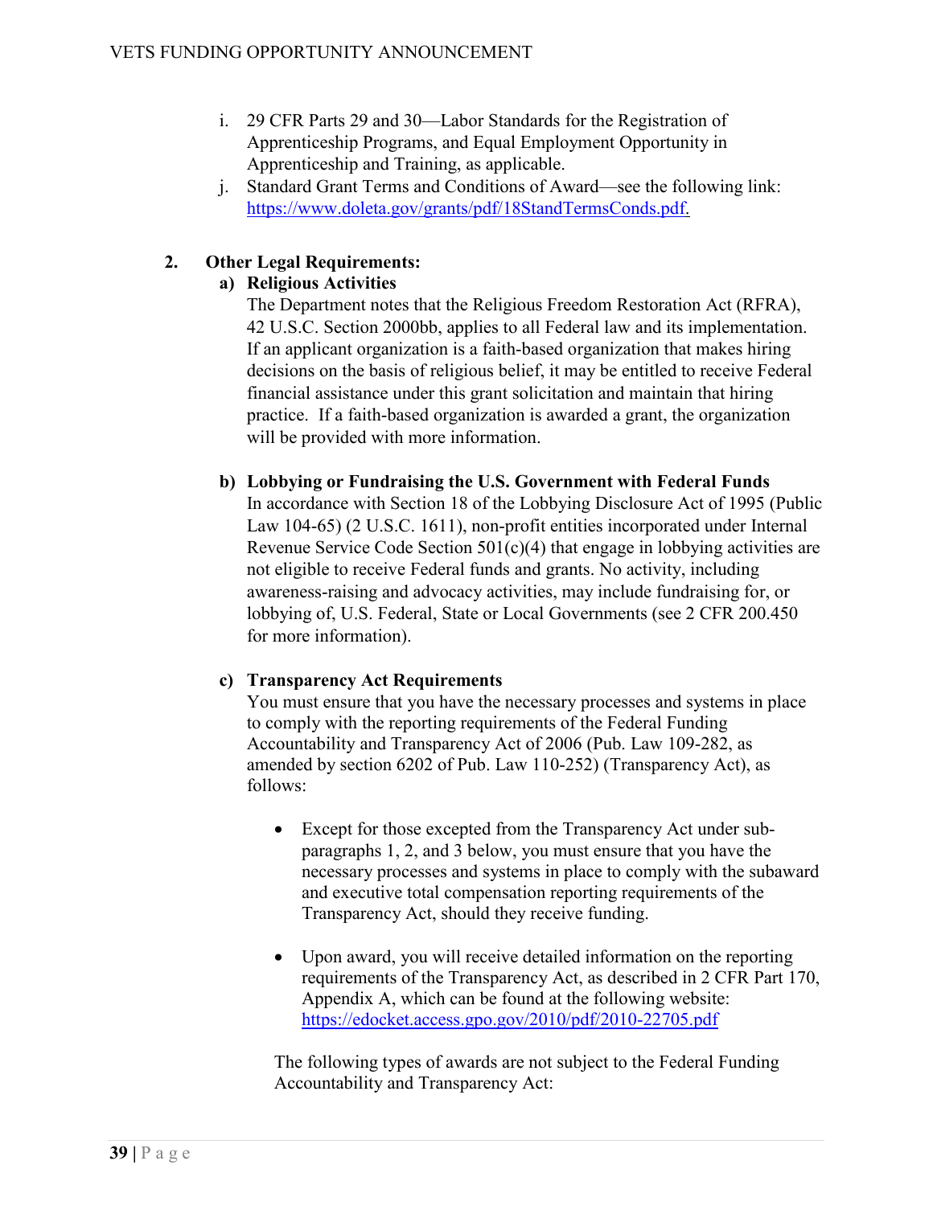i. 29 CFR Parts 29 and 30—Labor Standards for the Registration of Apprenticeship Programs, and Equal Employment Opportunity in Apprenticeship and Training, as applicable.

j. Standard Grant Terms and Conditions of Award—see the following link: [https://www.doleta.gov/grants/pdf/18StandTermsConds.pdf.](https://www.doleta.gov/grants/pdf/18StandTermsConds.pdf)

**2. Other Legal Requirements:**

**a) Religious Activities**

The Department notes that the Religious Freedom Restoration Act (RFRA), 42 U.S.C. Section 2000bb, applies to all Federal law and its implementation. If an applicant organization is a faith-based organization that makes hiring decisions on the basis of religious belief, it may be entitled to receive Federal financial assistance under this grant solicitation and maintain that hiring practice. If a faith-based organization is awarded a grant, the organization will be provided with more information.

**b) Lobbying or Fundraising the U.S. Government with Federal Funds**

In accordance with Section 18 of the Lobbying Disclosure Act of 1995 (Public Law 104-65) (2 U.S.C. 1611), non-profit entities incorporated under Internal Revenue Service Code Section 501(c)(4) that engage in lobbying activities are not eligible to receive Federal funds and grants. No activity, including awareness-raising and advocacy activities, may include fundraising for, or lobbying of, U.S. Federal, State or Local Governments (see 2 CFR 200.450 for more information).

**c) Transparency Act Requirements**

You must ensure that you have the necessary processes and systems in place to comply with the reporting requirements of the Federal Funding Accountability and Transparency Act of 2006 (Pub. Law 109-282, as amended by section 6202 of Pub. Law 110-252) (Transparency Act), as follows:

- Except for those excepted from the Transparency Act under sub-paragraphs 1, 2, and 3 below, you must ensure that you have the necessary processes and systems in place to comply with the subaward and executive total compensation reporting requirements of the Transparency Act, should they receive funding.

- Upon award, you will receive detailed information on the reporting requirements of the Transparency Act, as described in 2 CFR Part 170, Appendix A, which can be found at the following website: [https://edocket.access.gpo.gov/2010/pdf/2010-22705.pdf](https://edocket.access.gpo.gov/2010/pdf/2010-22705.pdf)

The following types of awards are not subject to the Federal Funding Accountability and Transparency Act: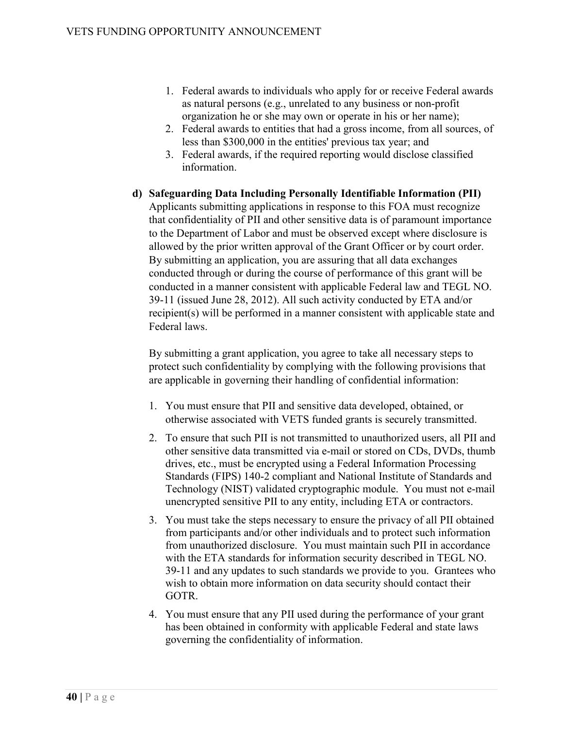1. Federal awards to individuals who apply for or receive Federal awards as natural persons (e.g., unrelated to any business or non-profit organization he or she may own or operate in his or her name);
2. Federal awards to entities that had a gross income, from all sources, of less than $300,000 in the entities' previous tax year; and
3. Federal awards, if the required reporting would disclose classified information.

**d) Safeguarding Data Including Personally Identifiable Information (PII)**

Applicants submitting applications in response to this FOA must recognize that confidentiality of PII and other sensitive data is of paramount importance to the Department of Labor and must be observed except where disclosure is allowed by the prior written approval of the Grant Officer or by court order. By submitting an application, you are assuring that all data exchanges conducted through or during the course of performance of this grant will be conducted in a manner consistent with applicable Federal law and TEGL NO. 39-11 (issued June 28, 2012). All such activity conducted by ETA and/or recipient(s) will be performed in a manner consistent with applicable state and Federal laws.

By submitting a grant application, you agree to take all necessary steps to protect such confidentiality by complying with the following provisions that are applicable in governing their handling of confidential information:

1. You must ensure that PII and sensitive data developed, obtained, or otherwise associated with VETS funded grants is securely transmitted.
2. To ensure that such PII is not transmitted to unauthorized users, all PII and other sensitive data transmitted via e-mail or stored on CDs, DVDs, thumb drives, etc., must be encrypted using a Federal Information Processing Standards (FIPS) 140-2 compliant and National Institute of Standards and Technology (NIST) validated cryptographic module. You must not e-mail unencrypted sensitive PII to any entity, including ETA or contractors.
3. You must take the steps necessary to ensure the privacy of all PII obtained from participants and/or other individuals and to protect such information from unauthorized disclosure. You must maintain such PII in accordance with the ETA standards for information security described in TEGL NO. 39-11 and any updates to such standards we provide to you. Grantees who wish to obtain more information on data security should contact their GOTR.
4. You must ensure that any PII used during the performance of your grant has been obtained in conformity with applicable Federal and state laws governing the confidentiality of information.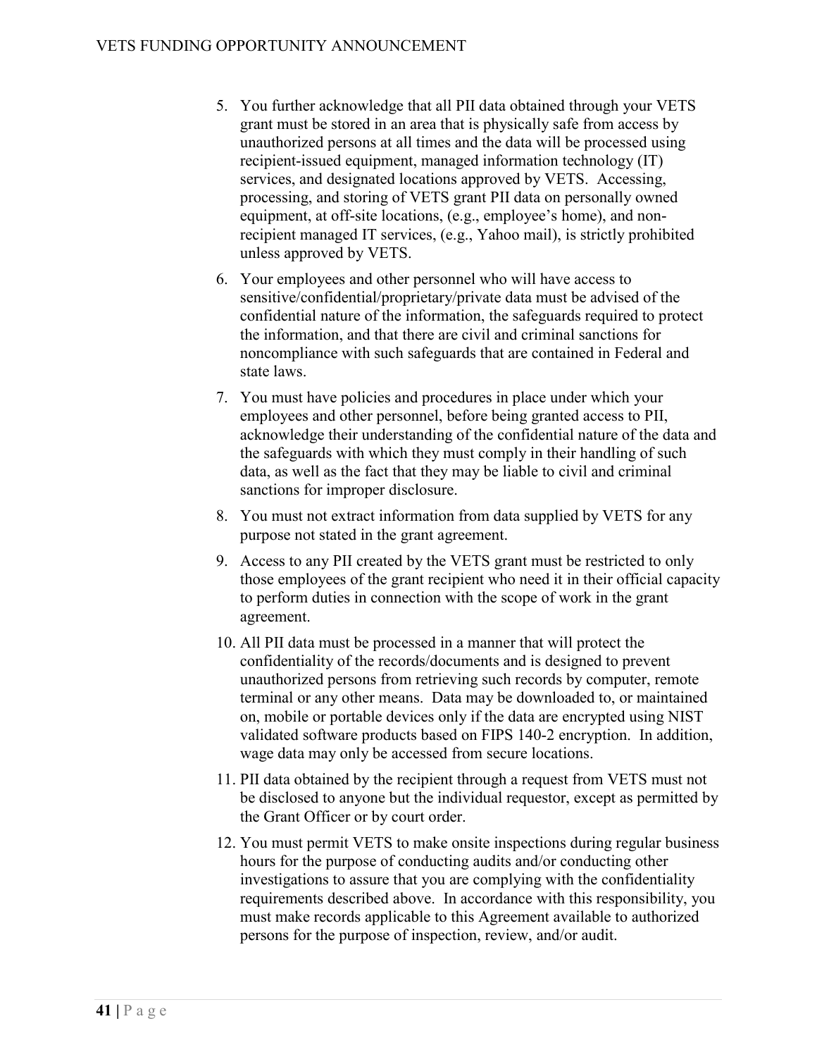5. You further acknowledge that all PII data obtained through your VETS grant must be stored in an area that is physically safe from access by unauthorized persons at all times and the data will be processed using recipient-issued equipment, managed information technology (IT) services, and designated locations approved by VETS. Accessing, processing, and storing of VETS grant PII data on personally owned equipment, at off-site locations, (e.g., employee's home), and non-recipient managed IT services, (e.g., Yahoo mail), is strictly prohibited unless approved by VETS.
6. Your employees and other personnel who will have access to sensitive/confidential/proprietary/private data must be advised of the confidential nature of the information, the safeguards required to protect the information, and that there are civil and criminal sanctions for noncompliance with such safeguards that are contained in Federal and state laws.
7. You must have policies and procedures in place under which your employees and other personnel, before being granted access to PII, acknowledge their understanding of the confidential nature of the data and the safeguards with which they must comply in their handling of such data, as well as the fact that they may be liable to civil and criminal sanctions for improper disclosure.
8. You must not extract information from data supplied by VETS for any purpose not stated in the grant agreement.
9. Access to any PII created by the VETS grant must be restricted to only those employees of the grant recipient who need it in their official capacity to perform duties in connection with the scope of work in the grant agreement.
10. All PII data must be processed in a manner that will protect the confidentiality of the records/documents and is designed to prevent unauthorized persons from retrieving such records by computer, remote terminal or any other means. Data may be downloaded to, or maintained on, mobile or portable devices only if the data are encrypted using NIST validated software products based on FIPS 140-2 encryption. In addition, wage data may only be accessed from secure locations.
11. PII data obtained by the recipient through a request from VETS must not be disclosed to anyone but the individual requestor, except as permitted by the Grant Officer or by court order.
12. You must permit VETS to make onsite inspections during regular business hours for the purpose of conducting audits and/or conducting other investigations to assure that you are complying with the confidentiality requirements described above. In accordance with this responsibility, you must make records applicable to this Agreement available to authorized persons for the purpose of inspection, review, and/or audit.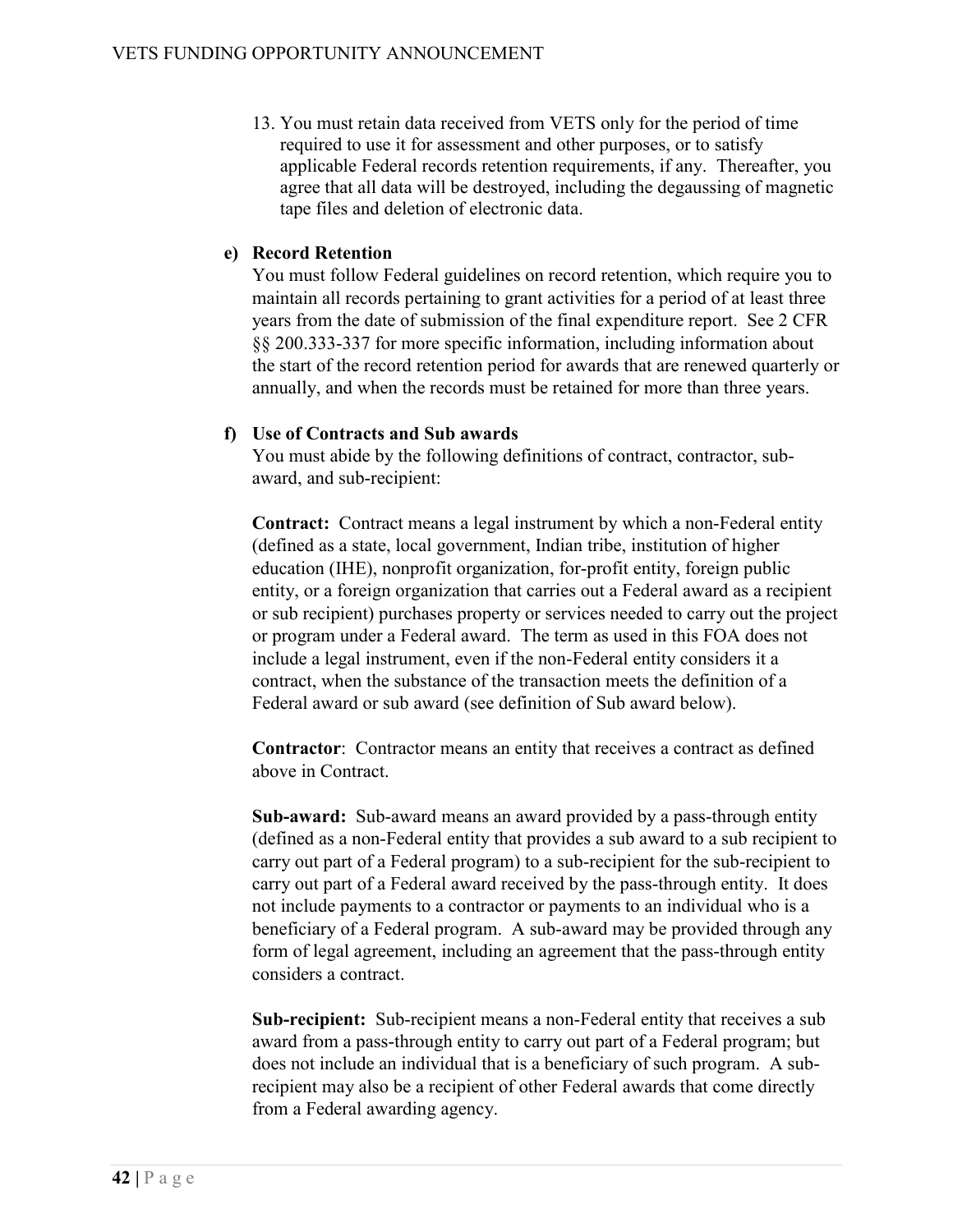13. You must retain data received from VETS only for the period of time required to use it for assessment and other purposes, or to satisfy applicable Federal records retention requirements, if any. Thereafter, you agree that all data will be destroyed, including the degaussing of magnetic tape files and deletion of electronic data.

**e) Record Retention**

You must follow Federal guidelines on record retention, which require you to maintain all records pertaining to grant activities for a period of at least three years from the date of submission of the final expenditure report. See 2 CFR §§ 200.333-337 for more specific information, including information about the start of the record retention period for awards that are renewed quarterly or annually, and when the records must be retained for more than three years.

**f) Use of Contracts and Sub awards**

You must abide by the following definitions of contract, contractor, sub-award, and sub-recipient:

**Contract:** Contract means a legal instrument by which a non-Federal entity (defined as a state, local government, Indian tribe, institution of higher education (IHE), nonprofit organization, for-profit entity, foreign public entity, or a foreign organization that carries out a Federal award as a recipient or sub recipient) purchases property or services needed to carry out the project or program under a Federal award. The term as used in this FOA does not include a legal instrument, even if the non-Federal entity considers it a contract, when the substance of the transaction meets the definition of a Federal award or sub award (see definition of Sub award below).

**Contractor**: Contractor means an entity that receives a contract as defined above in Contract.

**Sub-award:** Sub-award means an award provided by a pass-through entity (defined as a non-Federal entity that provides a sub award to a sub recipient to carry out part of a Federal program) to a sub-recipient for the sub-recipient to carry out part of a Federal award received by the pass-through entity. It does not include payments to a contractor or payments to an individual who is a beneficiary of a Federal program. A sub-award may be provided through any form of legal agreement, including an agreement that the pass-through entity considers a contract.

**Sub-recipient:** Sub-recipient means a non-Federal entity that receives a sub award from a pass-through entity to carry out part of a Federal program; but does not include an individual that is a beneficiary of such program. A sub-recipient may also be a recipient of other Federal awards that come directly from a Federal awarding agency.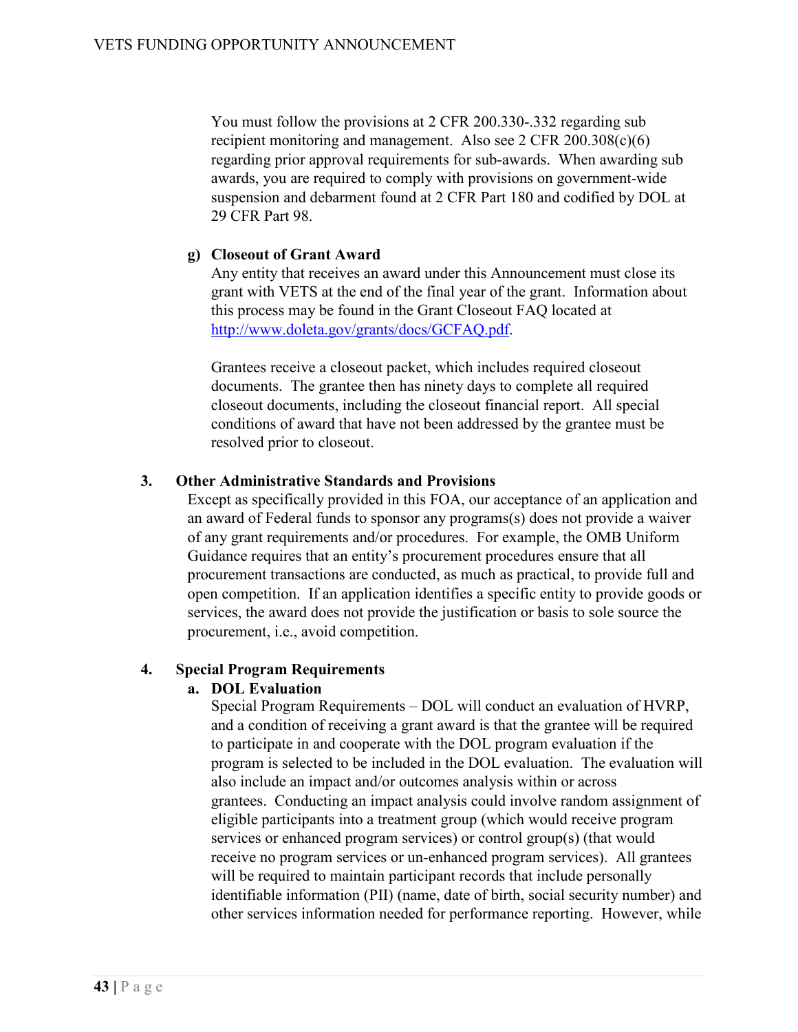You must follow the provisions at 2 CFR 200.330-.332 regarding sub recipient monitoring and management. Also see 2 CFR 200.308(c)(6) regarding prior approval requirements for sub-awards. When awarding sub awards, you are required to comply with provisions on government-wide suspension and debarment found at 2 CFR Part 180 and codified by DOL at 29 CFR Part 98.

**g) Closeout of Grant Award**

Any entity that receives an award under this Announcement must close its grant with VETS at the end of the final year of the grant. Information about this process may be found in the Grant Closeout FAQ located at http://www.doleta.gov/grants/docs/GCFAQ.pdf.

Grantees receive a closeout packet, which includes required closeout documents. The grantee then has ninety days to complete all required closeout documents, including the closeout financial report. All special conditions of award that have not been addressed by the grantee must be resolved prior to closeout.

### 3. Other Administrative Standards and Provisions

Except as specifically provided in this FOA, our acceptance of an application and an award of Federal funds to sponsor any programs(s) does not provide a waiver of any grant requirements and/or procedures. For example, the OMB Uniform Guidance requires that an entity's procurement procedures ensure that all procurement transactions are conducted, as much as practical, to provide full and open competition. If an application identifies a specific entity to provide goods or services, the award does not provide the justification or basis to sole source the procurement, i.e., avoid competition.

### 4. Special Program Requirements

**a. DOL Evaluation**

Special Program Requirements – DOL will conduct an evaluation of HVRP, and a condition of receiving a grant award is that the grantee will be required to participate in and cooperate with the DOL program evaluation if the program is selected to be included in the DOL evaluation. The evaluation will also include an impact and/or outcomes analysis within or across grantees. Conducting an impact analysis could involve random assignment of eligible participants into a treatment group (which would receive program services or enhanced program services) or control group(s) (that would receive no program services or un-enhanced program services). All grantees will be required to maintain participant records that include personally identifiable information (PII) (name, date of birth, social security number) and other services information needed for performance reporting. However, while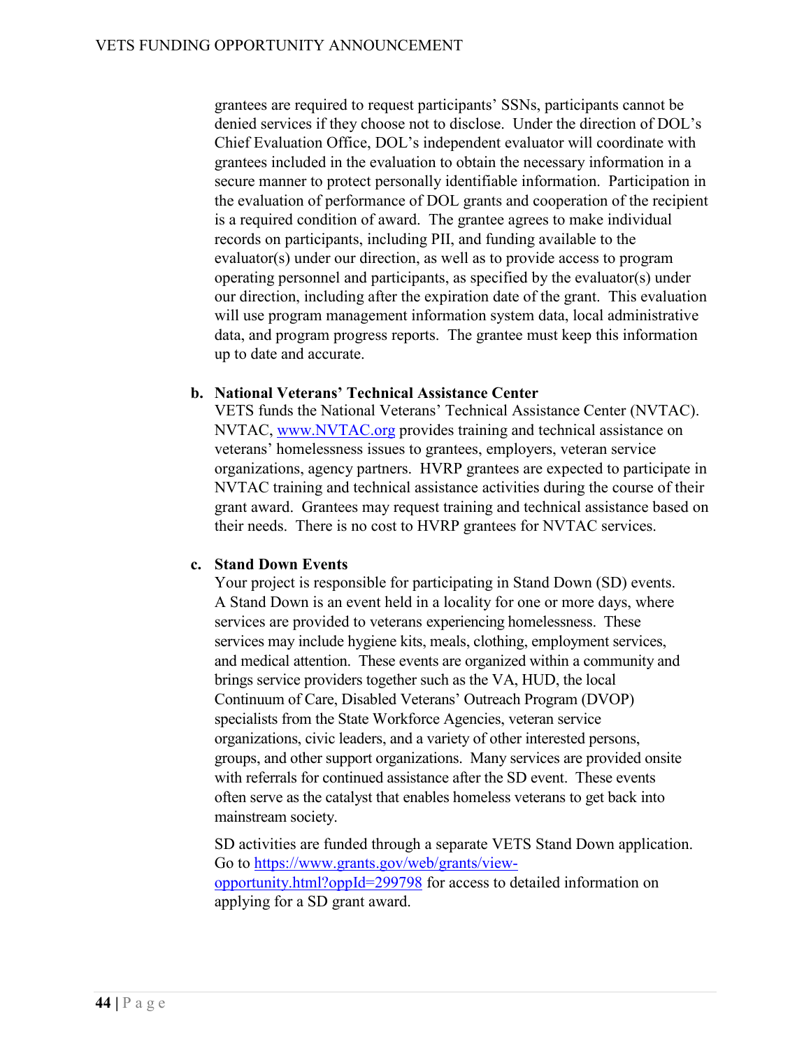grantees are required to request participants' SSNs, participants cannot be denied services if they choose not to disclose. Under the direction of DOL's Chief Evaluation Office, DOL's independent evaluator will coordinate with grantees included in the evaluation to obtain the necessary information in a secure manner to protect personally identifiable information. Participation in the evaluation of performance of DOL grants and cooperation of the recipient is a required condition of award. The grantee agrees to make individual records on participants, including PII, and funding available to the evaluator(s) under our direction, as well as to provide access to program operating personnel and participants, as specified by the evaluator(s) under our direction, including after the expiration date of the grant. This evaluation will use program management information system data, local administrative data, and program progress reports. The grantee must keep this information up to date and accurate.

**b. National Veterans' Technical Assistance Center**

VETS funds the National Veterans' Technical Assistance Center (NVTAC). NVTAC, [www.NVTAC.org](http://www.NVTAC.org) provides training and technical assistance on veterans' homelessness issues to grantees, employers, veteran service organizations, agency partners. HVRP grantees are expected to participate in NVTAC training and technical assistance activities during the course of their grant award. Grantees may request training and technical assistance based on their needs. There is no cost to HVRP grantees for NVTAC services.

**c. Stand Down Events**

Your project is responsible for participating in Stand Down (SD) events. A Stand Down is an event held in a locality for one or more days, where services are provided to veterans experiencing homelessness. These services may include hygiene kits, meals, clothing, employment services, and medical attention. These events are organized within a community and brings service providers together such as the VA, HUD, the local Continuum of Care, Disabled Veterans' Outreach Program (DVOP) specialists from the State Workforce Agencies, veteran service organizations, civic leaders, and a variety of other interested persons, groups, and other support organizations. Many services are provided onsite with referrals for continued assistance after the SD event. These events often serve as the catalyst that enables homeless veterans to get back into mainstream society.

SD activities are funded through a separate VETS Stand Down application. Go to [https://www.grants.gov/web/grants/view-opportunity.html?oppId=299798](https://www.grants.gov/web/grants/view-opportunity.html?oppId=299798) for access to detailed information on applying for a SD grant award.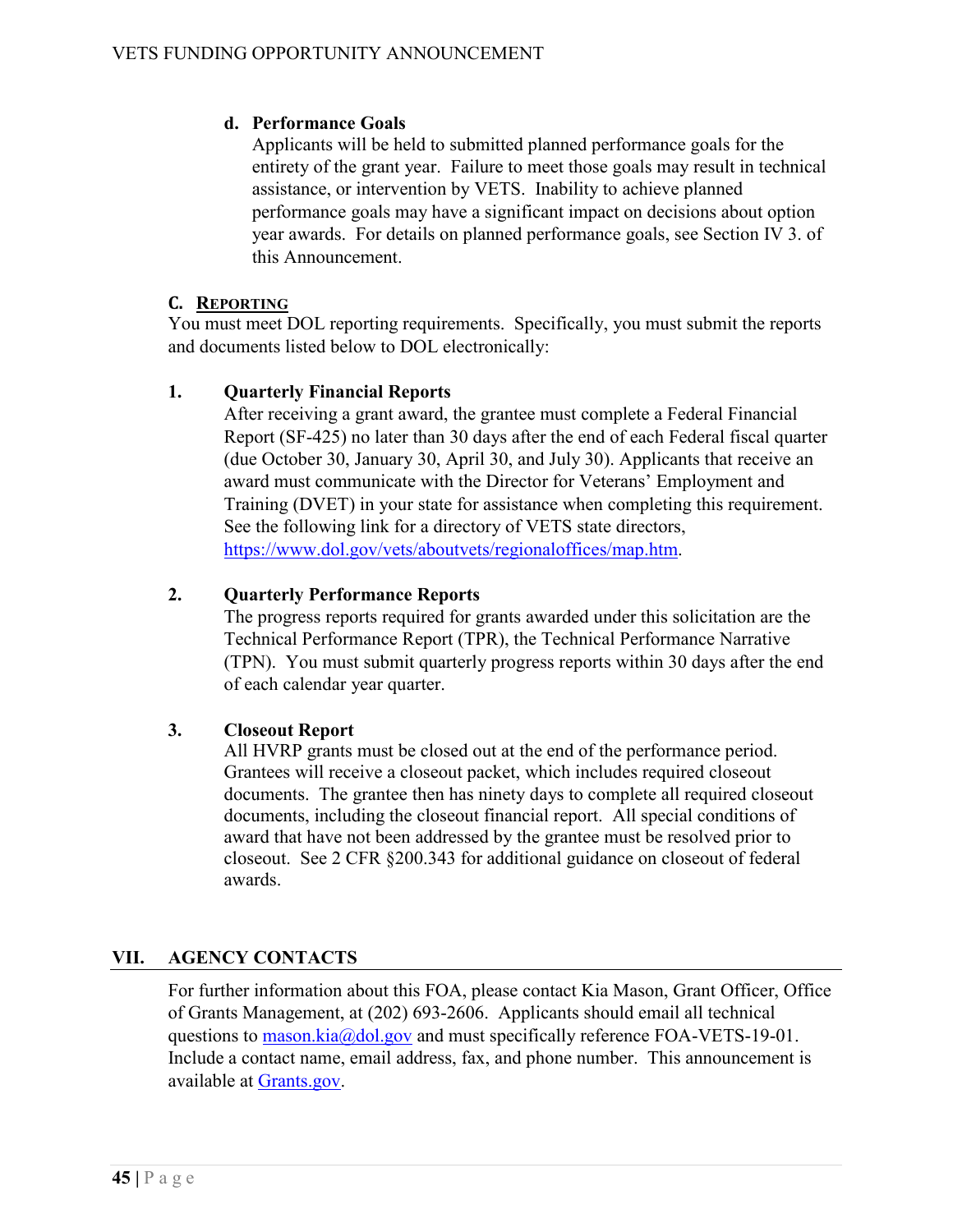**d. Performance Goals**

Applicants will be held to submitted planned performance goals for the entirety of the grant year. Failure to meet those goals may result in technical assistance, or intervention by VETS. Inability to achieve planned performance goals may have a significant impact on decisions about option year awards. For details on planned performance goals, see Section IV 3. of this Announcement.

### C. Reporting

You must meet DOL reporting requirements. Specifically, you must submit the reports and documents listed below to DOL electronically:

**1. Quarterly Financial Reports**

After receiving a grant award, the grantee must complete a Federal Financial Report (SF-425) no later than 30 days after the end of each Federal fiscal quarter (due October 30, January 30, April 30, and July 30). Applicants that receive an award must communicate with the Director for Veterans' Employment and Training (DVET) in your state for assistance when completing this requirement. See the following link for a directory of VETS state directors, https://www.dol.gov/vets/aboutvets/regionaloffices/map.htm.

**2. Quarterly Performance Reports**

The progress reports required for grants awarded under this solicitation are the Technical Performance Report (TPR), the Technical Performance Narrative (TPN). You must submit quarterly progress reports within 30 days after the end of each calendar year quarter.

**3. Closeout Report**

All HVRP grants must be closed out at the end of the performance period. Grantees will receive a closeout packet, which includes required closeout documents. The grantee then has ninety days to complete all required closeout documents, including the closeout financial report. All special conditions of award that have not been addressed by the grantee must be resolved prior to closeout. See 2 CFR §200.343 for additional guidance on closeout of federal awards.

## VII. AGENCY CONTACTS

For further information about this FOA, please contact Kia Mason, Grant Officer, Office of Grants Management, at (202) 693-2606. Applicants should email all technical questions to mason.kia@dol.gov and must specifically reference FOA-VETS-19-01. Include a contact name, email address, fax, and phone number. This announcement is available at Grants.gov.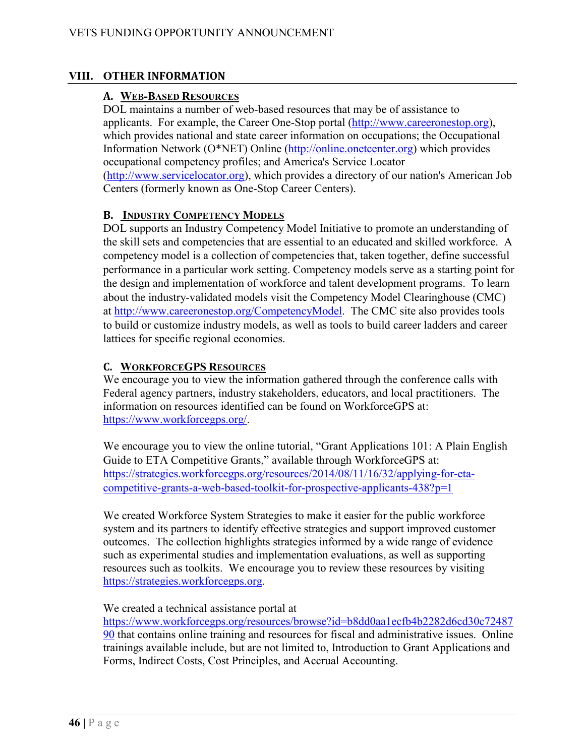## VIII. OTHER INFORMATION

### A. WEB-BASED RESOURCES

DOL maintains a number of web-based resources that may be of assistance to applicants. For example, the Career One-Stop portal (http://www.careeronestop.org), which provides national and state career information on occupations; the Occupational Information Network (O*NET) Online (http://online.onetcenter.org) which provides occupational competency profiles; and America's Service Locator (http://www.servicelocator.org), which provides a directory of our nation's American Job Centers (formerly known as One-Stop Career Centers).

### B. INDUSTRY COMPETENCY MODELS

DOL supports an Industry Competency Model Initiative to promote an understanding of the skill sets and competencies that are essential to an educated and skilled workforce. A competency model is a collection of competencies that, taken together, define successful performance in a particular work setting. Competency models serve as a starting point for the design and implementation of workforce and talent development programs. To learn about the industry-validated models visit the Competency Model Clearinghouse (CMC) at http://www.careeronestop.org/CompetencyModel. The CMC site also provides tools to build or customize industry models, as well as tools to build career ladders and career lattices for specific regional economies.

### C. WORKFORCEGPS RESOURCES

We encourage you to view the information gathered through the conference calls with Federal agency partners, industry stakeholders, educators, and local practitioners. The information on resources identified can be found on WorkforceGPS at: https://www.workforcegps.org/.

We encourage you to view the online tutorial, "Grant Applications 101: A Plain English Guide to ETA Competitive Grants," available through WorkforceGPS at: https://strategies.workforcegps.org/resources/2014/08/11/16/32/applying-for-eta-competitive-grants-a-web-based-toolkit-for-prospective-applicants-438?p=1

We created Workforce System Strategies to make it easier for the public workforce system and its partners to identify effective strategies and support improved customer outcomes. The collection highlights strategies informed by a wide range of evidence such as experimental studies and implementation evaluations, as well as supporting resources such as toolkits. We encourage you to review these resources by visiting https://strategies.workforcegps.org.

We created a technical assistance portal at https://www.workforcegps.org/resources/browse?id=b8dd0aa1ecfb4b2282d6cd30c7248790 that contains online training and resources for fiscal and administrative issues. Online trainings available include, but are not limited to, Introduction to Grant Applications and Forms, Indirect Costs, Cost Principles, and Accrual Accounting.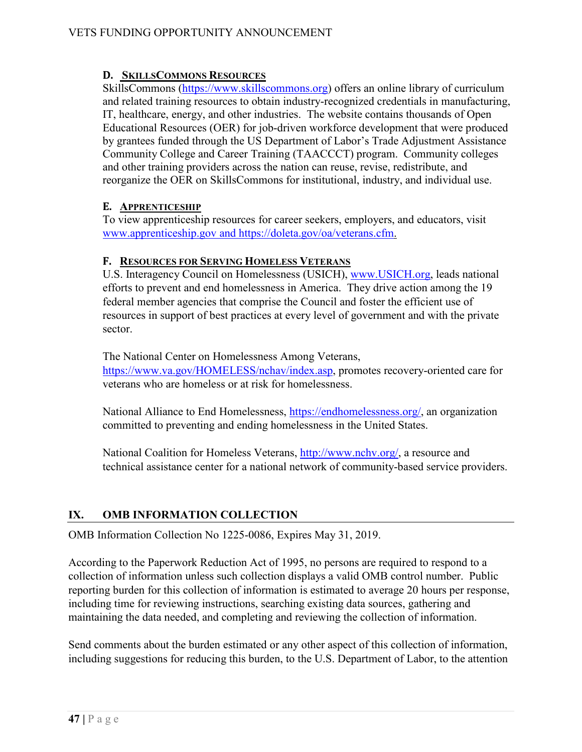### D. SkillsCommons Resources

SkillsCommons (https://www.skillscommons.org) offers an online library of curriculum and related training resources to obtain industry-recognized credentials in manufacturing, IT, healthcare, energy, and other industries. The website contains thousands of Open Educational Resources (OER) for job-driven workforce development that were produced by grantees funded through the US Department of Labor's Trade Adjustment Assistance Community College and Career Training (TAACCCT) program. Community colleges and other training providers across the nation can reuse, revise, redistribute, and reorganize the OER on SkillsCommons for institutional, industry, and individual use.

### E. Apprenticeship

To view apprenticeship resources for career seekers, employers, and educators, visit www.apprenticeship.gov and https://doleta.gov/oa/veterans.cfm.

### F. Resources for Serving Homeless Veterans

U.S. Interagency Council on Homelessness (USICH), www.USICH.org, leads national efforts to prevent and end homelessness in America. They drive action among the 19 federal member agencies that comprise the Council and foster the efficient use of resources in support of best practices at every level of government and with the private sector.

The National Center on Homelessness Among Veterans, https://www.va.gov/HOMELESS/nchav/index.asp, promotes recovery-oriented care for veterans who are homeless or at risk for homelessness.

National Alliance to End Homelessness, https://endhomelessness.org/, an organization committed to preventing and ending homelessness in the United States.

National Coalition for Homeless Veterans, http://www.nchv.org/, a resource and technical assistance center for a national network of community-based service providers.

## IX. OMB INFORMATION COLLECTION

OMB Information Collection No 1225-0086, Expires May 31, 2019.

According to the Paperwork Reduction Act of 1995, no persons are required to respond to a collection of information unless such collection displays a valid OMB control number. Public reporting burden for this collection of information is estimated to average 20 hours per response, including time for reviewing instructions, searching existing data sources, gathering and maintaining the data needed, and completing and reviewing the collection of information.

Send comments about the burden estimated or any other aspect of this collection of information, including suggestions for reducing this burden, to the U.S. Department of Labor, to the attention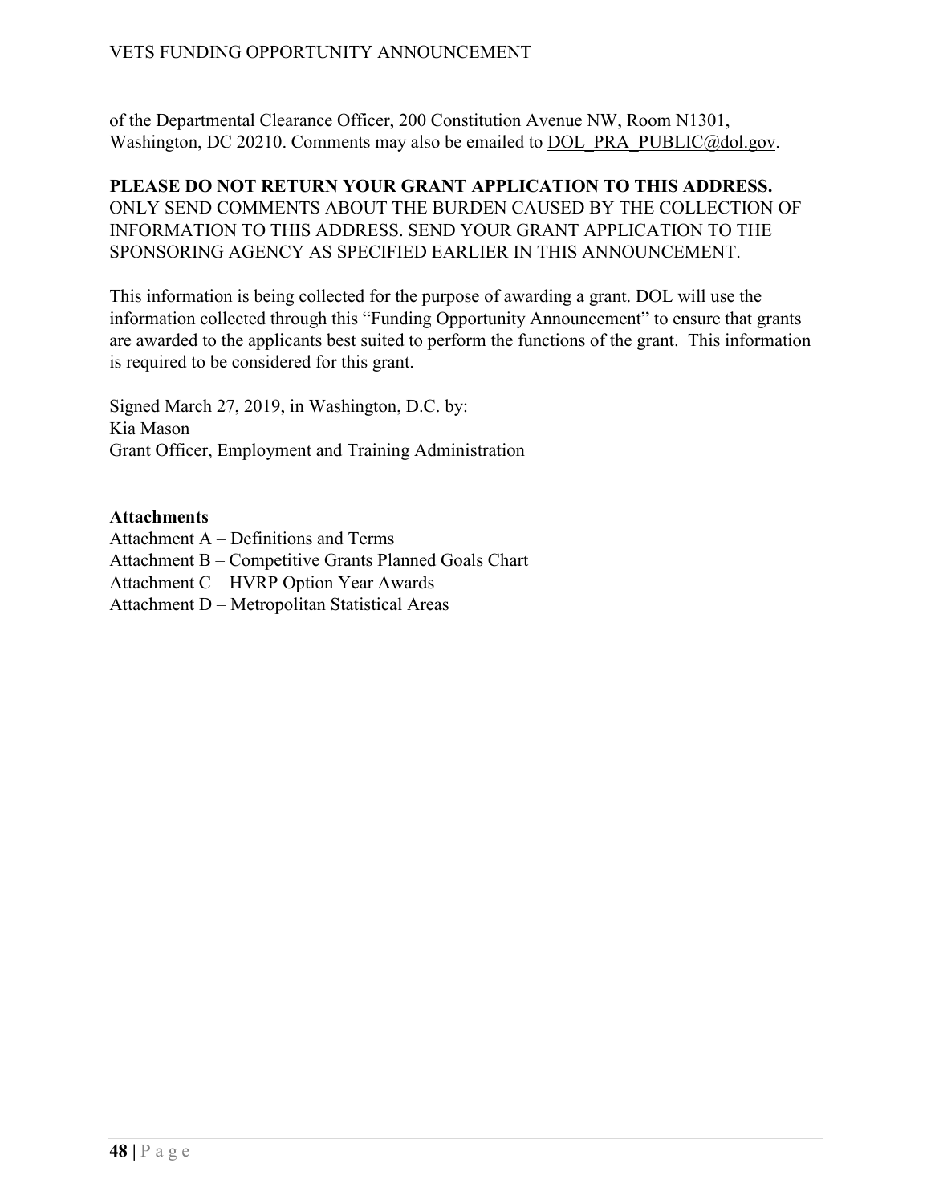of the Departmental Clearance Officer, 200 Constitution Avenue NW, Room N1301, Washington, DC 20210. Comments may also be emailed to DOL_PRA_PUBLIC@dol.gov.

**PLEASE DO NOT RETURN YOUR GRANT APPLICATION TO THIS ADDRESS.** ONLY SEND COMMENTS ABOUT THE BURDEN CAUSED BY THE COLLECTION OF INFORMATION TO THIS ADDRESS. SEND YOUR GRANT APPLICATION TO THE SPONSORING AGENCY AS SPECIFIED EARLIER IN THIS ANNOUNCEMENT.

This information is being collected for the purpose of awarding a grant. DOL will use the information collected through this "Funding Opportunity Announcement" to ensure that grants are awarded to the applicants best suited to perform the functions of the grant. This information is required to be considered for this grant.

Signed March 27, 2019, in Washington, D.C. by:
Kia Mason
Grant Officer, Employment and Training Administration

**Attachments**

Attachment A – Definitions and Terms
Attachment B – Competitive Grants Planned Goals Chart
Attachment C – HVRP Option Year Awards
Attachment D – Metropolitan Statistical Areas